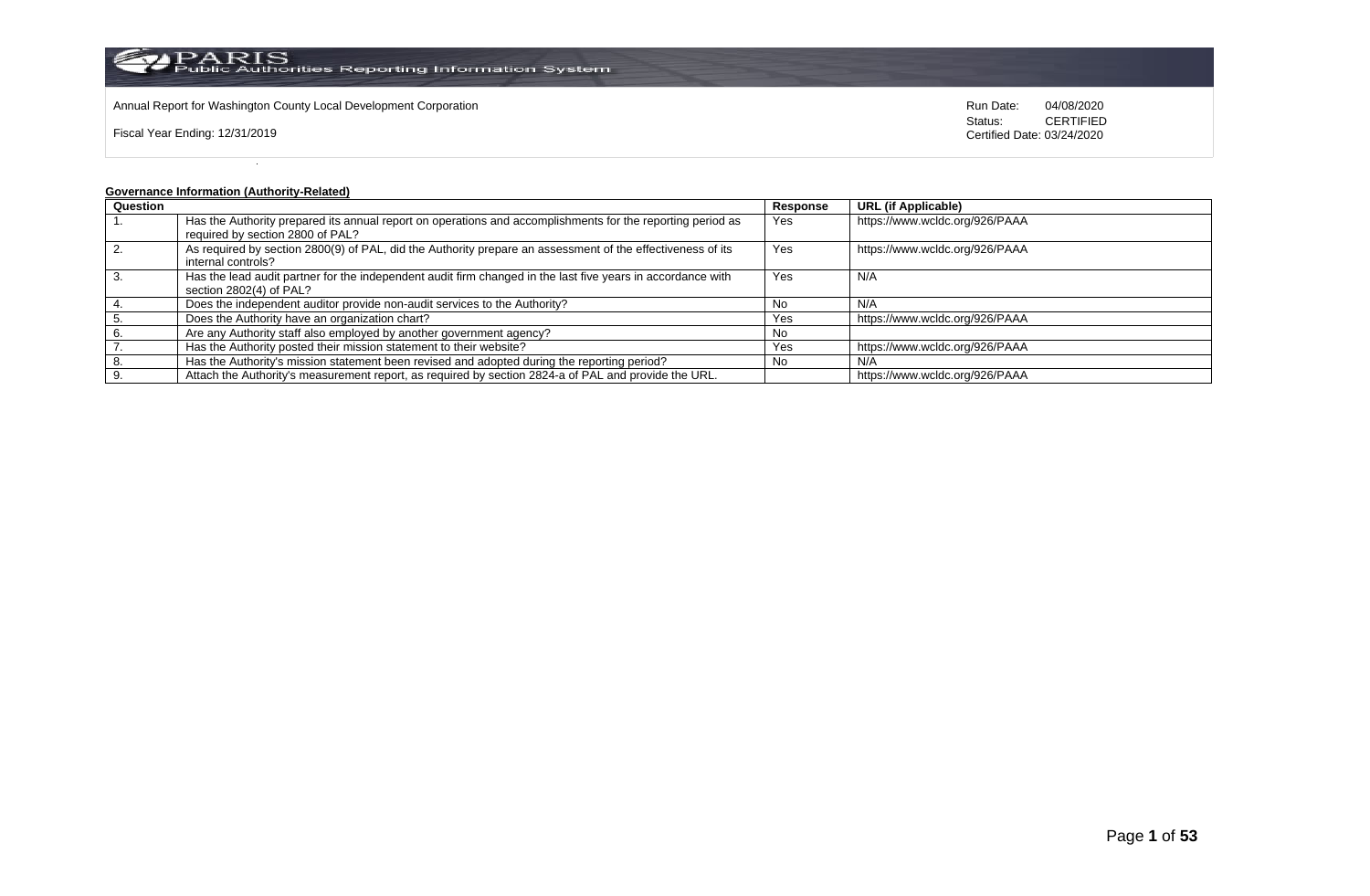Annual Report for Washington County Local Development Corporation

Fiscal Year Ending: 12/31/2019

Run Date: 04/08/2020
Status: CERTIFIED
Certified Date: 03/24/2020

**Governance Information (Authority-Related)**

| Question | | Response | URL (if Applicable) |
|---|---|---|---|
| 1. | Has the Authority prepared its annual report on operations and accomplishments for the reporting period as required by section 2800 of PAL? | Yes | https://www.wcldc.org/926/PAAA |
| 2. | As required by section 2800(9) of PAL, did the Authority prepare an assessment of the effectiveness of its internal controls? | Yes | https://www.wcldc.org/926/PAAA |
| 3. | Has the lead audit partner for the independent audit firm changed in the last five years in accordance with section 2802(4) of PAL? | Yes | N/A |
| 4. | Does the independent auditor provide non-audit services to the Authority? | No | N/A |
| 5. | Does the Authority have an organization chart? | Yes | https://www.wcldc.org/926/PAAA |
| 6. | Are any Authority staff also employed by another government agency? | No | |
| 7. | Has the Authority posted their mission statement to their website? | Yes | https://www.wcldc.org/926/PAAA |
| 8. | Has the Authority's mission statement been revised and adopted during the reporting period? | No | N/A |
| 9. | Attach the Authority's measurement report, as required by section 2824-a of PAL and provide the URL. | | https://www.wcldc.org/926/PAAA |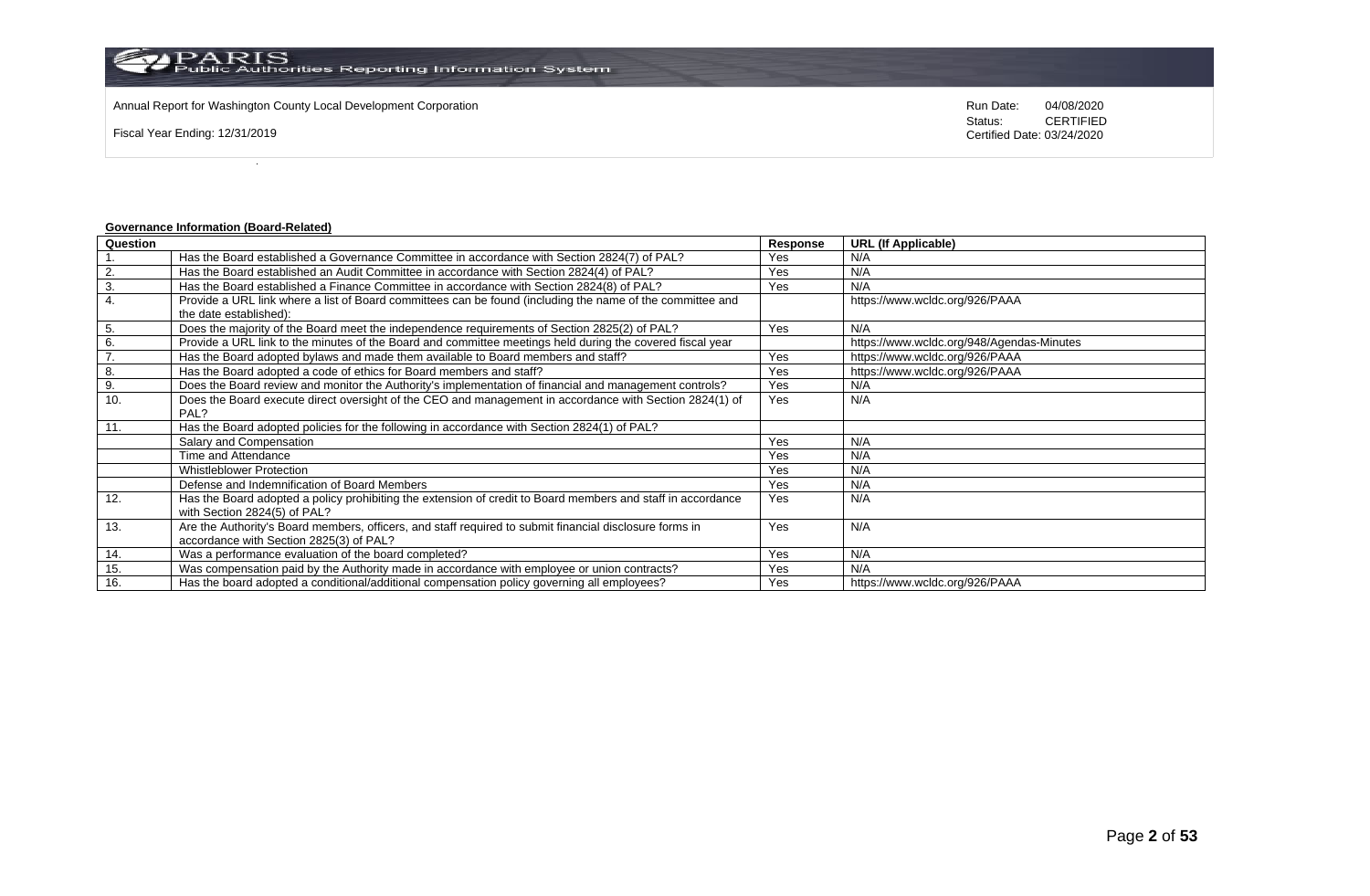Annual Report for Washington County Local Development Corporation

Fiscal Year Ending: 12/31/2019

Run Date: 04/08/2020
Status: CERTIFIED
Certified Date: 03/24/2020

**Governance Information (Board-Related)**

| Question | | Response | URL (If Applicable) |
|---|---|---|---|
| 1. | Has the Board established a Governance Committee in accordance with Section 2824(7) of PAL? | Yes | N/A |
| 2. | Has the Board established an Audit Committee in accordance with Section 2824(4) of PAL? | Yes | N/A |
| 3. | Has the Board established a Finance Committee in accordance with Section 2824(8) of PAL? | Yes | N/A |
| 4. | Provide a URL link where a list of Board committees can be found (including the name of the committee and the date established): | | https://www.wcldc.org/926/PAAA |
| 5. | Does the majority of the Board meet the independence requirements of Section 2825(2) of PAL? | Yes | N/A |
| 6. | Provide a URL link to the minutes of the Board and committee meetings held during the covered fiscal year | | https://www.wcldc.org/948/Agendas-Minutes |
| 7. | Has the Board adopted bylaws and made them available to Board members and staff? | Yes | https://www.wcldc.org/926/PAAA |
| 8. | Has the Board adopted a code of ethics for Board members and staff? | Yes | https://www.wcldc.org/926/PAAA |
| 9. | Does the Board review and monitor the Authority's implementation of financial and management controls? | Yes | N/A |
| 10. | Does the Board execute direct oversight of the CEO and management in accordance with Section 2824(1) of PAL? | Yes | N/A |
| 11. | Has the Board adopted policies for the following in accordance with Section 2824(1) of PAL? | | |
| | Salary and Compensation | Yes | N/A |
| | Time and Attendance | Yes | N/A |
| | Whistleblower Protection | Yes | N/A |
| | Defense and Indemnification of Board Members | Yes | N/A |
| 12. | Has the Board adopted a policy prohibiting the extension of credit to Board members and staff in accordance with Section 2824(5) of PAL? | Yes | N/A |
| 13. | Are the Authority's Board members, officers, and staff required to submit financial disclosure forms in accordance with Section 2825(3) of PAL? | Yes | N/A |
| 14. | Was a performance evaluation of the board completed? | Yes | N/A |
| 15. | Was compensation paid by the Authority made in accordance with employee or union contracts? | Yes | N/A |
| 16. | Has the board adopted a conditional/additional compensation policy governing all employees? | Yes | https://www.wcldc.org/926/PAAA |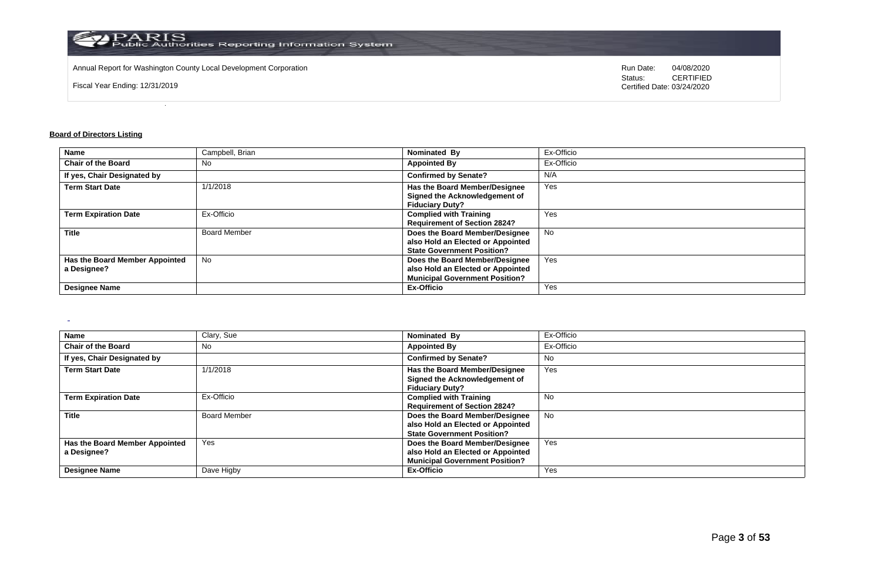Annual Report for Washington County Local Development Corporation

Fiscal Year Ending: 12/31/2019

Run Date: 04/08/2020
Status: CERTIFIED
Certified Date: 03/24/2020

## Board of Directors Listing

| Name | Campbell, Brian | Nominated By | Ex-Officio |
|---|---|---|---|
| Chair of the Board | No | Appointed By | Ex-Officio |
| If yes, Chair Designated by | | Confirmed by Senate? | N/A |
| Term Start Date | 1/1/2018 | Has the Board Member/Designee Signed the Acknowledgement of Fiduciary Duty? | Yes |
| Term Expiration Date | Ex-Officio | Complied with Training Requirement of Section 2824? | Yes |
| Title | Board Member | Does the Board Member/Designee also Hold an Elected or Appointed State Government Position? | No |
| Has the Board Member Appointed a Designee? | No | Does the Board Member/Designee also Hold an Elected or Appointed Municipal Government Position? | Yes |
| Designee Name | | Ex-Officio | Yes |

| Name | Clary, Sue | Nominated By | Ex-Officio |
|---|---|---|---|
| Chair of the Board | No | Appointed By | Ex-Officio |
| If yes, Chair Designated by | | Confirmed by Senate? | No |
| Term Start Date | 1/1/2018 | Has the Board Member/Designee Signed the Acknowledgement of Fiduciary Duty? | Yes |
| Term Expiration Date | Ex-Officio | Complied with Training Requirement of Section 2824? | No |
| Title | Board Member | Does the Board Member/Designee also Hold an Elected or Appointed State Government Position? | No |
| Has the Board Member Appointed a Designee? | Yes | Does the Board Member/Designee also Hold an Elected or Appointed Municipal Government Position? | Yes |
| Designee Name | Dave Higby | Ex-Officio | Yes |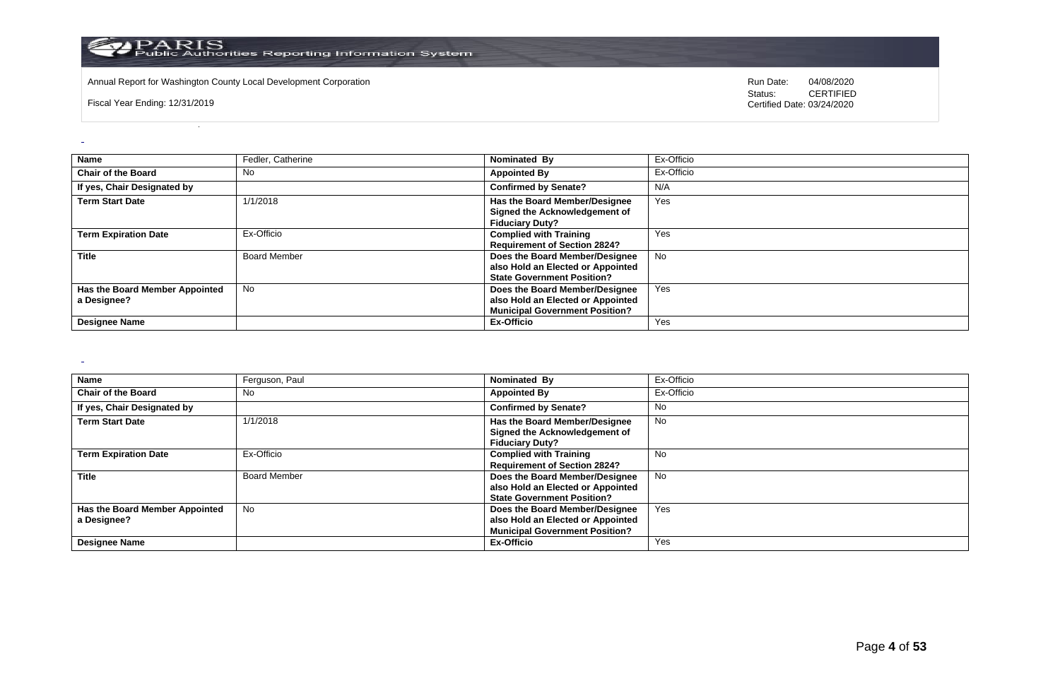Annual Report for Washington County Local Development Corporation

Fiscal Year Ending: 12/31/2019

Run Date: 04/08/2020
Status: CERTIFIED
Certified Date: 03/24/2020

| Name | Fedler, Catherine | Nominated By | Ex-Officio |
|---|---|---|---|
| Chair of the Board | No | Appointed By | Ex-Officio |
| If yes, Chair Designated by | | Confirmed by Senate? | N/A |
| Term Start Date | 1/1/2018 | Has the Board Member/Designee Signed the Acknowledgement of Fiduciary Duty? | Yes |
| Term Expiration Date | Ex-Officio | Complied with Training Requirement of Section 2824? | Yes |
| Title | Board Member | Does the Board Member/Designee also Hold an Elected or Appointed State Government Position? | No |
| Has the Board Member Appointed a Designee? | No | Does the Board Member/Designee also Hold an Elected or Appointed Municipal Government Position? | Yes |
| Designee Name | | Ex-Officio | Yes |

| Name | Ferguson, Paul | Nominated By | Ex-Officio |
|---|---|---|---|
| Chair of the Board | No | Appointed By | Ex-Officio |
| If yes, Chair Designated by | | Confirmed by Senate? | No |
| Term Start Date | 1/1/2018 | Has the Board Member/Designee Signed the Acknowledgement of Fiduciary Duty? | No |
| Term Expiration Date | Ex-Officio | Complied with Training Requirement of Section 2824? | No |
| Title | Board Member | Does the Board Member/Designee also Hold an Elected or Appointed State Government Position? | No |
| Has the Board Member Appointed a Designee? | No | Does the Board Member/Designee also Hold an Elected or Appointed Municipal Government Position? | Yes |
| Designee Name | | Ex-Officio | Yes |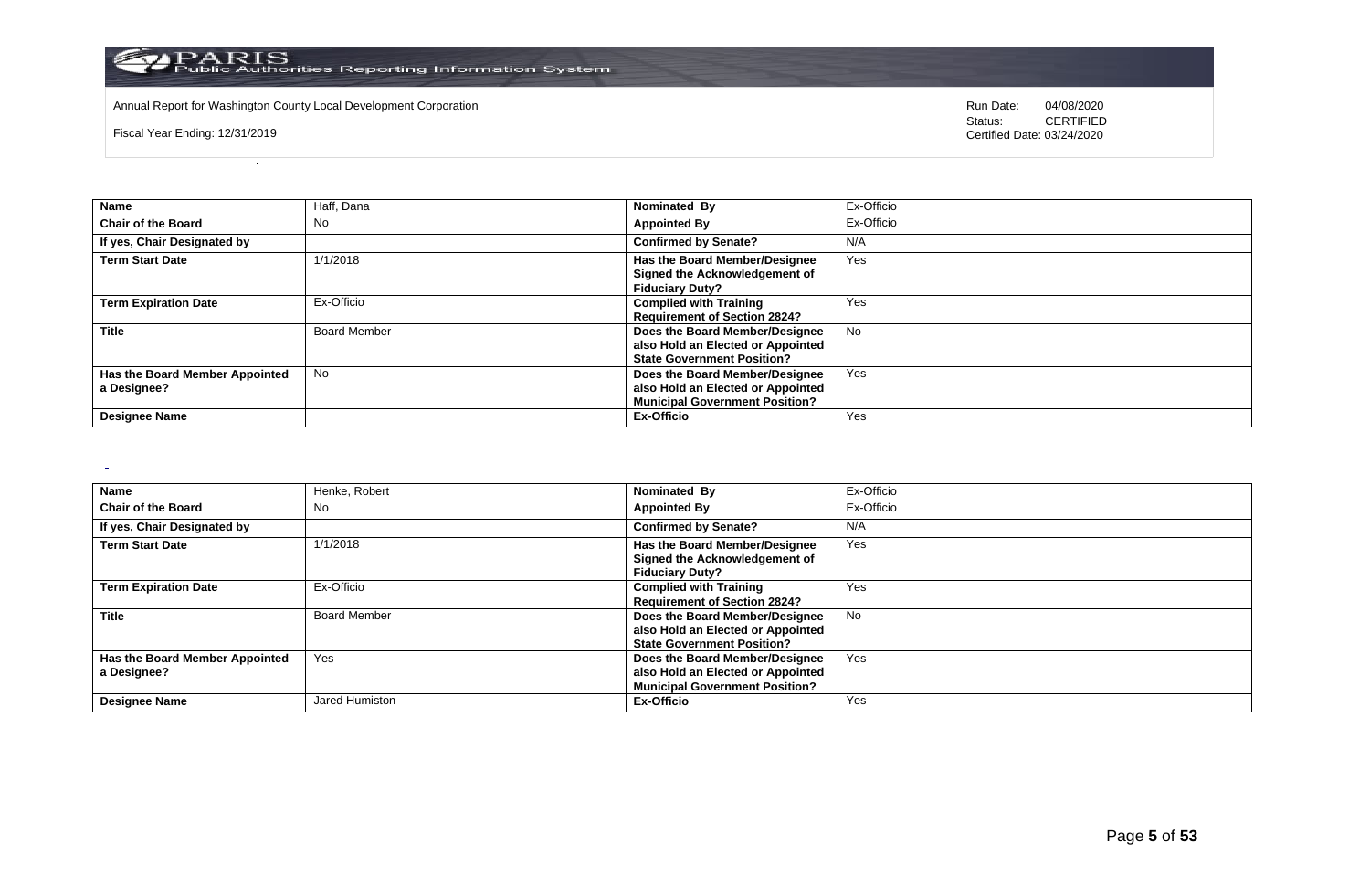| Name | Haff, Dana | Nominated By | Ex-Officio |
|---|---|---|---|
| Chair of the Board | No | Appointed By | Ex-Officio |
| If yes, Chair Designated by | | Confirmed by Senate? | N/A |
| Term Start Date | 1/1/2018 | Has the Board Member/Designee Signed the Acknowledgement of Fiduciary Duty? | Yes |
| Term Expiration Date | Ex-Officio | Complied with Training Requirement of Section 2824? | Yes |
| Title | Board Member | Does the Board Member/Designee also Hold an Elected or Appointed State Government Position? | No |
| Has the Board Member Appointed a Designee? | No | Does the Board Member/Designee also Hold an Elected or Appointed Municipal Government Position? | Yes |
| Designee Name | | Ex-Officio | Yes |

| Name | Henke, Robert | Nominated By | Ex-Officio |
|---|---|---|---|
| Chair of the Board | No | Appointed By | Ex-Officio |
| If yes, Chair Designated by | | Confirmed by Senate? | N/A |
| Term Start Date | 1/1/2018 | Has the Board Member/Designee Signed the Acknowledgement of Fiduciary Duty? | Yes |
| Term Expiration Date | Ex-Officio | Complied with Training Requirement of Section 2824? | Yes |
| Title | Board Member | Does the Board Member/Designee also Hold an Elected or Appointed State Government Position? | No |
| Has the Board Member Appointed a Designee? | Yes | Does the Board Member/Designee also Hold an Elected or Appointed Municipal Government Position? | Yes |
| Designee Name | Jared Humiston | Ex-Officio | Yes |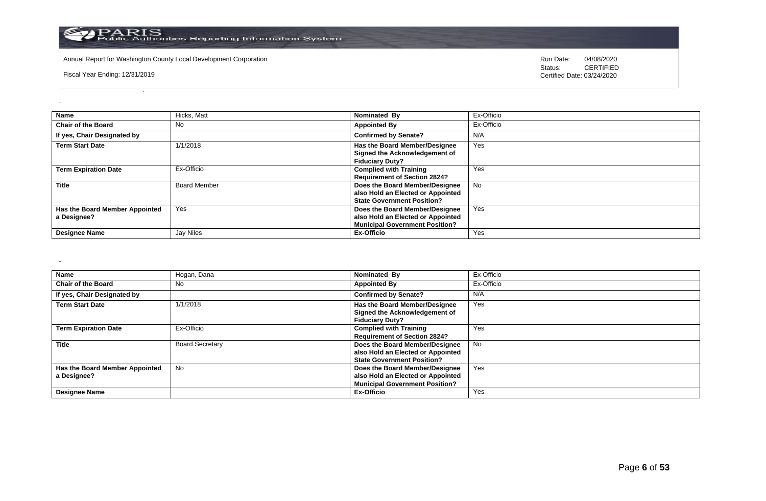Annual Report for Washington County Local Development Corporation

Fiscal Year Ending: 12/31/2019

Run Date: 04/08/2020
Status: CERTIFIED
Certified Date: 03/24/2020

| Name | Hicks, Matt | Nominated By | Ex-Officio |
|---|---|---|---|
| Chair of the Board | No | Appointed By | Ex-Officio |
| If yes, Chair Designated by | | Confirmed by Senate? | N/A |
| Term Start Date | 1/1/2018 | Has the Board Member/Designee Signed the Acknowledgement of Fiduciary Duty? | Yes |
| Term Expiration Date | Ex-Officio | Complied with Training Requirement of Section 2824? | Yes |
| Title | Board Member | Does the Board Member/Designee also Hold an Elected or Appointed State Government Position? | No |
| Has the Board Member Appointed a Designee? | Yes | Does the Board Member/Designee also Hold an Elected or Appointed Municipal Government Position? | Yes |
| Designee Name | Jay Niles | Ex-Officio | Yes |

| Name | Hogan, Dana | Nominated By | Ex-Officio |
|---|---|---|---|
| Chair of the Board | No | Appointed By | Ex-Officio |
| If yes, Chair Designated by | | Confirmed by Senate? | N/A |
| Term Start Date | 1/1/2018 | Has the Board Member/Designee Signed the Acknowledgement of Fiduciary Duty? | Yes |
| Term Expiration Date | Ex-Officio | Complied with Training Requirement of Section 2824? | Yes |
| Title | Board Secretary | Does the Board Member/Designee also Hold an Elected or Appointed State Government Position? | No |
| Has the Board Member Appointed a Designee? | No | Does the Board Member/Designee also Hold an Elected or Appointed Municipal Government Position? | Yes |
| Designee Name | | Ex-Officio | Yes |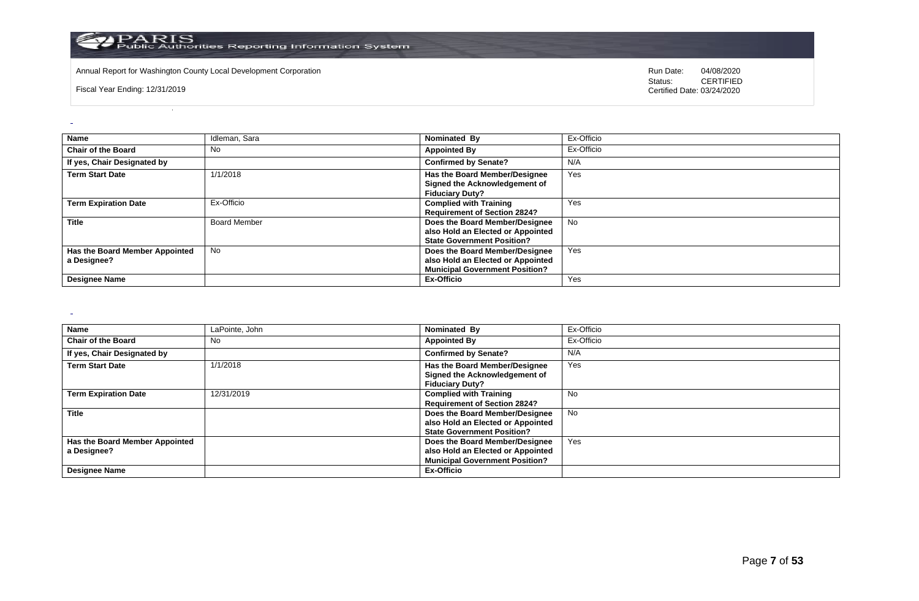Annual Report for Washington County Local Development Corporation

Fiscal Year Ending: 12/31/2019

Run Date: 04/08/2020
Status: CERTIFIED
Certified Date: 03/24/2020

| **Name** | Idleman, Sara | **Nominated By** | Ex-Officio |
|---|---|---|---|
| **Chair of the Board** | No | **Appointed By** | Ex-Officio |
| **If yes, Chair Designated by** | | **Confirmed by Senate?** | N/A |
| **Term Start Date** | 1/1/2018 | **Has the Board Member/Designee Signed the Acknowledgement of Fiduciary Duty?** | Yes |
| **Term Expiration Date** | Ex-Officio | **Complied with Training Requirement of Section 2824?** | Yes |
| **Title** | Board Member | **Does the Board Member/Designee also Hold an Elected or Appointed State Government Position?** | No |
| **Has the Board Member Appointed a Designee?** | No | **Does the Board Member/Designee also Hold an Elected or Appointed Municipal Government Position?** | Yes |
| **Designee Name** | | **Ex-Officio** | Yes |

| **Name** | LaPointe, John | **Nominated By** | Ex-Officio |
|---|---|---|---|
| **Chair of the Board** | No | **Appointed By** | Ex-Officio |
| **If yes, Chair Designated by** | | **Confirmed by Senate?** | N/A |
| **Term Start Date** | 1/1/2018 | **Has the Board Member/Designee Signed the Acknowledgement of Fiduciary Duty?** | Yes |
| **Term Expiration Date** | 12/31/2019 | **Complied with Training Requirement of Section 2824?** | No |
| **Title** | | **Does the Board Member/Designee also Hold an Elected or Appointed State Government Position?** | No |
| **Has the Board Member Appointed a Designee?** | | **Does the Board Member/Designee also Hold an Elected or Appointed Municipal Government Position?** | Yes |
| **Designee Name** | | **Ex-Officio** | |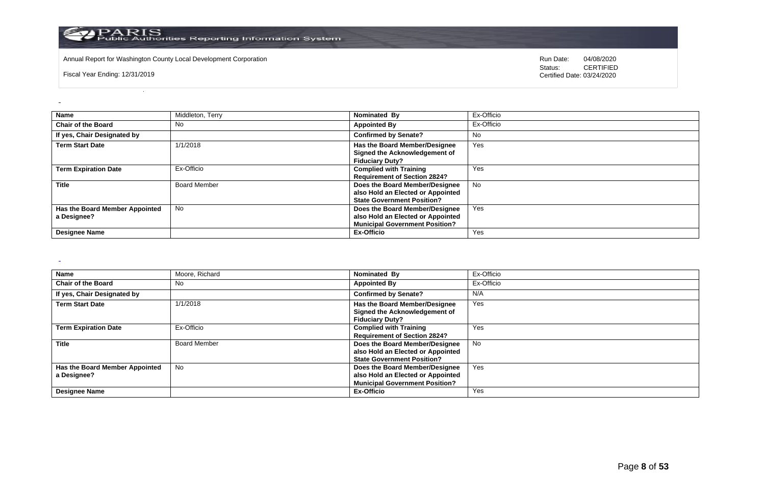| Name | Middleton, Terry | Nominated By | Ex-Officio |
|---|---|---|---|
| Chair of the Board | No | Appointed By | Ex-Officio |
| If yes, Chair Designated by | | Confirmed by Senate? | No |
| Term Start Date | 1/1/2018 | Has the Board Member/Designee Signed the Acknowledgement of Fiduciary Duty? | Yes |
| Term Expiration Date | Ex-Officio | Complied with Training Requirement of Section 2824? | Yes |
| Title | Board Member | Does the Board Member/Designee also Hold an Elected or Appointed State Government Position? | No |
| Has the Board Member Appointed a Designee? | No | Does the Board Member/Designee also Hold an Elected or Appointed Municipal Government Position? | Yes |
| Designee Name | | Ex-Officio | Yes |

| Name | Moore, Richard | Nominated By | Ex-Officio |
|---|---|---|---|
| Chair of the Board | No | Appointed By | Ex-Officio |
| If yes, Chair Designated by | | Confirmed by Senate? | N/A |
| Term Start Date | 1/1/2018 | Has the Board Member/Designee Signed the Acknowledgement of Fiduciary Duty? | Yes |
| Term Expiration Date | Ex-Officio | Complied with Training Requirement of Section 2824? | Yes |
| Title | Board Member | Does the Board Member/Designee also Hold an Elected or Appointed State Government Position? | No |
| Has the Board Member Appointed a Designee? | No | Does the Board Member/Designee also Hold an Elected or Appointed Municipal Government Position? | Yes |
| Designee Name | | Ex-Officio | Yes |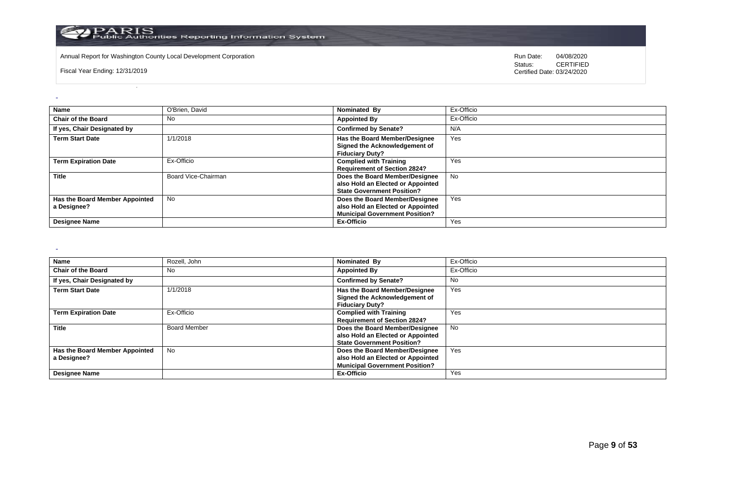| Name | O'Brien, David | Nominated By | Ex-Officio |
|---|---|---|---|
| Chair of the Board | No | Appointed By | Ex-Officio |
| If yes, Chair Designated by | | Confirmed by Senate? | N/A |
| Term Start Date | 1/1/2018 | Has the Board Member/Designee Signed the Acknowledgement of Fiduciary Duty? | Yes |
| Term Expiration Date | Ex-Officio | Complied with Training Requirement of Section 2824? | Yes |
| Title | Board Vice-Chairman | Does the Board Member/Designee also Hold an Elected or Appointed State Government Position? | No |
| Has the Board Member Appointed a Designee? | No | Does the Board Member/Designee also Hold an Elected or Appointed Municipal Government Position? | Yes |
| Designee Name | | Ex-Officio | Yes |

| Name | Rozell, John | Nominated By | Ex-Officio |
|---|---|---|---|
| Chair of the Board | No | Appointed By | Ex-Officio |
| If yes, Chair Designated by | | Confirmed by Senate? | No |
| Term Start Date | 1/1/2018 | Has the Board Member/Designee Signed the Acknowledgement of Fiduciary Duty? | Yes |
| Term Expiration Date | Ex-Officio | Complied with Training Requirement of Section 2824? | Yes |
| Title | Board Member | Does the Board Member/Designee also Hold an Elected or Appointed State Government Position? | No |
| Has the Board Member Appointed a Designee? | No | Does the Board Member/Designee also Hold an Elected or Appointed Municipal Government Position? | Yes |
| Designee Name | | Ex-Officio | Yes |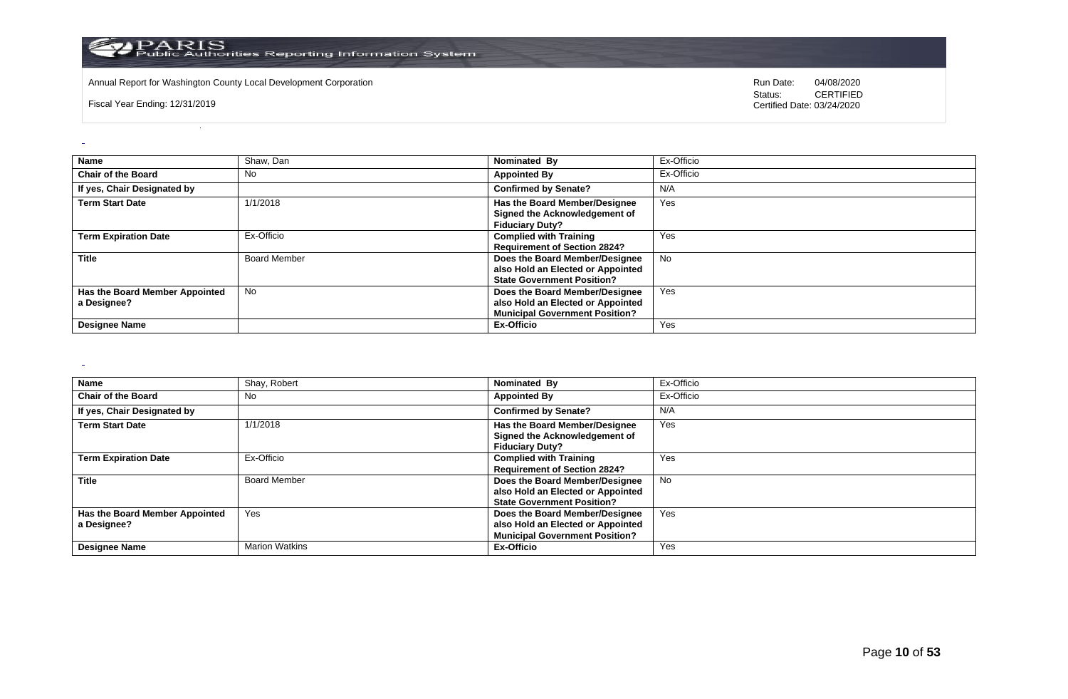| Name | Shaw, Dan | Nominated By | Ex-Officio |
|---|---|---|---|
| Chair of the Board | No | Appointed By | Ex-Officio |
| If yes, Chair Designated by | | Confirmed by Senate? | N/A |
| Term Start Date | 1/1/2018 | Has the Board Member/Designee Signed the Acknowledgement of Fiduciary Duty? | Yes |
| Term Expiration Date | Ex-Officio | Complied with Training Requirement of Section 2824? | Yes |
| Title | Board Member | Does the Board Member/Designee also Hold an Elected or Appointed State Government Position? | No |
| Has the Board Member Appointed a Designee? | No | Does the Board Member/Designee also Hold an Elected or Appointed Municipal Government Position? | Yes |
| Designee Name | | Ex-Officio | Yes |

| Name | Shay, Robert | Nominated By | Ex-Officio |
|---|---|---|---|
| Chair of the Board | No | Appointed By | Ex-Officio |
| If yes, Chair Designated by | | Confirmed by Senate? | N/A |
| Term Start Date | 1/1/2018 | Has the Board Member/Designee Signed the Acknowledgement of Fiduciary Duty? | Yes |
| Term Expiration Date | Ex-Officio | Complied with Training Requirement of Section 2824? | Yes |
| Title | Board Member | Does the Board Member/Designee also Hold an Elected or Appointed State Government Position? | No |
| Has the Board Member Appointed a Designee? | Yes | Does the Board Member/Designee also Hold an Elected or Appointed Municipal Government Position? | Yes |
| Designee Name | Marion Watkins | Ex-Officio | Yes |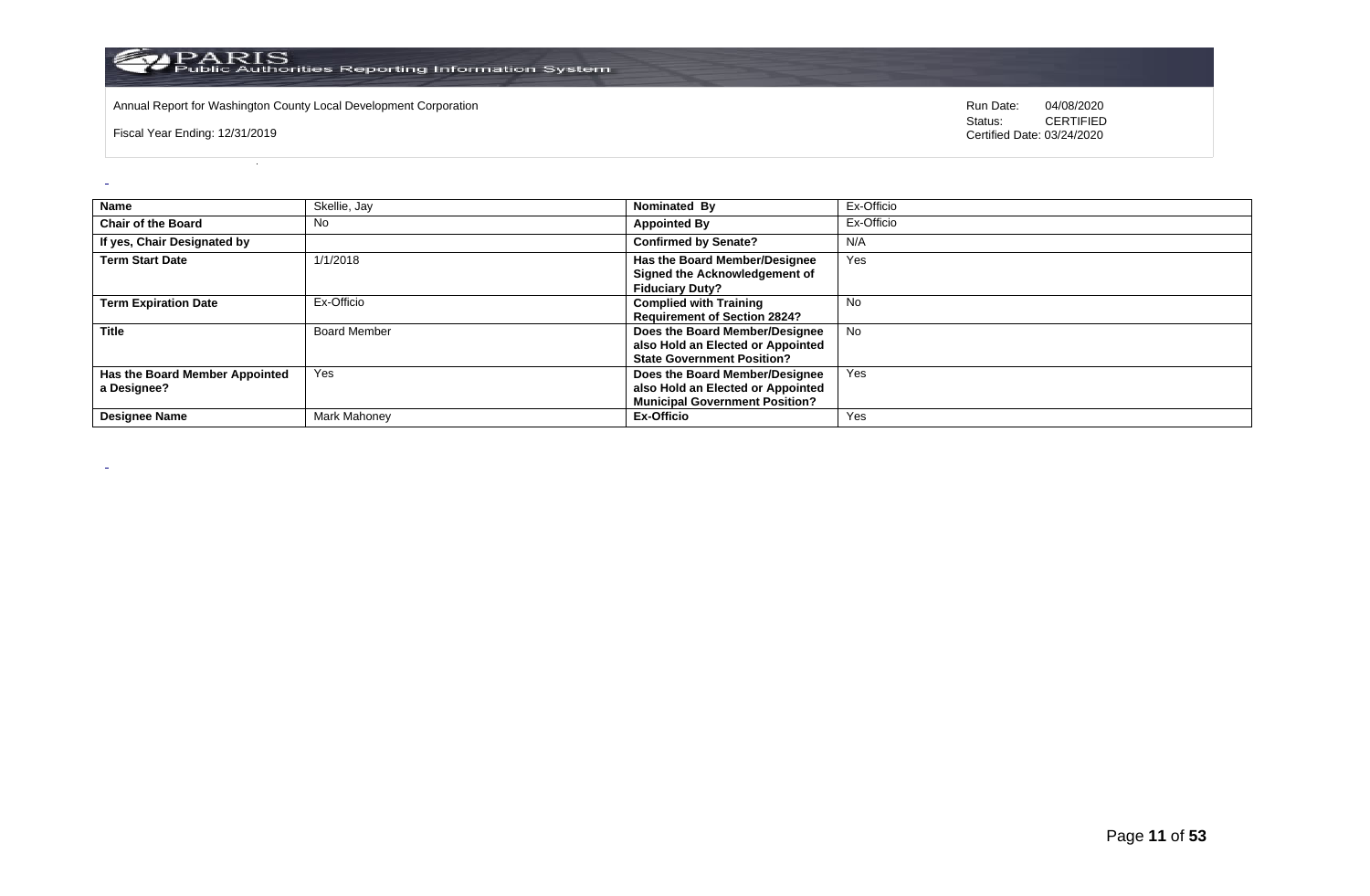Annual Report for Washington County Local Development Corporation

Fiscal Year Ending: 12/31/2019

Run Date: 04/08/2020
Status: CERTIFIED
Certified Date: 03/24/2020

| Name | Skellie, Jay | Nominated By | Ex-Officio |
|---|---|---|---|
| Chair of the Board | No | Appointed By | Ex-Officio |
| If yes, Chair Designated by | | Confirmed by Senate? | N/A |
| Term Start Date | 1/1/2018 | Has the Board Member/Designee Signed the Acknowledgement of Fiduciary Duty? | Yes |
| Term Expiration Date | Ex-Officio | Complied with Training Requirement of Section 2824? | No |
| Title | Board Member | Does the Board Member/Designee also Hold an Elected or Appointed State Government Position? | No |
| Has the Board Member Appointed a Designee? | Yes | Does the Board Member/Designee also Hold an Elected or Appointed Municipal Government Position? | Yes |
| Designee Name | Mark Mahoney | Ex-Officio | Yes |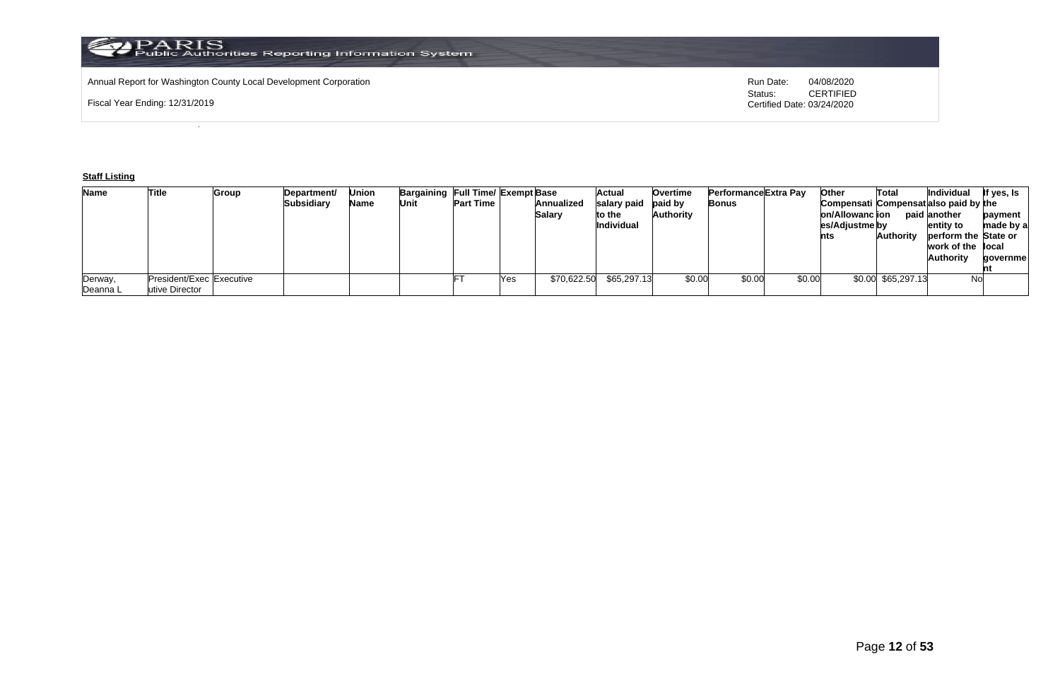Annual Report for Washington County Local Development Corporation

Fiscal Year Ending: 12/31/2019

Run Date: 04/08/2020
Status: CERTIFIED
Certified Date: 03/24/2020

**Staff Listing**

| Name | Title | Group | Department/ Subsidiary | Union Name | Bargaining Unit | Full Time/ Part Time | Exempt | Base Annualized Salary | Actual salary paid to the Individual | Overtime paid by Authority | Performance Bonus | Extra Pay | Other Compensation/Allowances/Adjustments | Total Compensation paid by Authority | Individual also paid by another entity to perform the work of the Authority | If yes, Is the payment made by a State or local government |
|---|---|---|---|---|---|---|---|---|---|---|---|---|---|---|---|---|
| Derway, Deanna L | President/Executive Director | Executive | | | | FT | Yes | $70,622.50 | $65,297.13 | $0.00 | $0.00 | $0.00 | $0.00 | $65,297.13 | No | |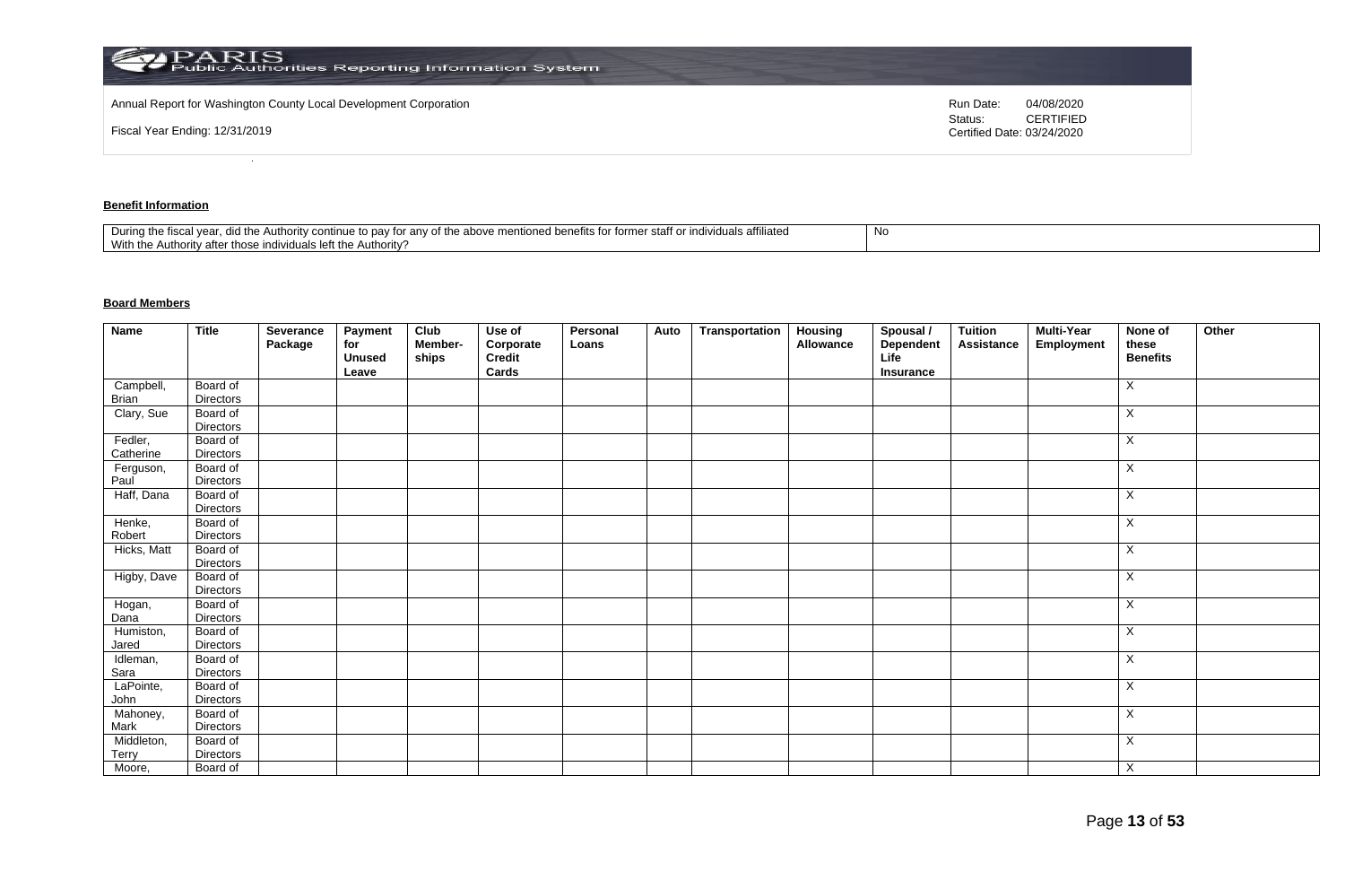Annual Report for Washington County Local Development Corporation

Fiscal Year Ending: 12/31/2019

Run Date: 04/08/2020
Status: CERTIFIED
Certified Date: 03/24/2020

**Benefit Information**

| During the fiscal year, did the Authority continue to pay for any of the above mentioned benefits for former staff or individuals affiliated With the Authority after those individuals left the Authority? | No |
|---|---|

**Board Members**

| Name | Title | Severance Package | Payment for Unused Leave | Club Member-ships | Use of Corporate Credit Cards | Personal Loans | Auto | Transportation | Housing Allowance | Spousal / Dependent Life Insurance | Tuition Assistance | Multi-Year Employment | None of these Benefits | Other |
|---|---|---|---|---|---|---|---|---|---|---|---|---|---|---|
| Campbell, Brian | Board of Directors | | | | | | | | | | | | X | |
| Clary, Sue | Board of Directors | | | | | | | | | | | | X | |
| Fedler, Catherine | Board of Directors | | | | | | | | | | | | X | |
| Ferguson, Paul | Board of Directors | | | | | | | | | | | | X | |
| Haff, Dana | Board of Directors | | | | | | | | | | | | X | |
| Henke, Robert | Board of Directors | | | | | | | | | | | | X | |
| Hicks, Matt | Board of Directors | | | | | | | | | | | | X | |
| Higby, Dave | Board of Directors | | | | | | | | | | | | X | |
| Hogan, Dana | Board of Directors | | | | | | | | | | | | X | |
| Humiston, Jared | Board of Directors | | | | | | | | | | | | X | |
| Idleman, Sara | Board of Directors | | | | | | | | | | | | X | |
| LaPointe, John | Board of Directors | | | | | | | | | | | | X | |
| Mahoney, Mark | Board of Directors | | | | | | | | | | | | X | |
| Middleton, Terry | Board of Directors | | | | | | | | | | | | X | |
| Moore, | Board of | | | | | | | | | | | | X | |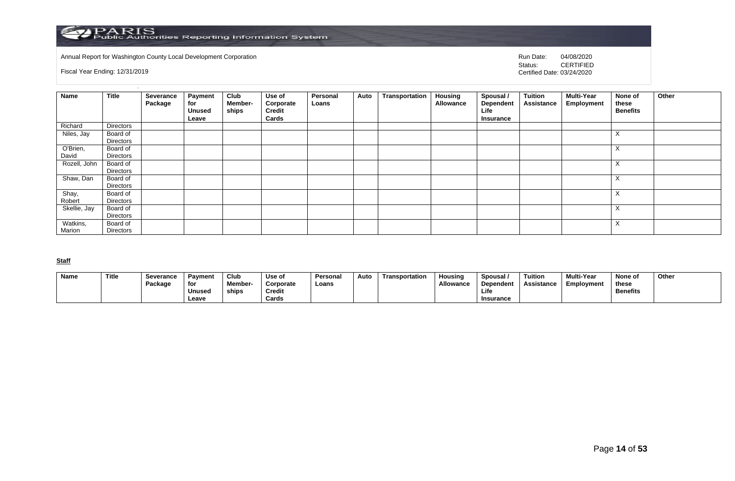Annual Report for Washington County Local Development Corporation

Fiscal Year Ending: 12/31/2019

Run Date: 04/08/2020
Status: CERTIFIED
Certified Date: 03/24/2020

| Name | Title | Severance Package | Payment for Unused Leave | Club Member-ships | Use of Corporate Credit Cards | Personal Loans | Auto | Transportation | Housing Allowance | Spousal / Dependent Life Insurance | Tuition Assistance | Multi-Year Employment | None of these Benefits | Other |
|---|---|---|---|---|---|---|---|---|---|---|---|---|---|---|
| Richard | Directors | | | | | | | | | | | | | |
| Niles, Jay | Board of Directors | | | | | | | | | | | | X | |
| O'Brien, David | Board of Directors | | | | | | | | | | | | X | |
| Rozell, John | Board of Directors | | | | | | | | | | | | X | |
| Shaw, Dan | Board of Directors | | | | | | | | | | | | X | |
| Shay, Robert | Board of Directors | | | | | | | | | | | | X | |
| Skellie, Jay | Board of Directors | | | | | | | | | | | | X | |
| Watkins, Marion | Board of Directors | | | | | | | | | | | | X | |

**Staff**

| Name | Title | Severance Package | Payment for Unused Leave | Club Member-ships | Use of Corporate Credit Cards | Personal Loans | Auto | Transportation | Housing Allowance | Spousal / Dependent Life Insurance | Tuition Assistance | Multi-Year Employment | None of these Benefits | Other |
|---|---|---|---|---|---|---|---|---|---|---|---|---|---|---|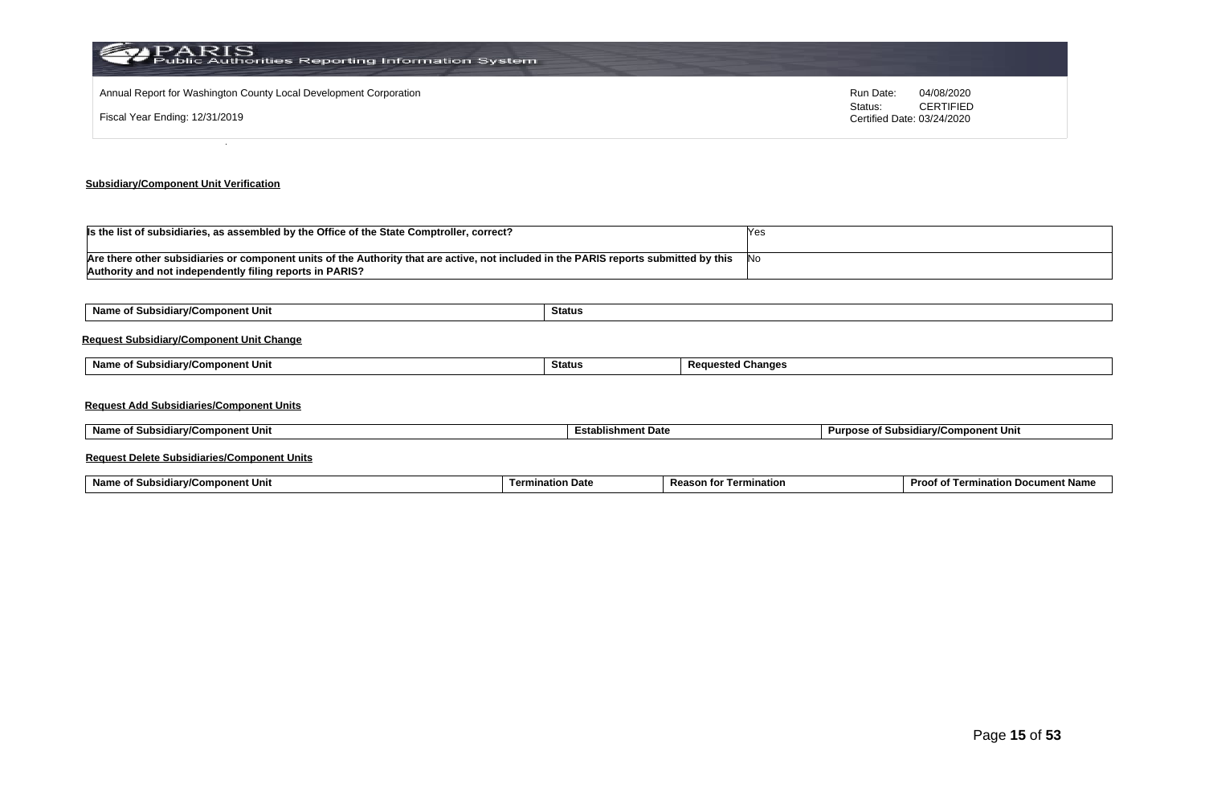Annual Report for Washington County Local Development Corporation

Fiscal Year Ending: 12/31/2019

Run Date: 04/08/2020
Status: CERTIFIED
Certified Date: 03/24/2020

**Subsidiary/Component Unit Verification**

| Is the list of subsidiaries, as assembled by the Office of the State Comptroller, correct? | Yes |
|---|---|
| Are there other subsidiaries or component units of the Authority that are active, not included in the PARIS reports submitted by this Authority and not independently filing reports in PARIS? | No |

| Name of Subsidiary/Component Unit | Status |
|---|---|

**Request Subsidiary/Component Unit Change**

| Name of Subsidiary/Component Unit | Status | Requested Changes |
|---|---|---|

**Request Add Subsidiaries/Component Units**

| Name of Subsidiary/Component Unit | Establishment Date | Purpose of Subsidiary/Component Unit |
|---|---|---|

**Request Delete Subsidiaries/Component Units**

| Name of Subsidiary/Component Unit | Termination Date | Reason for Termination | Proof of Termination Document Name |
|---|---|---|---|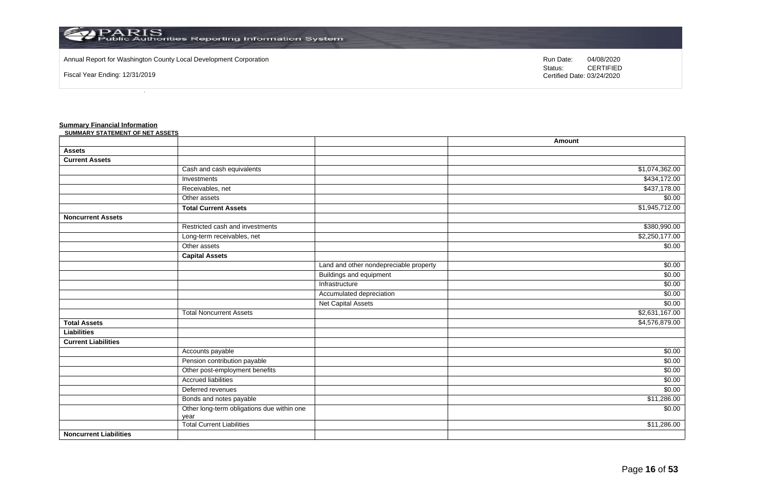Annual Report for Washington County Local Development Corporation

Fiscal Year Ending: 12/31/2019

Run Date: 04/08/2020
Status: CERTIFIED
Certified Date: 03/24/2020

**Summary Financial Information**

**SUMMARY STATEMENT OF NET ASSETS**

| | | | Amount |
|---|---|---|---|
| **Assets** | | | |
| **Current Assets** | | | |
| | Cash and cash equivalents | | $1,074,362.00 |
| | Investments | | $434,172.00 |
| | Receivables, net | | $437,178.00 |
| | Other assets | | $0.00 |
| | **Total Current Assets** | | $1,945,712.00 |
| **Noncurrent Assets** | | | |
| | Restricted cash and investments | | $380,990.00 |
| | Long-term receivables, net | | $2,250,177.00 |
| | Other assets | | $0.00 |
| | **Capital Assets** | | |
| | | Land and other nondepreciable property | $0.00 |
| | | Buildings and equipment | $0.00 |
| | | Infrastructure | $0.00 |
| | | Accumulated depreciation | $0.00 |
| | | Net Capital Assets | $0.00 |
| | Total Noncurrent Assets | | $2,631,167.00 |
| **Total Assets** | | | $4,576,879.00 |
| **Liabilities** | | | |
| **Current Liabilities** | | | |
| | Accounts payable | | $0.00 |
| | Pension contribution payable | | $0.00 |
| | Other post-employment benefits | | $0.00 |
| | Accrued liabilities | | $0.00 |
| | Deferred revenues | | $0.00 |
| | Bonds and notes payable | | $11,286.00 |
| | Other long-term obligations due within one year | | $0.00 |
| | Total Current Liabilities | | $11,286.00 |
| **Noncurrent Liabilities** | | | |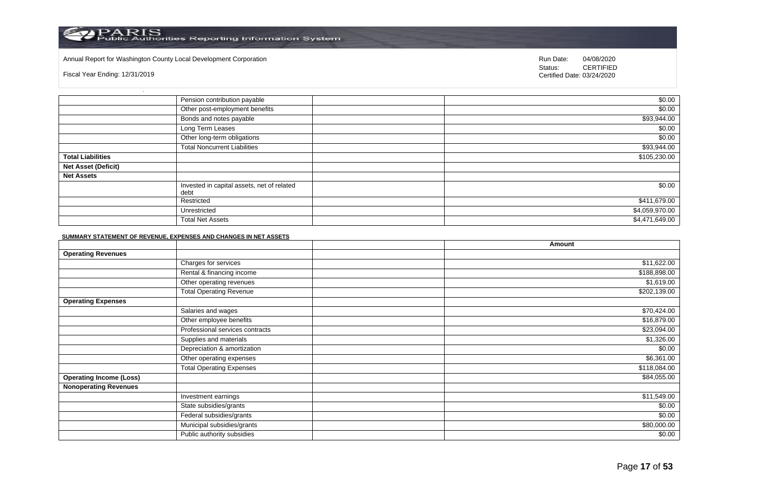Annual Report for Washington County Local Development Corporation

Fiscal Year Ending: 12/31/2019

Run Date: 04/08/2020
Status: CERTIFIED
Certified Date: 03/24/2020

| | | | |
|---|---|---|---|
| | Pension contribution payable | | $0.00 |
| | Other post-employment benefits | | $0.00 |
| | Bonds and notes payable | | $93,944.00 |
| | Long Term Leases | | $0.00 |
| | Other long-term obligations | | $0.00 |
| | Total Noncurrent Liabilities | | $93,944.00 |
| **Total Liabilities** | | | $105,230.00 |
| **Net Asset (Deficit)** | | | |
| **Net Assets** | | | |
| | Invested in capital assets, net of related debt | | $0.00 |
| | Restricted | | $411,679.00 |
| | Unrestricted | | $4,059,970.00 |
| | Total Net Assets | | $4,471,649.00 |

**SUMMARY STATEMENT OF REVENUE, EXPENSES AND CHANGES IN NET ASSETS**

| | | | Amount |
|---|---|---|---|
| **Operating Revenues** | | | |
| | Charges for services | | $11,622.00 |
| | Rental & financing income | | $188,898.00 |
| | Other operating revenues | | $1,619.00 |
| | Total Operating Revenue | | $202,139.00 |
| **Operating Expenses** | | | |
| | Salaries and wages | | $70,424.00 |
| | Other employee benefits | | $16,879.00 |
| | Professional services contracts | | $23,094.00 |
| | Supplies and materials | | $1,326.00 |
| | Depreciation & amortization | | $0.00 |
| | Other operating expenses | | $6,361.00 |
| | Total Operating Expenses | | $118,084.00 |
| **Operating Income (Loss)** | | | $84,055.00 |
| **Nonoperating Revenues** | | | |
| | Investment earnings | | $11,549.00 |
| | State subsidies/grants | | $0.00 |
| | Federal subsidies/grants | | $0.00 |
| | Municipal subsidies/grants | | $80,000.00 |
| | Public authority subsidies | | $0.00 |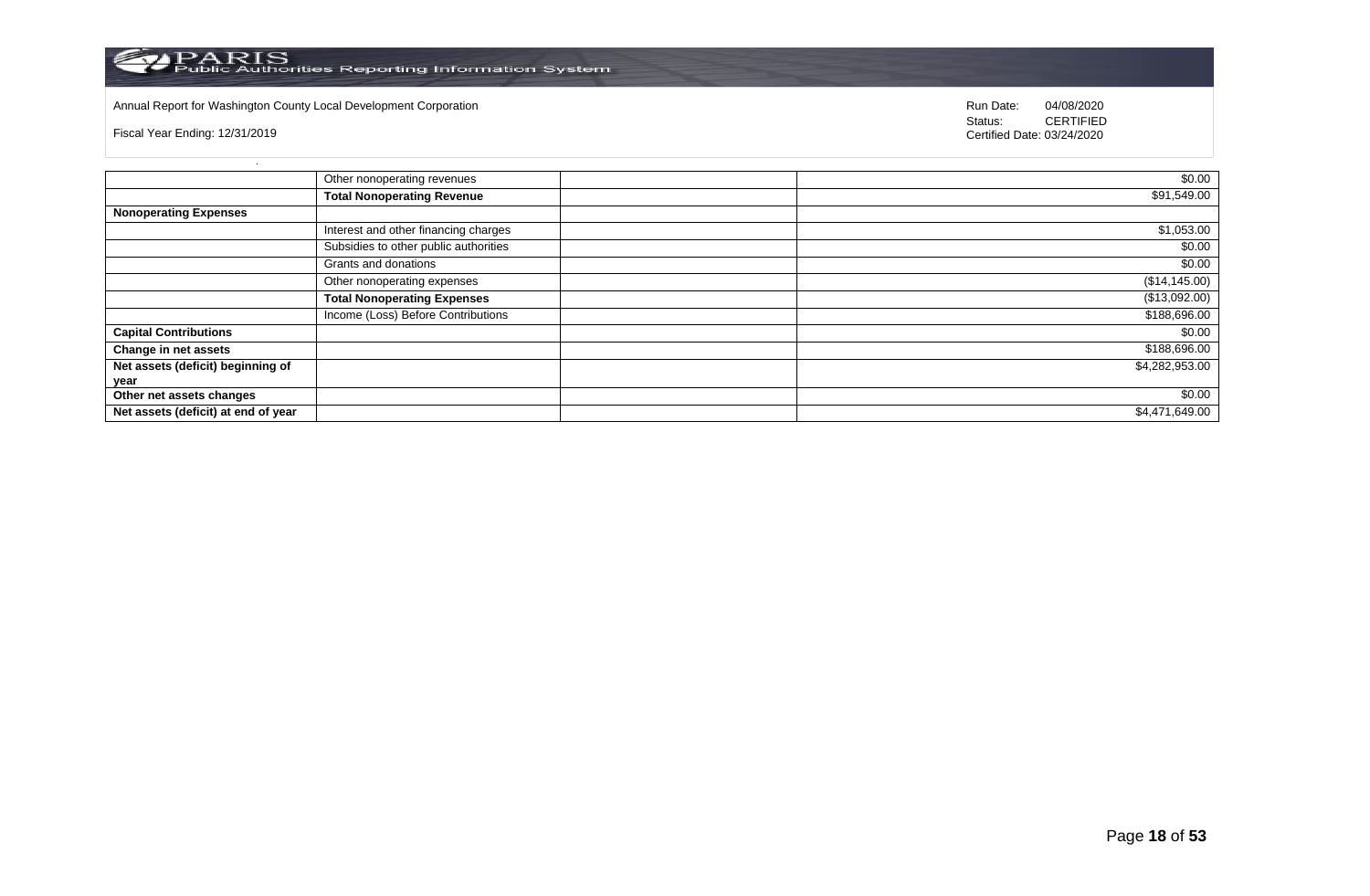Annual Report for Washington County Local Development Corporation

Fiscal Year Ending: 12/31/2019

Run Date: 04/08/2020
Status: CERTIFIED
Certified Date: 03/24/2020

| | | | |
|---|---|---|---|
| | Other nonoperating revenues | | $0.00 |
| | **Total Nonoperating Revenue** | | $91,549.00 |
| **Nonoperating Expenses** | | | |
| | Interest and other financing charges | | $1,053.00 |
| | Subsidies to other public authorities | | $0.00 |
| | Grants and donations | | $0.00 |
| | Other nonoperating expenses | | ($14,145.00) |
| | **Total Nonoperating Expenses** | | ($13,092.00) |
| | Income (Loss) Before Contributions | | $188,696.00 |
| **Capital Contributions** | | | $0.00 |
| **Change in net assets** | | | $188,696.00 |
| **Net assets (deficit) beginning of year** | | | $4,282,953.00 |
| **Other net assets changes** | | | $0.00 |
| **Net assets (deficit) at end of year** | | | $4,471,649.00 |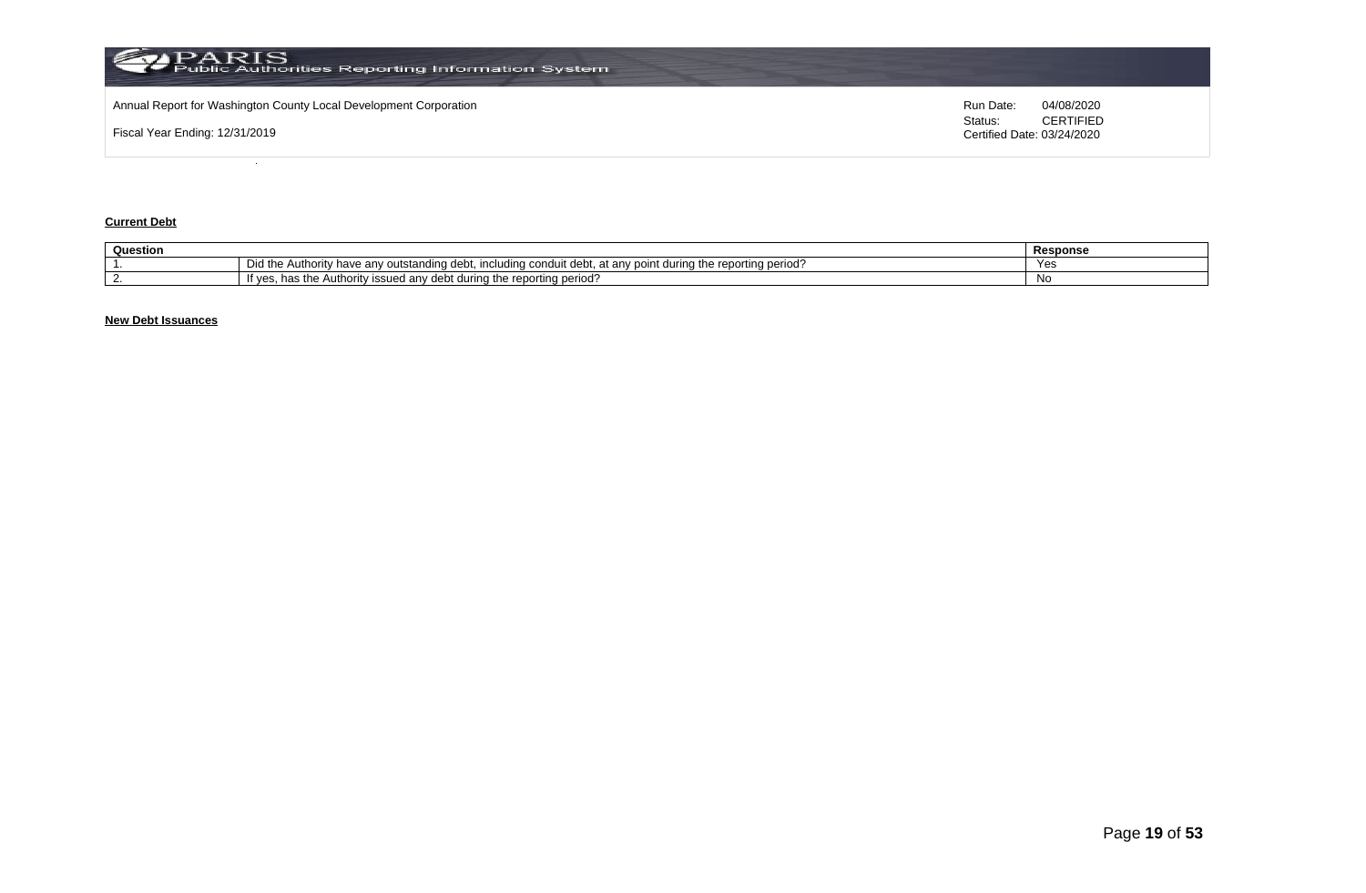**Current Debt**

| Question | | Response |
|---|---|---|
| 1. | Did the Authority have any outstanding debt, including conduit debt, at any point during the reporting period? | Yes |
| 2. | If yes, has the Authority issued any debt during the reporting period? | No |

**New Debt Issuances**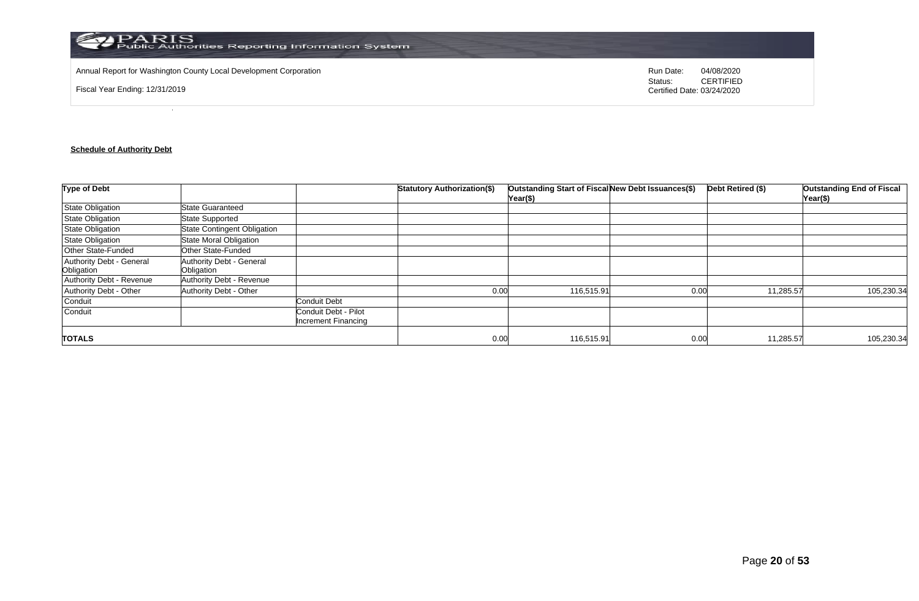Annual Report for Washington County Local Development Corporation

Fiscal Year Ending: 12/31/2019

Run Date: 04/08/2020
Status: CERTIFIED
Certified Date: 03/24/2020

**Schedule of Authority Debt**

| Type of Debt | | | Statutory Authorization($) | Outstanding Start of Fiscal Year($) | New Debt Issuances($) | Debt Retired ($) | Outstanding End of Fiscal Year($) |
|---|---|---|---|---|---|---|---|
| State Obligation | State Guaranteed | | | | | | |
| State Obligation | State Supported | | | | | | |
| State Obligation | State Contingent Obligation | | | | | | |
| State Obligation | State Moral Obligation | | | | | | |
| Other State-Funded | Other State-Funded | | | | | | |
| Authority Debt - General Obligation | Authority Debt - General Obligation | | | | | | |
| Authority Debt - Revenue | Authority Debt - Revenue | | | | | | |
| Authority Debt - Other | Authority Debt - Other | | 0.00 | 116,515.91 | 0.00 | 11,285.57 | 105,230.34 |
| Conduit | | Conduit Debt | | | | | |
| Conduit | | Conduit Debt - Pilot Increment Financing | | | | | |
| **TOTALS** | | | 0.00 | 116,515.91 | 0.00 | 11,285.57 | 105,230.34 |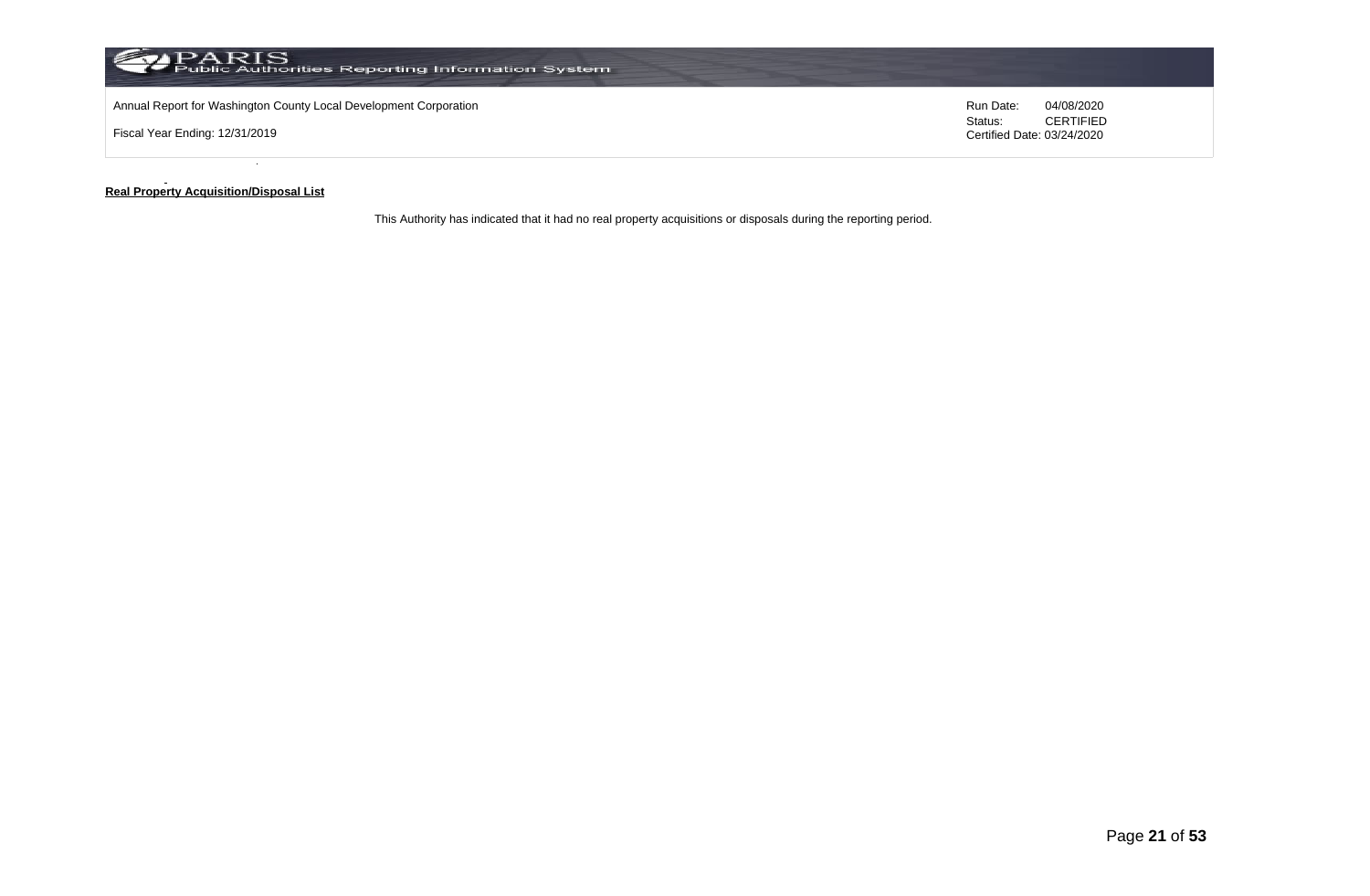**Real Property Acquisition/Disposal List**

This Authority has indicated that it had no real property acquisitions or disposals during the reporting period.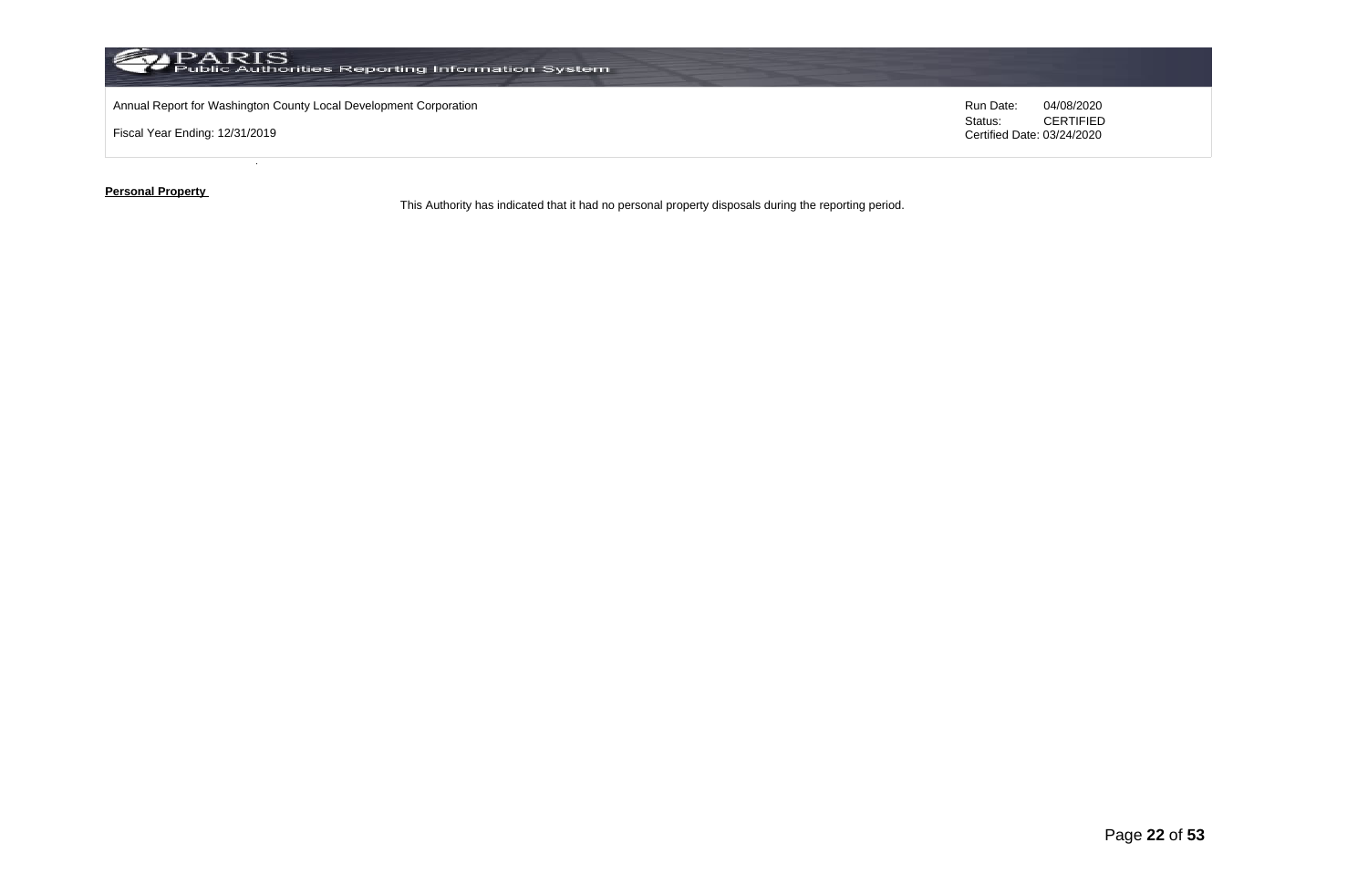**Personal Property**

This Authority has indicated that it had no personal property disposals during the reporting period.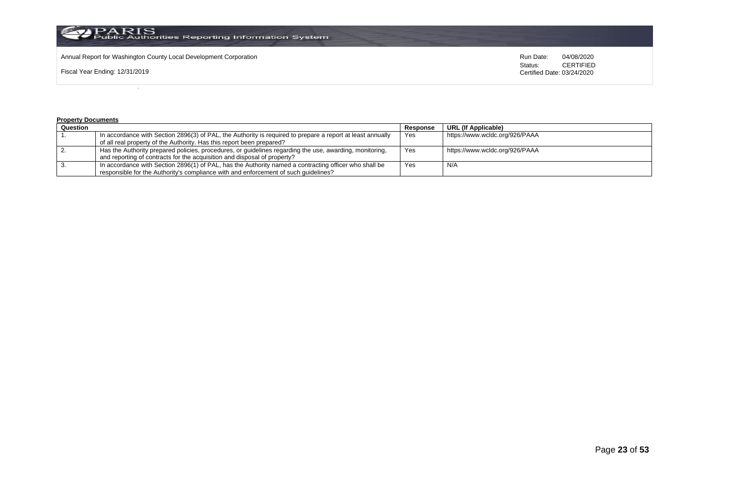Annual Report for Washington County Local Development Corporation

Fiscal Year Ending: 12/31/2019

Run Date: 04/08/2020
Status: CERTIFIED
Certified Date: 03/24/2020

**Property Documents**

| Question | | Response | URL (If Applicable) |
|---|---|---|---|
| 1. | In accordance with Section 2896(3) of PAL, the Authority is required to prepare a report at least annually of all real property of the Authority. Has this report been prepared? | Yes | https://www.wcldc.org/926/PAAA |
| 2. | Has the Authority prepared policies, procedures, or guidelines regarding the use, awarding, monitoring, and reporting of contracts for the acquisition and disposal of property? | Yes | https://www.wcldc.org/926/PAAA |
| 3. | In accordance with Section 2896(1) of PAL, has the Authority named a contracting officer who shall be responsible for the Authority's compliance with and enforcement of such guidelines? | Yes | N/A |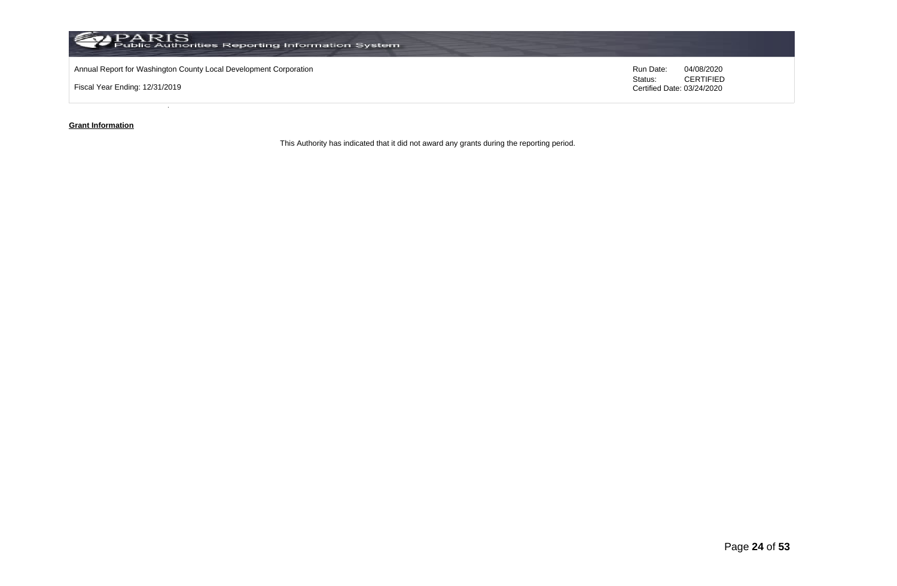**Grant Information**

This Authority has indicated that it did not award any grants during the reporting period.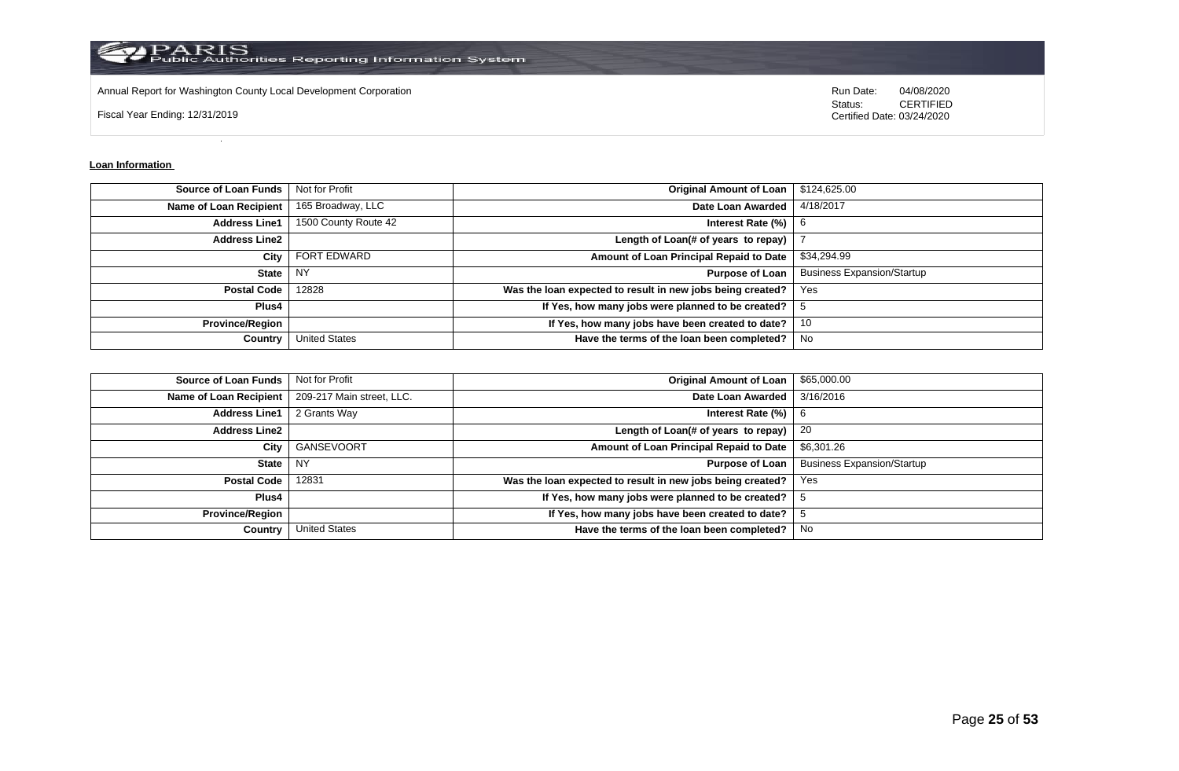Annual Report for Washington County Local Development Corporation

Fiscal Year Ending: 12/31/2019

Run Date: 04/08/2020
Status: CERTIFIED
Certified Date: 03/24/2020

**Loan Information**

| | | | |
|---|---|---|---|
| **Source of Loan Funds** | Not for Profit | **Original Amount of Loan** | $124,625.00 |
| **Name of Loan Recipient** | 165 Broadway, LLC | **Date Loan Awarded** | 4/18/2017 |
| **Address Line1** | 1500 County Route 42 | **Interest Rate (%)** | 6 |
| **Address Line2** | | **Length of Loan(# of years to repay)** | 7 |
| **City** | FORT EDWARD | **Amount of Loan Principal Repaid to Date** | $34,294.99 |
| **State** | NY | **Purpose of Loan** | Business Expansion/Startup |
| **Postal Code** | 12828 | **Was the loan expected to result in new jobs being created?** | Yes |
| **Plus4** | | **If Yes, how many jobs were planned to be created?** | 5 |
| **Province/Region** | | **If Yes, how many jobs have been created to date?** | 10 |
| **Country** | United States | **Have the terms of the loan been completed?** | No |

| | | | |
|---|---|---|---|
| **Source of Loan Funds** | Not for Profit | **Original Amount of Loan** | $65,000.00 |
| **Name of Loan Recipient** | 209-217 Main street, LLC. | **Date Loan Awarded** | 3/16/2016 |
| **Address Line1** | 2 Grants Way | **Interest Rate (%)** | 6 |
| **Address Line2** | | **Length of Loan(# of years to repay)** | 20 |
| **City** | GANSEVOORT | **Amount of Loan Principal Repaid to Date** | $6,301.26 |
| **State** | NY | **Purpose of Loan** | Business Expansion/Startup |
| **Postal Code** | 12831 | **Was the loan expected to result in new jobs being created?** | Yes |
| **Plus4** | | **If Yes, how many jobs were planned to be created?** | 5 |
| **Province/Region** | | **If Yes, how many jobs have been created to date?** | 5 |
| **Country** | United States | **Have the terms of the loan been completed?** | No |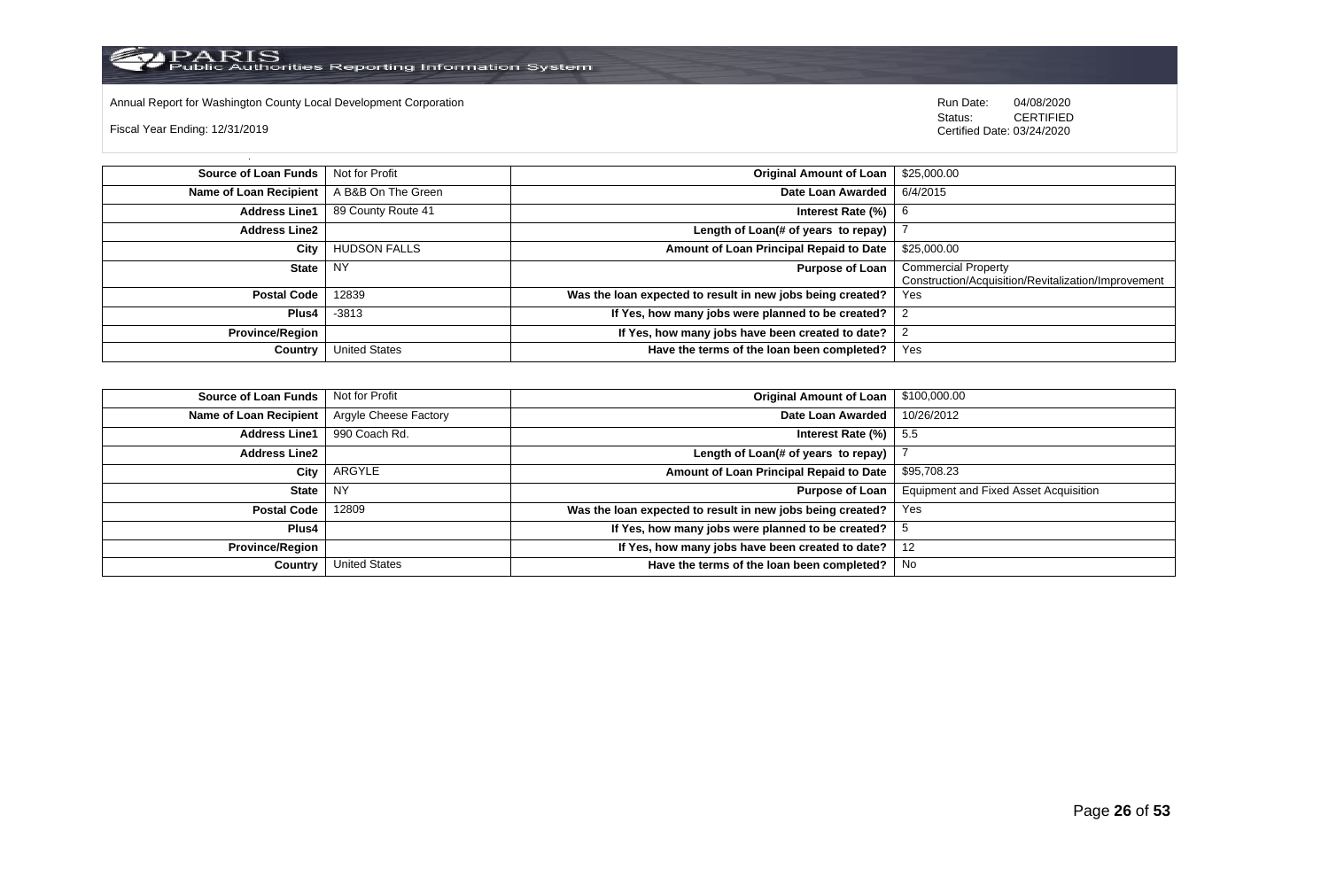Annual Report for Washington County Local Development Corporation

Fiscal Year Ending: 12/31/2019

Run Date: 04/08/2020
Status: CERTIFIED
Certified Date: 03/24/2020

| Source of Loan Funds | Not for Profit | Original Amount of Loan | $25,000.00 |
|---|---|---|---|
| Name of Loan Recipient | A B&B On The Green | Date Loan Awarded | 6/4/2015 |
| Address Line1 | 89 County Route 41 | Interest Rate (%) | 6 |
| Address Line2 | | Length of Loan(# of years to repay) | 7 |
| City | HUDSON FALLS | Amount of Loan Principal Repaid to Date | $25,000.00 |
| State | NY | Purpose of Loan | Commercial Property Construction/Acquisition/Revitalization/Improvement |
| Postal Code | 12839 | Was the loan expected to result in new jobs being created? | Yes |
| Plus4 | -3813 | If Yes, how many jobs were planned to be created? | 2 |
| Province/Region | | If Yes, how many jobs have been created to date? | 2 |
| Country | United States | Have the terms of the loan been completed? | Yes |

| Source of Loan Funds | Not for Profit | Original Amount of Loan | $100,000.00 |
|---|---|---|---|
| Name of Loan Recipient | Argyle Cheese Factory | Date Loan Awarded | 10/26/2012 |
| Address Line1 | 990 Coach Rd. | Interest Rate (%) | 5.5 |
| Address Line2 | | Length of Loan(# of years to repay) | 7 |
| City | ARGYLE | Amount of Loan Principal Repaid to Date | $95,708.23 |
| State | NY | Purpose of Loan | Equipment and Fixed Asset Acquisition |
| Postal Code | 12809 | Was the loan expected to result in new jobs being created? | Yes |
| Plus4 | | If Yes, how many jobs were planned to be created? | 5 |
| Province/Region | | If Yes, how many jobs have been created to date? | 12 |
| Country | United States | Have the terms of the loan been completed? | No |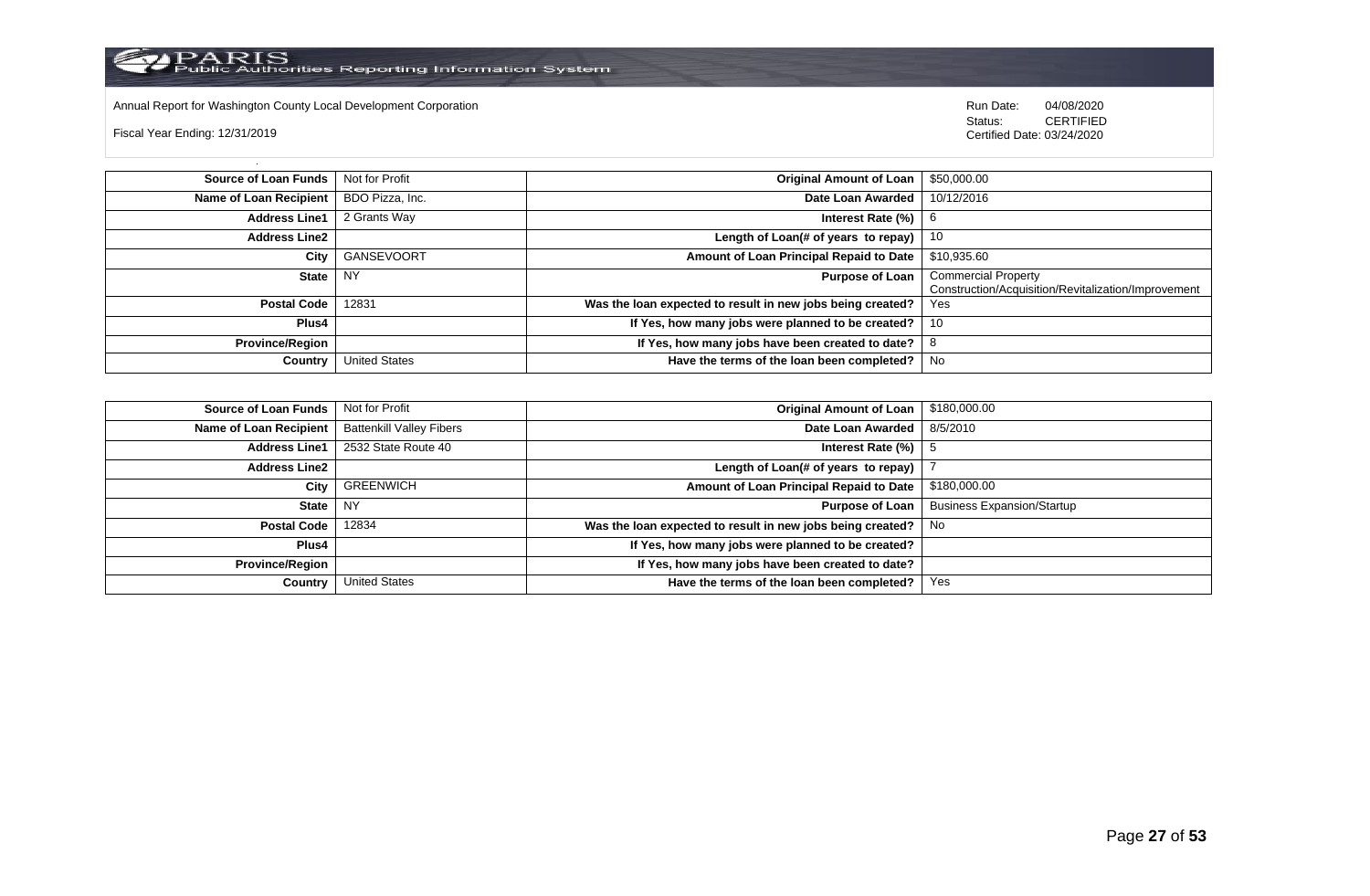Annual Report for Washington County Local Development Corporation

Fiscal Year Ending: 12/31/2019

Run Date: 04/08/2020
Status: CERTIFIED
Certified Date: 03/24/2020

| | | | |
|---|---|---|---|
| **Source of Loan Funds** | Not for Profit | **Original Amount of Loan** | $50,000.00 |
| **Name of Loan Recipient** | BDO Pizza, Inc. | **Date Loan Awarded** | 10/12/2016 |
| **Address Line1** | 2 Grants Way | **Interest Rate (%)** | 6 |
| **Address Line2** | | **Length of Loan(# of years to repay)** | 10 |
| **City** | GANSEVOORT | **Amount of Loan Principal Repaid to Date** | $10,935.60 |
| **State** | NY | **Purpose of Loan** | Commercial Property Construction/Acquisition/Revitalization/Improvement |
| **Postal Code** | 12831 | **Was the loan expected to result in new jobs being created?** | Yes |
| **Plus4** | | **If Yes, how many jobs were planned to be created?** | 10 |
| **Province/Region** | | **If Yes, how many jobs have been created to date?** | 8 |
| **Country** | United States | **Have the terms of the loan been completed?** | No |

| | | | |
|---|---|---|---|
| **Source of Loan Funds** | Not for Profit | **Original Amount of Loan** | $180,000.00 |
| **Name of Loan Recipient** | Battenkill Valley Fibers | **Date Loan Awarded** | 8/5/2010 |
| **Address Line1** | 2532 State Route 40 | **Interest Rate (%)** | 5 |
| **Address Line2** | | **Length of Loan(# of years to repay)** | 7 |
| **City** | GREENWICH | **Amount of Loan Principal Repaid to Date** | $180,000.00 |
| **State** | NY | **Purpose of Loan** | Business Expansion/Startup |
| **Postal Code** | 12834 | **Was the loan expected to result in new jobs being created?** | No |
| **Plus4** | | **If Yes, how many jobs were planned to be created?** | |
| **Province/Region** | | **If Yes, how many jobs have been created to date?** | |
| **Country** | United States | **Have the terms of the loan been completed?** | Yes |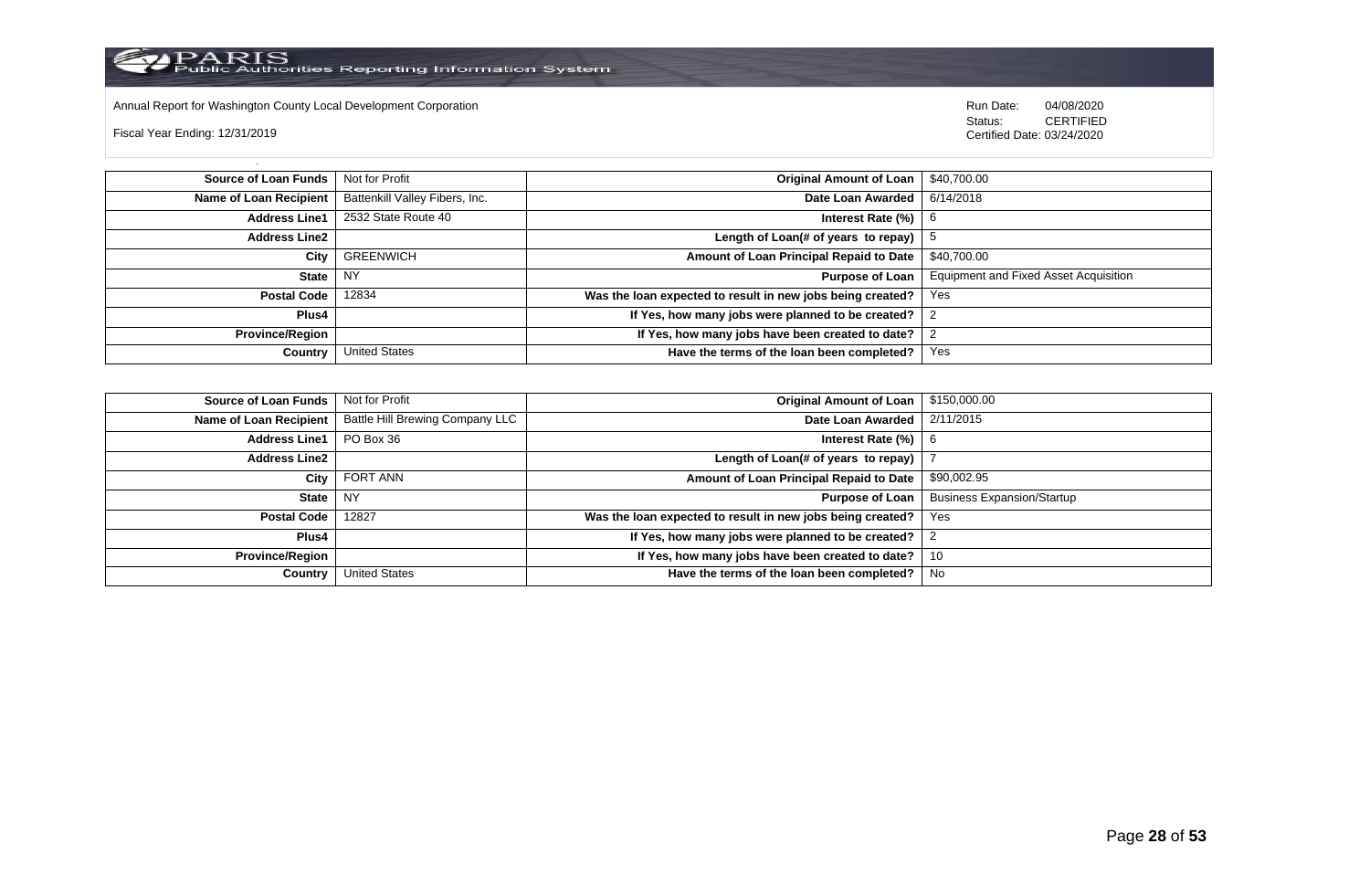| Source of Loan Funds | Not for Profit | Original Amount of Loan | $40,700.00 |
|---|---|---|---|
| Name of Loan Recipient | Battenkill Valley Fibers, Inc. | Date Loan Awarded | 6/14/2018 |
| Address Line1 | 2532 State Route 40 | Interest Rate (%) | 6 |
| Address Line2 | | Length of Loan(# of years to repay) | 5 |
| City | GREENWICH | Amount of Loan Principal Repaid to Date | $40,700.00 |
| State | NY | Purpose of Loan | Equipment and Fixed Asset Acquisition |
| Postal Code | 12834 | Was the loan expected to result in new jobs being created? | Yes |
| Plus4 | | If Yes, how many jobs were planned to be created? | 2 |
| Province/Region | | If Yes, how many jobs have been created to date? | 2 |
| Country | United States | Have the terms of the loan been completed? | Yes |

| Source of Loan Funds | Not for Profit | Original Amount of Loan | $150,000.00 |
|---|---|---|---|
| Name of Loan Recipient | Battle Hill Brewing Company LLC | Date Loan Awarded | 2/11/2015 |
| Address Line1 | PO Box 36 | Interest Rate (%) | 6 |
| Address Line2 | | Length of Loan(# of years to repay) | 7 |
| City | FORT ANN | Amount of Loan Principal Repaid to Date | $90,002.95 |
| State | NY | Purpose of Loan | Business Expansion/Startup |
| Postal Code | 12827 | Was the loan expected to result in new jobs being created? | Yes |
| Plus4 | | If Yes, how many jobs were planned to be created? | 2 |
| Province/Region | | If Yes, how many jobs have been created to date? | 10 |
| Country | United States | Have the terms of the loan been completed? | No |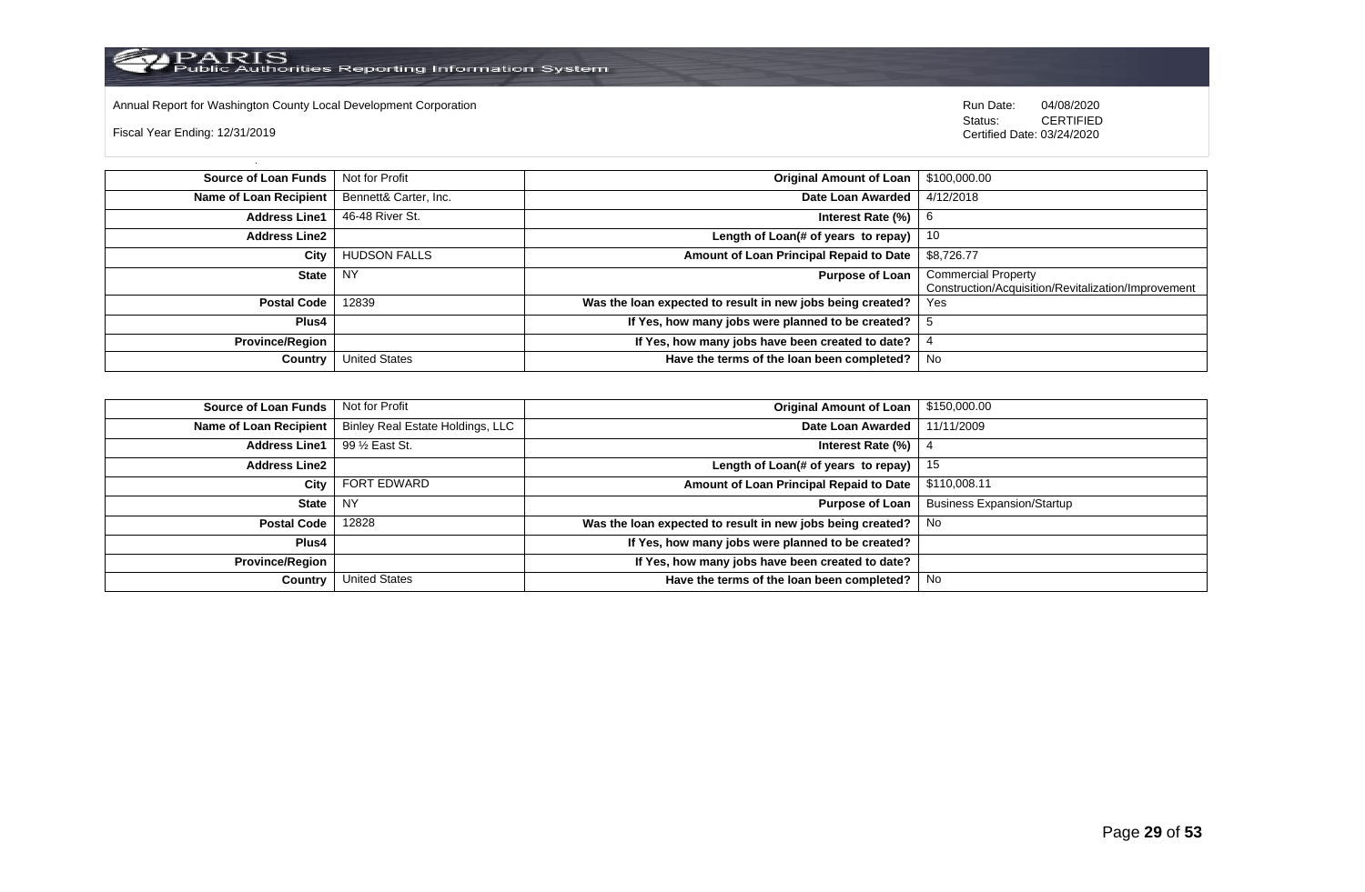Annual Report for Washington County Local Development Corporation

Fiscal Year Ending: 12/31/2019

Run Date: 04/08/2020
Status: CERTIFIED
Certified Date: 03/24/2020

| Source of Loan Funds | Not for Profit | Original Amount of Loan | $100,000.00 |
|---|---|---|---|
| Name of Loan Recipient | Bennett& Carter, Inc. | Date Loan Awarded | 4/12/2018 |
| Address Line1 | 46-48 River St. | Interest Rate (%) | 6 |
| Address Line2 | | Length of Loan(# of years to repay) | 10 |
| City | HUDSON FALLS | Amount of Loan Principal Repaid to Date | $8,726.77 |
| State | NY | Purpose of Loan | Commercial Property Construction/Acquisition/Revitalization/Improvement |
| Postal Code | 12839 | Was the loan expected to result in new jobs being created? | Yes |
| Plus4 | | If Yes, how many jobs were planned to be created? | 5 |
| Province/Region | | If Yes, how many jobs have been created to date? | 4 |
| Country | United States | Have the terms of the loan been completed? | No |

| Source of Loan Funds | Not for Profit | Original Amount of Loan | $150,000.00 |
|---|---|---|---|
| Name of Loan Recipient | Binley Real Estate Holdings, LLC | Date Loan Awarded | 11/11/2009 |
| Address Line1 | 99 ½ East St. | Interest Rate (%) | 4 |
| Address Line2 | | Length of Loan(# of years to repay) | 15 |
| City | FORT EDWARD | Amount of Loan Principal Repaid to Date | $110,008.11 |
| State | NY | Purpose of Loan | Business Expansion/Startup |
| Postal Code | 12828 | Was the loan expected to result in new jobs being created? | No |
| Plus4 | | If Yes, how many jobs were planned to be created? | |
| Province/Region | | If Yes, how many jobs have been created to date? | |
| Country | United States | Have the terms of the loan been completed? | No |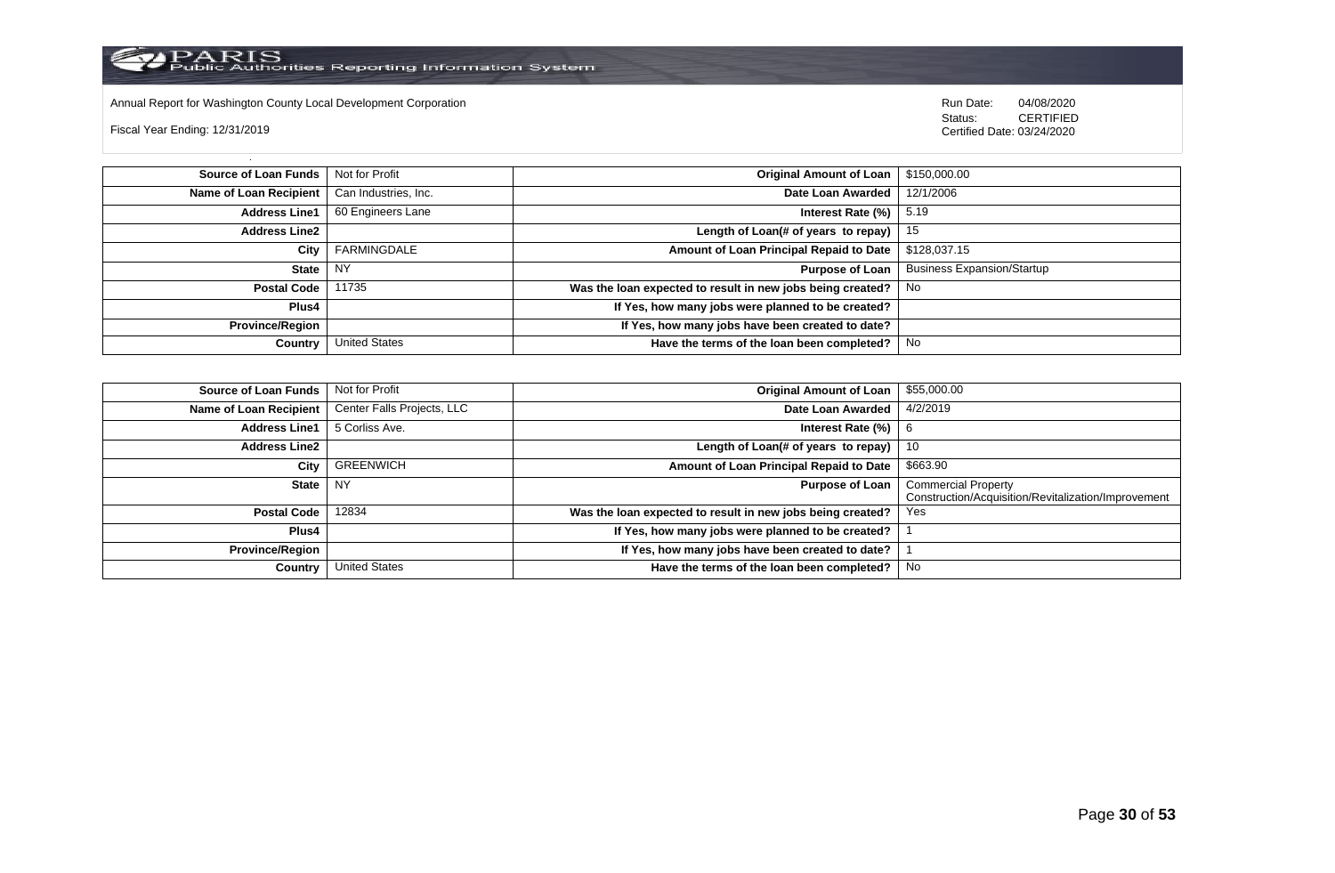Annual Report for Washington County Local Development Corporation

Fiscal Year Ending: 12/31/2019

Run Date: 04/08/2020
Status: CERTIFIED
Certified Date: 03/24/2020

| | | | |
|---|---|---|---|
| **Source of Loan Funds** | Not for Profit | **Original Amount of Loan** | $150,000.00 |
| **Name of Loan Recipient** | Can Industries, Inc. | **Date Loan Awarded** | 12/1/2006 |
| **Address Line1** | 60 Engineers Lane | **Interest Rate (%)** | 5.19 |
| **Address Line2** | | **Length of Loan(# of years to repay)** | 15 |
| **City** | FARMINGDALE | **Amount of Loan Principal Repaid to Date** | $128,037.15 |
| **State** | NY | **Purpose of Loan** | Business Expansion/Startup |
| **Postal Code** | 11735 | **Was the loan expected to result in new jobs being created?** | No |
| **Plus4** | | **If Yes, how many jobs were planned to be created?** | |
| **Province/Region** | | **If Yes, how many jobs have been created to date?** | |
| **Country** | United States | **Have the terms of the loan been completed?** | No |

| | | | |
|---|---|---|---|
| **Source of Loan Funds** | Not for Profit | **Original Amount of Loan** | $55,000.00 |
| **Name of Loan Recipient** | Center Falls Projects, LLC | **Date Loan Awarded** | 4/2/2019 |
| **Address Line1** | 5 Corliss Ave. | **Interest Rate (%)** | 6 |
| **Address Line2** | | **Length of Loan(# of years to repay)** | 10 |
| **City** | GREENWICH | **Amount of Loan Principal Repaid to Date** | $663.90 |
| **State** | NY | **Purpose of Loan** | Commercial Property Construction/Acquisition/Revitalization/Improvement |
| **Postal Code** | 12834 | **Was the loan expected to result in new jobs being created?** | Yes |
| **Plus4** | | **If Yes, how many jobs were planned to be created?** | 1 |
| **Province/Region** | | **If Yes, how many jobs have been created to date?** | 1 |
| **Country** | United States | **Have the terms of the loan been completed?** | No |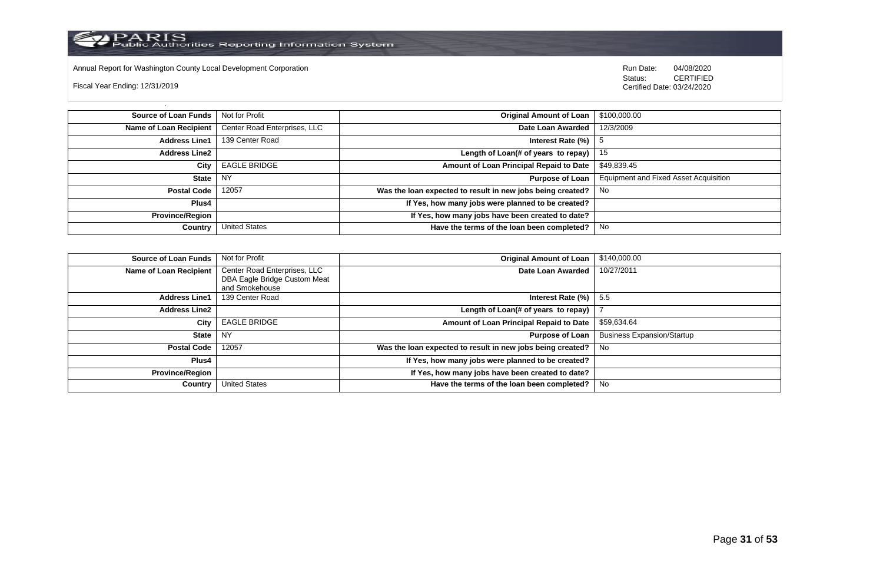Annual Report for Washington County Local Development Corporation

Fiscal Year Ending: 12/31/2019

Run Date: 04/08/2020
Status: CERTIFIED
Certified Date: 03/24/2020

| | | | |
|---|---|---|---|
| **Source of Loan Funds** | Not for Profit | **Original Amount of Loan** | $100,000.00 |
| **Name of Loan Recipient** | Center Road Enterprises, LLC | **Date Loan Awarded** | 12/3/2009 |
| **Address Line1** | 139 Center Road | **Interest Rate (%)** | 5 |
| **Address Line2** | | **Length of Loan(# of years to repay)** | 15 |
| **City** | EAGLE BRIDGE | **Amount of Loan Principal Repaid to Date** | $49,839.45 |
| **State** | NY | **Purpose of Loan** | Equipment and Fixed Asset Acquisition |
| **Postal Code** | 12057 | **Was the loan expected to result in new jobs being created?** | No |
| **Plus4** | | **If Yes, how many jobs were planned to be created?** | |
| **Province/Region** | | **If Yes, how many jobs have been created to date?** | |
| **Country** | United States | **Have the terms of the loan been completed?** | No |

| | | | |
|---|---|---|---|
| **Source of Loan Funds** | Not for Profit | **Original Amount of Loan** | $140,000.00 |
| **Name of Loan Recipient** | Center Road Enterprises, LLC DBA Eagle Bridge Custom Meat and Smokehouse | **Date Loan Awarded** | 10/27/2011 |
| **Address Line1** | 139 Center Road | **Interest Rate (%)** | 5.5 |
| **Address Line2** | | **Length of Loan(# of years to repay)** | 7 |
| **City** | EAGLE BRIDGE | **Amount of Loan Principal Repaid to Date** | $59,634.64 |
| **State** | NY | **Purpose of Loan** | Business Expansion/Startup |
| **Postal Code** | 12057 | **Was the loan expected to result in new jobs being created?** | No |
| **Plus4** | | **If Yes, how many jobs were planned to be created?** | |
| **Province/Region** | | **If Yes, how many jobs have been created to date?** | |
| **Country** | United States | **Have the terms of the loan been completed?** | No |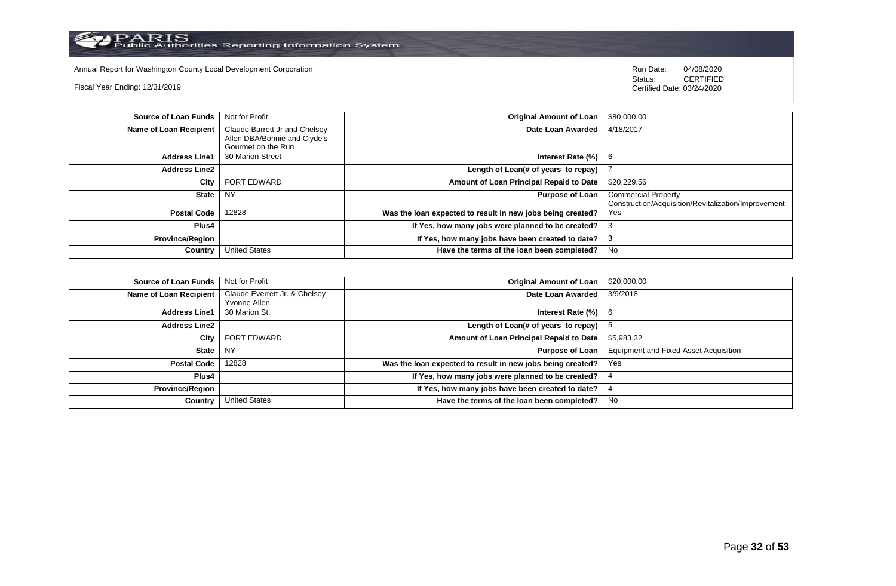Annual Report for Washington County Local Development Corporation

Fiscal Year Ending: 12/31/2019

Run Date: 04/08/2020
Status: CERTIFIED
Certified Date: 03/24/2020

| Source of Loan Funds | Not for Profit | Original Amount of Loan | $80,000.00 |
|---|---|---|---|
| Name of Loan Recipient | Claude Barrett Jr and Chelsey Allen DBA/Bonnie and Clyde's Gourmet on the Run | Date Loan Awarded | 4/18/2017 |
| Address Line1 | 30 Marion Street | Interest Rate (%) | 6 |
| Address Line2 | | Length of Loan(# of years to repay) | 7 |
| City | FORT EDWARD | Amount of Loan Principal Repaid to Date | $20,229.56 |
| State | NY | Purpose of Loan | Commercial Property Construction/Acquisition/Revitalization/Improvement |
| Postal Code | 12828 | Was the loan expected to result in new jobs being created? | Yes |
| Plus4 | | If Yes, how many jobs were planned to be created? | 3 |
| Province/Region | | If Yes, how many jobs have been created to date? | 3 |
| Country | United States | Have the terms of the loan been completed? | No |

| Source of Loan Funds | Not for Profit | Original Amount of Loan | $20,000.00 |
|---|---|---|---|
| Name of Loan Recipient | Claude Everrett Jr. & Chelsey Yvonne Allen | Date Loan Awarded | 3/9/2018 |
| Address Line1 | 30 Marion St. | Interest Rate (%) | 6 |
| Address Line2 | | Length of Loan(# of years to repay) | 5 |
| City | FORT EDWARD | Amount of Loan Principal Repaid to Date | $5,983.32 |
| State | NY | Purpose of Loan | Equipment and Fixed Asset Acquisition |
| Postal Code | 12828 | Was the loan expected to result in new jobs being created? | Yes |
| Plus4 | | If Yes, how many jobs were planned to be created? | 4 |
| Province/Region | | If Yes, how many jobs have been created to date? | 4 |
| Country | United States | Have the terms of the loan been completed? | No |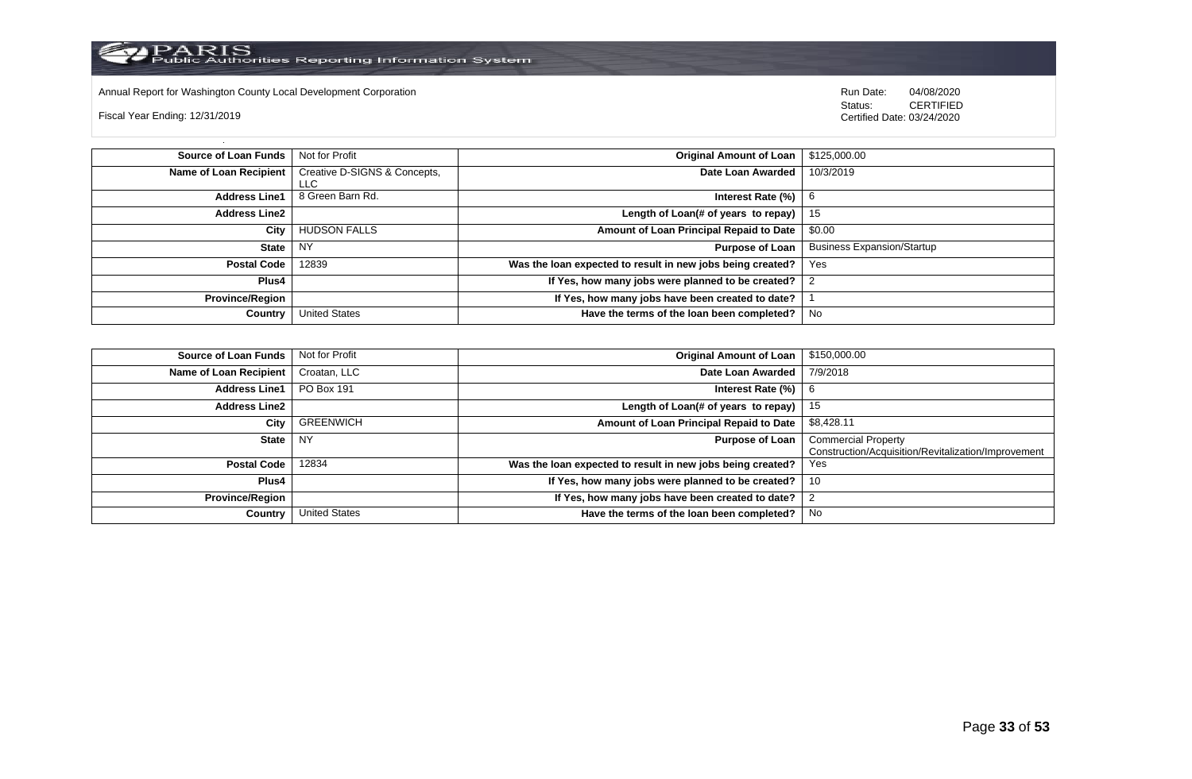Annual Report for Washington County Local Development Corporation

Fiscal Year Ending: 12/31/2019

Run Date: 04/08/2020
Status: CERTIFIED
Certified Date: 03/24/2020

| | | | |
|---|---|---|---|
| **Source of Loan Funds** | Not for Profit | **Original Amount of Loan** | $125,000.00 |
| **Name of Loan Recipient** | Creative D-SIGNS & Concepts, LLC | **Date Loan Awarded** | 10/3/2019 |
| **Address Line1** | 8 Green Barn Rd. | **Interest Rate (%)** | 6 |
| **Address Line2** | | **Length of Loan(# of years to repay)** | 15 |
| **City** | HUDSON FALLS | **Amount of Loan Principal Repaid to Date** | $0.00 |
| **State** | NY | **Purpose of Loan** | Business Expansion/Startup |
| **Postal Code** | 12839 | **Was the loan expected to result in new jobs being created?** | Yes |
| **Plus4** | | **If Yes, how many jobs were planned to be created?** | 2 |
| **Province/Region** | | **If Yes, how many jobs have been created to date?** | 1 |
| **Country** | United States | **Have the terms of the loan been completed?** | No |

| | | | |
|---|---|---|---|
| **Source of Loan Funds** | Not for Profit | **Original Amount of Loan** | $150,000.00 |
| **Name of Loan Recipient** | Croatan, LLC | **Date Loan Awarded** | 7/9/2018 |
| **Address Line1** | PO Box 191 | **Interest Rate (%)** | 6 |
| **Address Line2** | | **Length of Loan(# of years to repay)** | 15 |
| **City** | GREENWICH | **Amount of Loan Principal Repaid to Date** | $8,428.11 |
| **State** | NY | **Purpose of Loan** | Commercial Property Construction/Acquisition/Revitalization/Improvement |
| **Postal Code** | 12834 | **Was the loan expected to result in new jobs being created?** | Yes |
| **Plus4** | | **If Yes, how many jobs were planned to be created?** | 10 |
| **Province/Region** | | **If Yes, how many jobs have been created to date?** | 2 |
| **Country** | United States | **Have the terms of the loan been completed?** | No |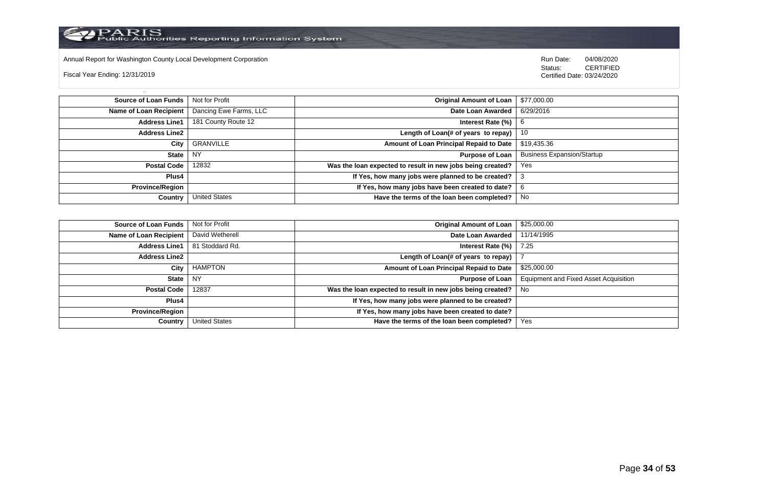Annual Report for Washington County Local Development Corporation

Fiscal Year Ending: 12/31/2019

Run Date: 04/08/2020
Status: CERTIFIED
Certified Date: 03/24/2020

| | | | |
|---|---|---|---|
| **Source of Loan Funds** | Not for Profit | **Original Amount of Loan** | $77,000.00 |
| **Name of Loan Recipient** | Dancing Ewe Farms, LLC | **Date Loan Awarded** | 6/29/2016 |
| **Address Line1** | 181 County Route 12 | **Interest Rate (%)** | 6 |
| **Address Line2** | | **Length of Loan(# of years to repay)** | 10 |
| **City** | GRANVILLE | **Amount of Loan Principal Repaid to Date** | $19,435.36 |
| **State** | NY | **Purpose of Loan** | Business Expansion/Startup |
| **Postal Code** | 12832 | **Was the loan expected to result in new jobs being created?** | Yes |
| **Plus4** | | **If Yes, how many jobs were planned to be created?** | 3 |
| **Province/Region** | | **If Yes, how many jobs have been created to date?** | 6 |
| **Country** | United States | **Have the terms of the loan been completed?** | No |

| | | | |
|---|---|---|---|
| **Source of Loan Funds** | Not for Profit | **Original Amount of Loan** | $25,000.00 |
| **Name of Loan Recipient** | David Wetherell | **Date Loan Awarded** | 11/14/1995 |
| **Address Line1** | 81 Stoddard Rd. | **Interest Rate (%)** | 7.25 |
| **Address Line2** | | **Length of Loan(# of years to repay)** | 7 |
| **City** | HAMPTON | **Amount of Loan Principal Repaid to Date** | $25,000.00 |
| **State** | NY | **Purpose of Loan** | Equipment and Fixed Asset Acquisition |
| **Postal Code** | 12837 | **Was the loan expected to result in new jobs being created?** | No |
| **Plus4** | | **If Yes, how many jobs were planned to be created?** | |
| **Province/Region** | | **If Yes, how many jobs have been created to date?** | |
| **Country** | United States | **Have the terms of the loan been completed?** | Yes |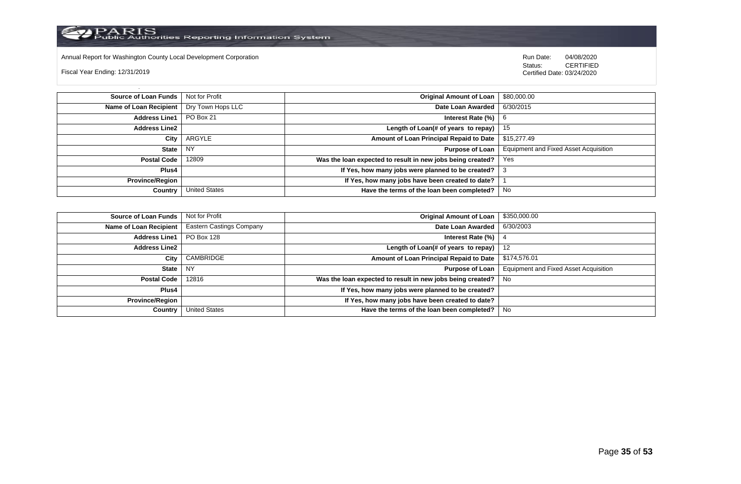| Source of Loan Funds | Not for Profit | Original Amount of Loan | $80,000.00 |
|---|---|---|---|
| Name of Loan Recipient | Dry Town Hops LLC | Date Loan Awarded | 6/30/2015 |
| Address Line1 | PO Box 21 | Interest Rate (%) | 6 |
| Address Line2 | | Length of Loan(# of years to repay) | 15 |
| City | ARGYLE | Amount of Loan Principal Repaid to Date | $15,277.49 |
| State | NY | Purpose of Loan | Equipment and Fixed Asset Acquisition |
| Postal Code | 12809 | Was the loan expected to result in new jobs being created? | Yes |
| Plus4 | | If Yes, how many jobs were planned to be created? | 3 |
| Province/Region | | If Yes, how many jobs have been created to date? | 1 |
| Country | United States | Have the terms of the loan been completed? | No |

| Source of Loan Funds | Not for Profit | Original Amount of Loan | $350,000.00 |
|---|---|---|---|
| Name of Loan Recipient | Eastern Castings Company | Date Loan Awarded | 6/30/2003 |
| Address Line1 | PO Box 128 | Interest Rate (%) | 4 |
| Address Line2 | | Length of Loan(# of years to repay) | 12 |
| City | CAMBRIDGE | Amount of Loan Principal Repaid to Date | $174,576.01 |
| State | NY | Purpose of Loan | Equipment and Fixed Asset Acquisition |
| Postal Code | 12816 | Was the loan expected to result in new jobs being created? | No |
| Plus4 | | If Yes, how many jobs were planned to be created? | |
| Province/Region | | If Yes, how many jobs have been created to date? | |
| Country | United States | Have the terms of the loan been completed? | No |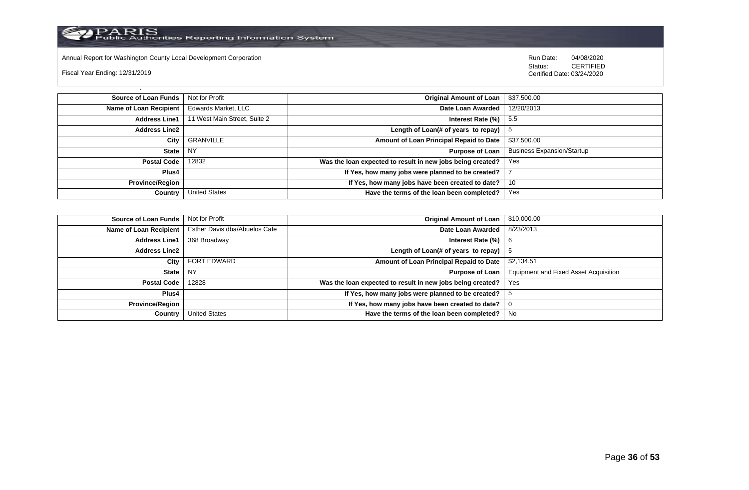Annual Report for Washington County Local Development Corporation

Fiscal Year Ending: 12/31/2019

Run Date: 04/08/2020
Status: CERTIFIED
Certified Date: 03/24/2020

| Source of Loan Funds | Not for Profit | Original Amount of Loan | $37,500.00 |
|---|---|---|---|
| Name of Loan Recipient | Edwards Market, LLC | Date Loan Awarded | 12/20/2013 |
| Address Line1 | 11 West Main Street, Suite 2 | Interest Rate (%) | 5.5 |
| Address Line2 | | Length of Loan(# of years to repay) | 5 |
| City | GRANVILLE | Amount of Loan Principal Repaid to Date | $37,500.00 |
| State | NY | Purpose of Loan | Business Expansion/Startup |
| Postal Code | 12832 | Was the loan expected to result in new jobs being created? | Yes |
| Plus4 | | If Yes, how many jobs were planned to be created? | 7 |
| Province/Region | | If Yes, how many jobs have been created to date? | 10 |
| Country | United States | Have the terms of the loan been completed? | Yes |

| Source of Loan Funds | Not for Profit | Original Amount of Loan | $10,000.00 |
|---|---|---|---|
| Name of Loan Recipient | Esther Davis dba/Abuelos Cafe | Date Loan Awarded | 8/23/2013 |
| Address Line1 | 368 Broadway | Interest Rate (%) | 6 |
| Address Line2 | | Length of Loan(# of years to repay) | 5 |
| City | FORT EDWARD | Amount of Loan Principal Repaid to Date | $2,134.51 |
| State | NY | Purpose of Loan | Equipment and Fixed Asset Acquisition |
| Postal Code | 12828 | Was the loan expected to result in new jobs being created? | Yes |
| Plus4 | | If Yes, how many jobs were planned to be created? | 5 |
| Province/Region | | If Yes, how many jobs have been created to date? | 0 |
| Country | United States | Have the terms of the loan been completed? | No |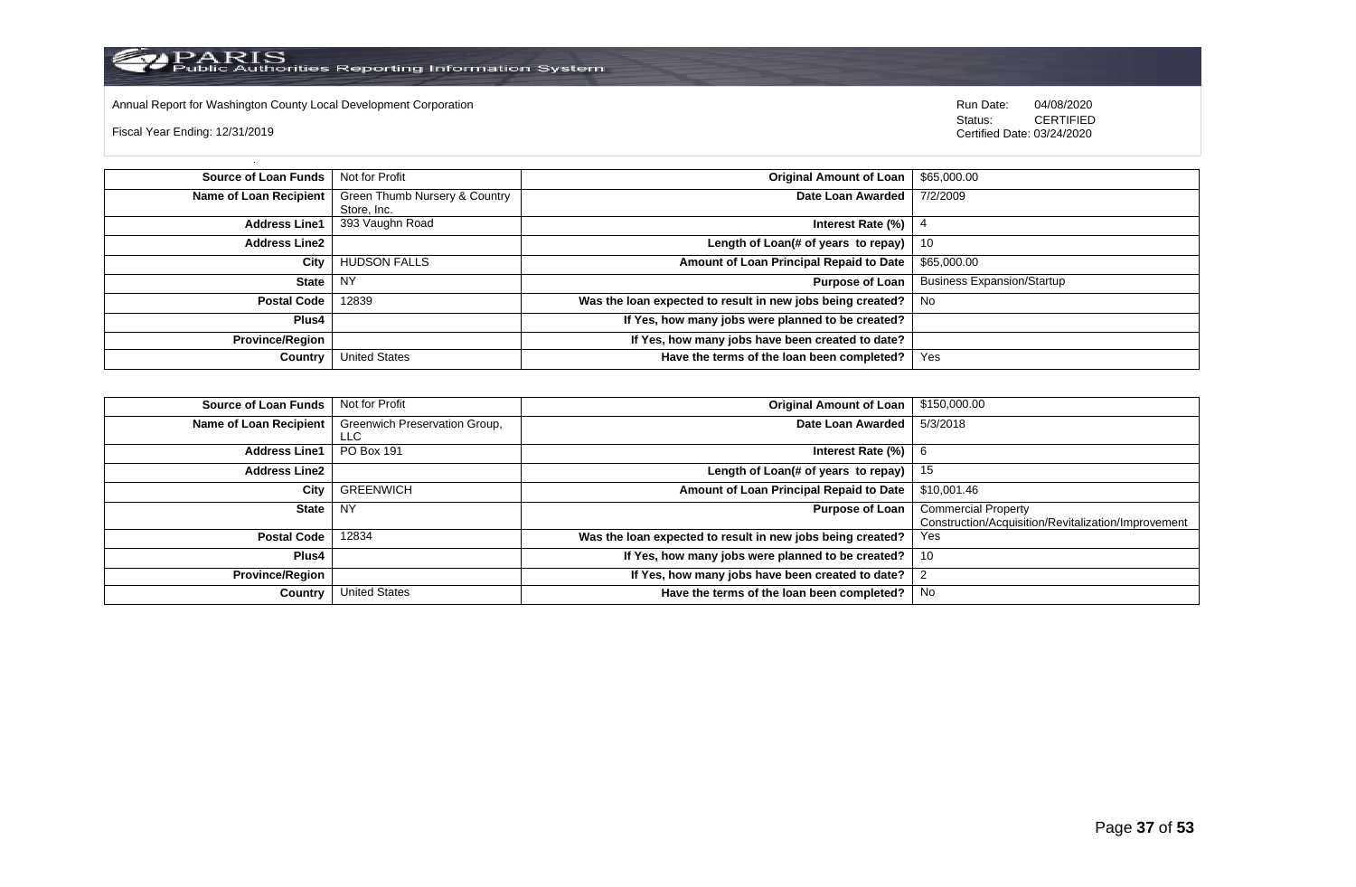Annual Report for Washington County Local Development Corporation

Fiscal Year Ending: 12/31/2019

Run Date: 04/08/2020
Status: CERTIFIED
Certified Date: 03/24/2020

| Source of Loan Funds | Not for Profit | Original Amount of Loan | $65,000.00 |
|---|---|---|---|
| Name of Loan Recipient | Green Thumb Nursery & Country Store, Inc. | Date Loan Awarded | 7/2/2009 |
| Address Line1 | 393 Vaughn Road | Interest Rate (%) | 4 |
| Address Line2 | | Length of Loan(# of years to repay) | 10 |
| City | HUDSON FALLS | Amount of Loan Principal Repaid to Date | $65,000.00 |
| State | NY | Purpose of Loan | Business Expansion/Startup |
| Postal Code | 12839 | Was the loan expected to result in new jobs being created? | No |
| Plus4 | | If Yes, how many jobs were planned to be created? | |
| Province/Region | | If Yes, how many jobs have been created to date? | |
| Country | United States | Have the terms of the loan been completed? | Yes |

| Source of Loan Funds | Not for Profit | Original Amount of Loan | $150,000.00 |
|---|---|---|---|
| Name of Loan Recipient | Greenwich Preservation Group, LLC | Date Loan Awarded | 5/3/2018 |
| Address Line1 | PO Box 191 | Interest Rate (%) | 6 |
| Address Line2 | | Length of Loan(# of years to repay) | 15 |
| City | GREENWICH | Amount of Loan Principal Repaid to Date | $10,001.46 |
| State | NY | Purpose of Loan | Commercial Property Construction/Acquisition/Revitalization/Improvement |
| Postal Code | 12834 | Was the loan expected to result in new jobs being created? | Yes |
| Plus4 | | If Yes, how many jobs were planned to be created? | 10 |
| Province/Region | | If Yes, how many jobs have been created to date? | 2 |
| Country | United States | Have the terms of the loan been completed? | No |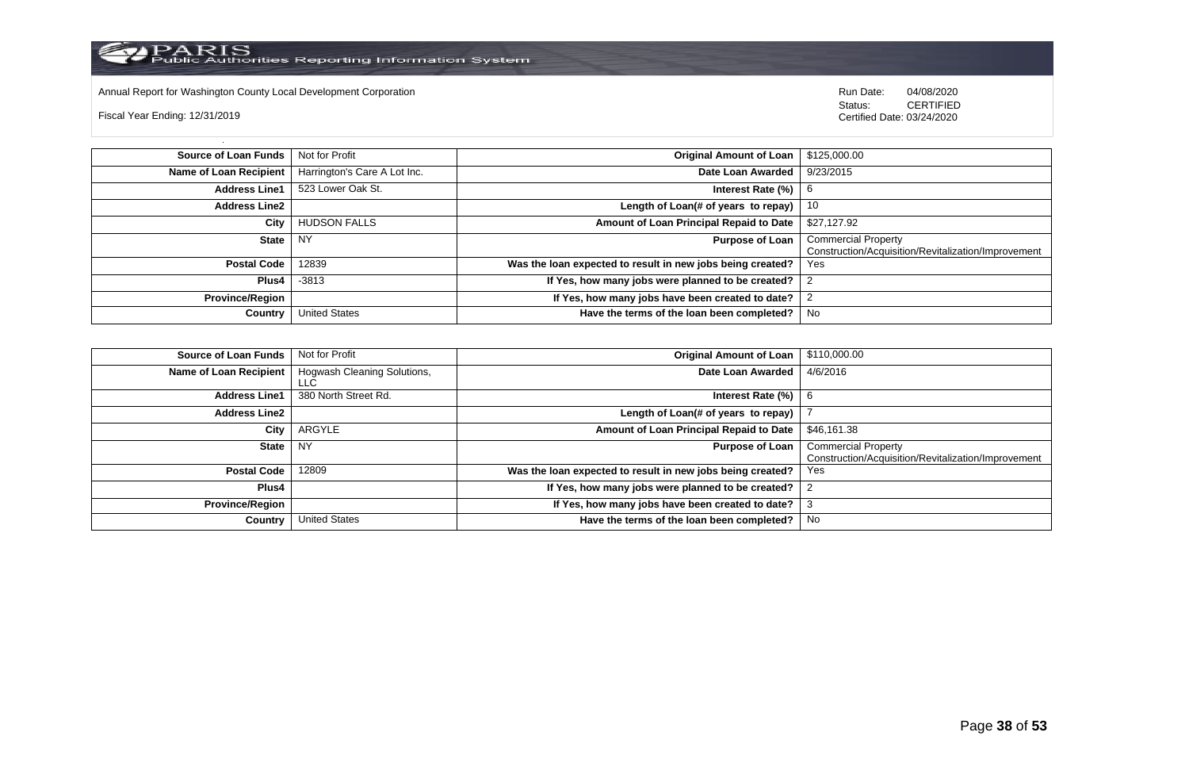Annual Report for Washington County Local Development Corporation

Fiscal Year Ending: 12/31/2019

Run Date: 04/08/2020
Status: CERTIFIED
Certified Date: 03/24/2020

| | | | |
|---|---|---|---|
| **Source of Loan Funds** | Not for Profit | **Original Amount of Loan** | $125,000.00 |
| **Name of Loan Recipient** | Harrington's Care A Lot Inc. | **Date Loan Awarded** | 9/23/2015 |
| **Address Line1** | 523 Lower Oak St. | **Interest Rate (%)** | 6 |
| **Address Line2** | | **Length of Loan(# of years to repay)** | 10 |
| **City** | HUDSON FALLS | **Amount of Loan Principal Repaid to Date** | $27,127.92 |
| **State** | NY | **Purpose of Loan** | Commercial Property Construction/Acquisition/Revitalization/Improvement |
| **Postal Code** | 12839 | **Was the loan expected to result in new jobs being created?** | Yes |
| **Plus4** | -3813 | **If Yes, how many jobs were planned to be created?** | 2 |
| **Province/Region** | | **If Yes, how many jobs have been created to date?** | 2 |
| **Country** | United States | **Have the terms of the loan been completed?** | No |

| | | | |
|---|---|---|---|
| **Source of Loan Funds** | Not for Profit | **Original Amount of Loan** | $110,000.00 |
| **Name of Loan Recipient** | Hogwash Cleaning Solutions, LLC | **Date Loan Awarded** | 4/6/2016 |
| **Address Line1** | 380 North Street Rd. | **Interest Rate (%)** | 6 |
| **Address Line2** | | **Length of Loan(# of years to repay)** | 7 |
| **City** | ARGYLE | **Amount of Loan Principal Repaid to Date** | $46,161.38 |
| **State** | NY | **Purpose of Loan** | Commercial Property Construction/Acquisition/Revitalization/Improvement |
| **Postal Code** | 12809 | **Was the loan expected to result in new jobs being created?** | Yes |
| **Plus4** | | **If Yes, how many jobs were planned to be created?** | 2 |
| **Province/Region** | | **If Yes, how many jobs have been created to date?** | 3 |
| **Country** | United States | **Have the terms of the loan been completed?** | No |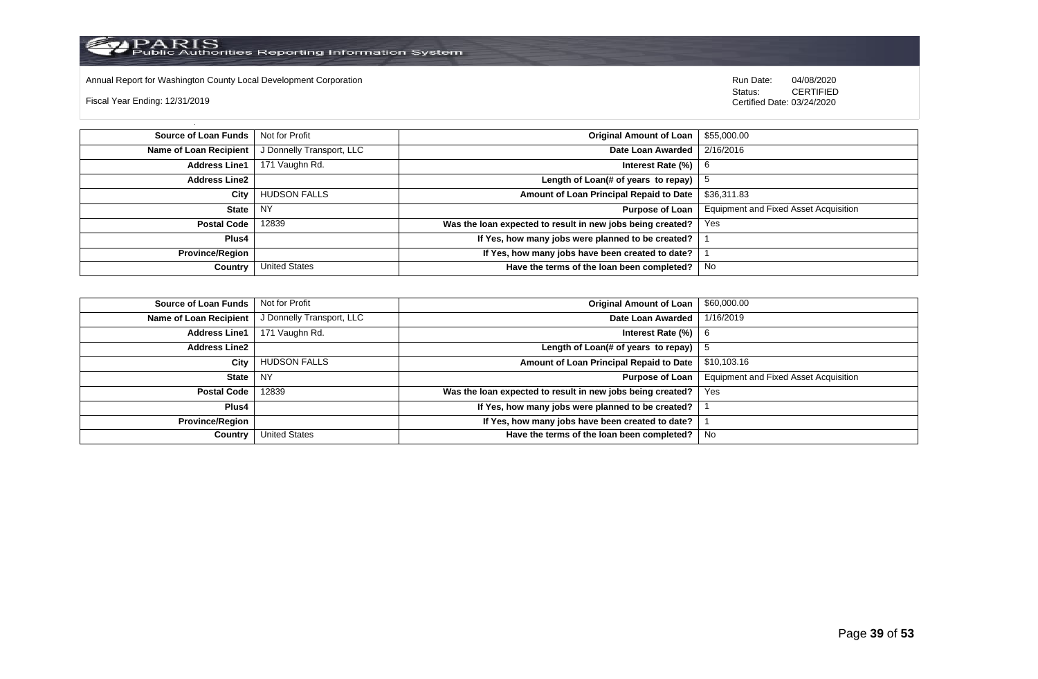| Source of Loan Funds | Not for Profit | Original Amount of Loan | $55,000.00 |
| --- | --- | --- | --- |
| Name of Loan Recipient | J Donnelly Transport, LLC | Date Loan Awarded | 2/16/2016 |
| Address Line1 | 171 Vaughn Rd. | Interest Rate (%) | 6 |
| Address Line2 | | Length of Loan(# of years to repay) | 5 |
| City | HUDSON FALLS | Amount of Loan Principal Repaid to Date | $36,311.83 |
| State | NY | Purpose of Loan | Equipment and Fixed Asset Acquisition |
| Postal Code | 12839 | Was the loan expected to result in new jobs being created? | Yes |
| Plus4 | | If Yes, how many jobs were planned to be created? | 1 |
| Province/Region | | If Yes, how many jobs have been created to date? | 1 |
| Country | United States | Have the terms of the loan been completed? | No |

| Source of Loan Funds | Not for Profit | Original Amount of Loan | $60,000.00 |
| --- | --- | --- | --- |
| Name of Loan Recipient | J Donnelly Transport, LLC | Date Loan Awarded | 1/16/2019 |
| Address Line1 | 171 Vaughn Rd. | Interest Rate (%) | 6 |
| Address Line2 | | Length of Loan(# of years to repay) | 5 |
| City | HUDSON FALLS | Amount of Loan Principal Repaid to Date | $10,103.16 |
| State | NY | Purpose of Loan | Equipment and Fixed Asset Acquisition |
| Postal Code | 12839 | Was the loan expected to result in new jobs being created? | Yes |
| Plus4 | | If Yes, how many jobs were planned to be created? | 1 |
| Province/Region | | If Yes, how many jobs have been created to date? | 1 |
| Country | United States | Have the terms of the loan been completed? | No |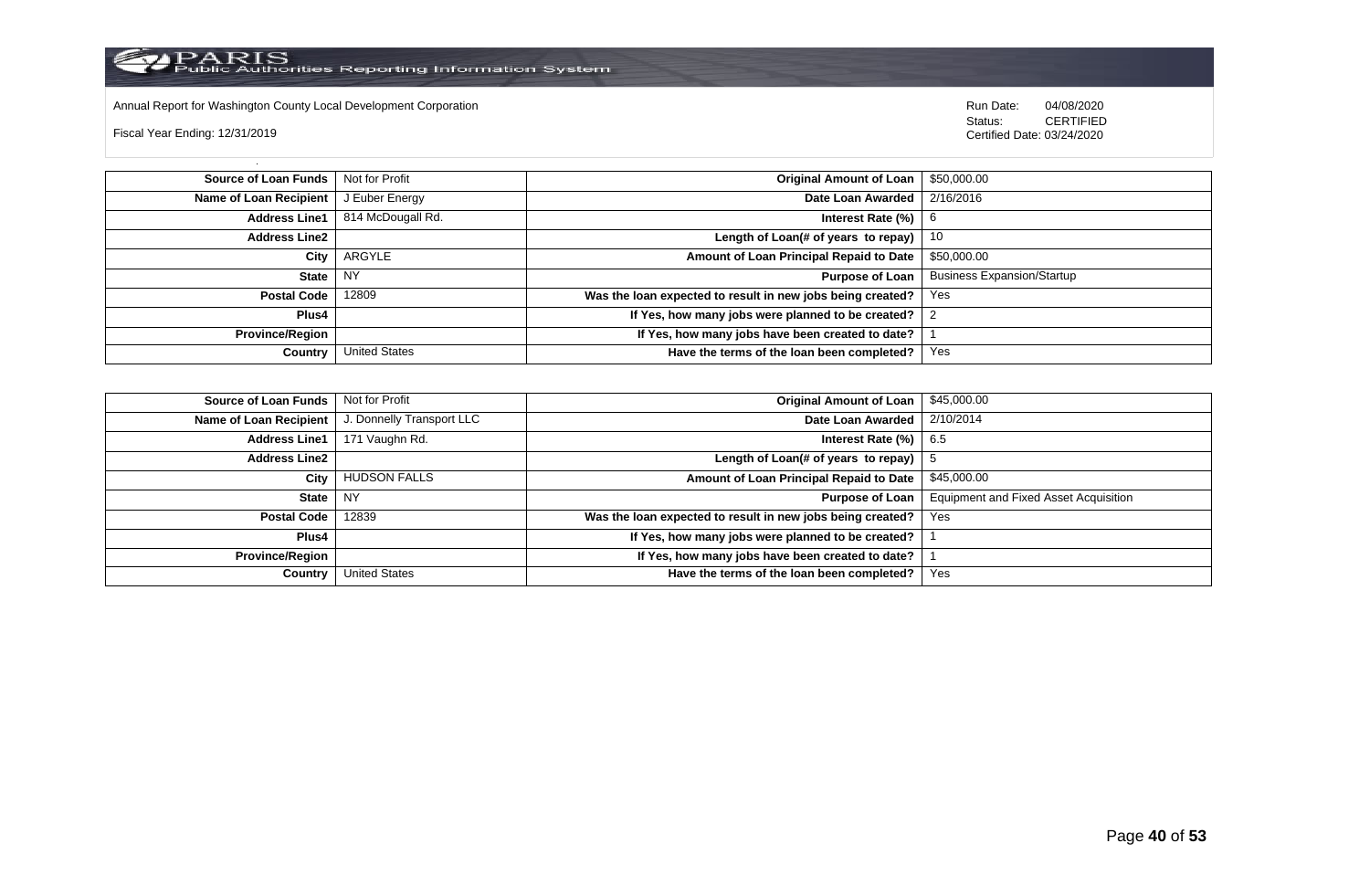Annual Report for Washington County Local Development Corporation

Fiscal Year Ending: 12/31/2019

Run Date: 04/08/2020
Status: CERTIFIED
Certified Date: 03/24/2020

| | | | |
|---|---|---|---|
| **Source of Loan Funds** | Not for Profit | **Original Amount of Loan** | $50,000.00 |
| **Name of Loan Recipient** | J Euber Energy | **Date Loan Awarded** | 2/16/2016 |
| **Address Line1** | 814 McDougall Rd. | **Interest Rate (%)** | 6 |
| **Address Line2** | | **Length of Loan(# of years to repay)** | 10 |
| **City** | ARGYLE | **Amount of Loan Principal Repaid to Date** | $50,000.00 |
| **State** | NY | **Purpose of Loan** | Business Expansion/Startup |
| **Postal Code** | 12809 | **Was the loan expected to result in new jobs being created?** | Yes |
| **Plus4** | | **If Yes, how many jobs were planned to be created?** | 2 |
| **Province/Region** | | **If Yes, how many jobs have been created to date?** | 1 |
| **Country** | United States | **Have the terms of the loan been completed?** | Yes |

| | | | |
|---|---|---|---|
| **Source of Loan Funds** | Not for Profit | **Original Amount of Loan** | $45,000.00 |
| **Name of Loan Recipient** | J. Donnelly Transport LLC | **Date Loan Awarded** | 2/10/2014 |
| **Address Line1** | 171 Vaughn Rd. | **Interest Rate (%)** | 6.5 |
| **Address Line2** | | **Length of Loan(# of years to repay)** | 5 |
| **City** | HUDSON FALLS | **Amount of Loan Principal Repaid to Date** | $45,000.00 |
| **State** | NY | **Purpose of Loan** | Equipment and Fixed Asset Acquisition |
| **Postal Code** | 12839 | **Was the loan expected to result in new jobs being created?** | Yes |
| **Plus4** | | **If Yes, how many jobs were planned to be created?** | 1 |
| **Province/Region** | | **If Yes, how many jobs have been created to date?** | 1 |
| **Country** | United States | **Have the terms of the loan been completed?** | Yes |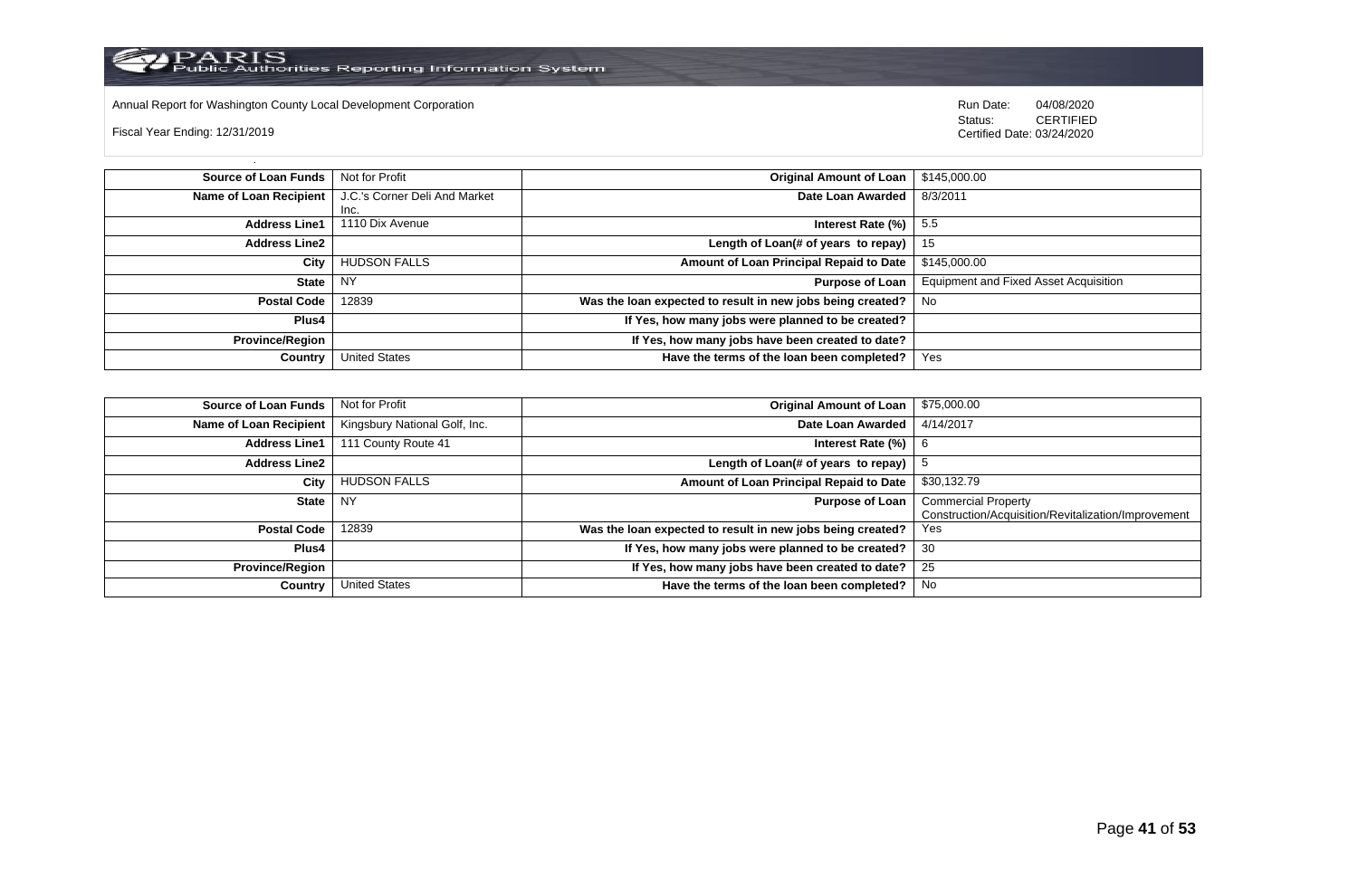Annual Report for Washington County Local Development Corporation

Fiscal Year Ending: 12/31/2019

Run Date: 04/08/2020
Status: CERTIFIED
Certified Date: 03/24/2020

| | | | |
|---|---|---|---|
| **Source of Loan Funds** | Not for Profit | **Original Amount of Loan** | $145,000.00 |
| **Name of Loan Recipient** | J.C.'s Corner Deli And Market Inc. | **Date Loan Awarded** | 8/3/2011 |
| **Address Line1** | 1110 Dix Avenue | **Interest Rate (%)** | 5.5 |
| **Address Line2** | | **Length of Loan(# of years to repay)** | 15 |
| **City** | HUDSON FALLS | **Amount of Loan Principal Repaid to Date** | $145,000.00 |
| **State** | NY | **Purpose of Loan** | Equipment and Fixed Asset Acquisition |
| **Postal Code** | 12839 | **Was the loan expected to result in new jobs being created?** | No |
| **Plus4** | | **If Yes, how many jobs were planned to be created?** | |
| **Province/Region** | | **If Yes, how many jobs have been created to date?** | |
| **Country** | United States | **Have the terms of the loan been completed?** | Yes |

| | | | |
|---|---|---|---|
| **Source of Loan Funds** | Not for Profit | **Original Amount of Loan** | $75,000.00 |
| **Name of Loan Recipient** | Kingsbury National Golf, Inc. | **Date Loan Awarded** | 4/14/2017 |
| **Address Line1** | 111 County Route 41 | **Interest Rate (%)** | 6 |
| **Address Line2** | | **Length of Loan(# of years to repay)** | 5 |
| **City** | HUDSON FALLS | **Amount of Loan Principal Repaid to Date** | $30,132.79 |
| **State** | NY | **Purpose of Loan** | Commercial Property Construction/Acquisition/Revitalization/Improvement |
| **Postal Code** | 12839 | **Was the loan expected to result in new jobs being created?** | Yes |
| **Plus4** | | **If Yes, how many jobs were planned to be created?** | 30 |
| **Province/Region** | | **If Yes, how many jobs have been created to date?** | 25 |
| **Country** | United States | **Have the terms of the loan been completed?** | No |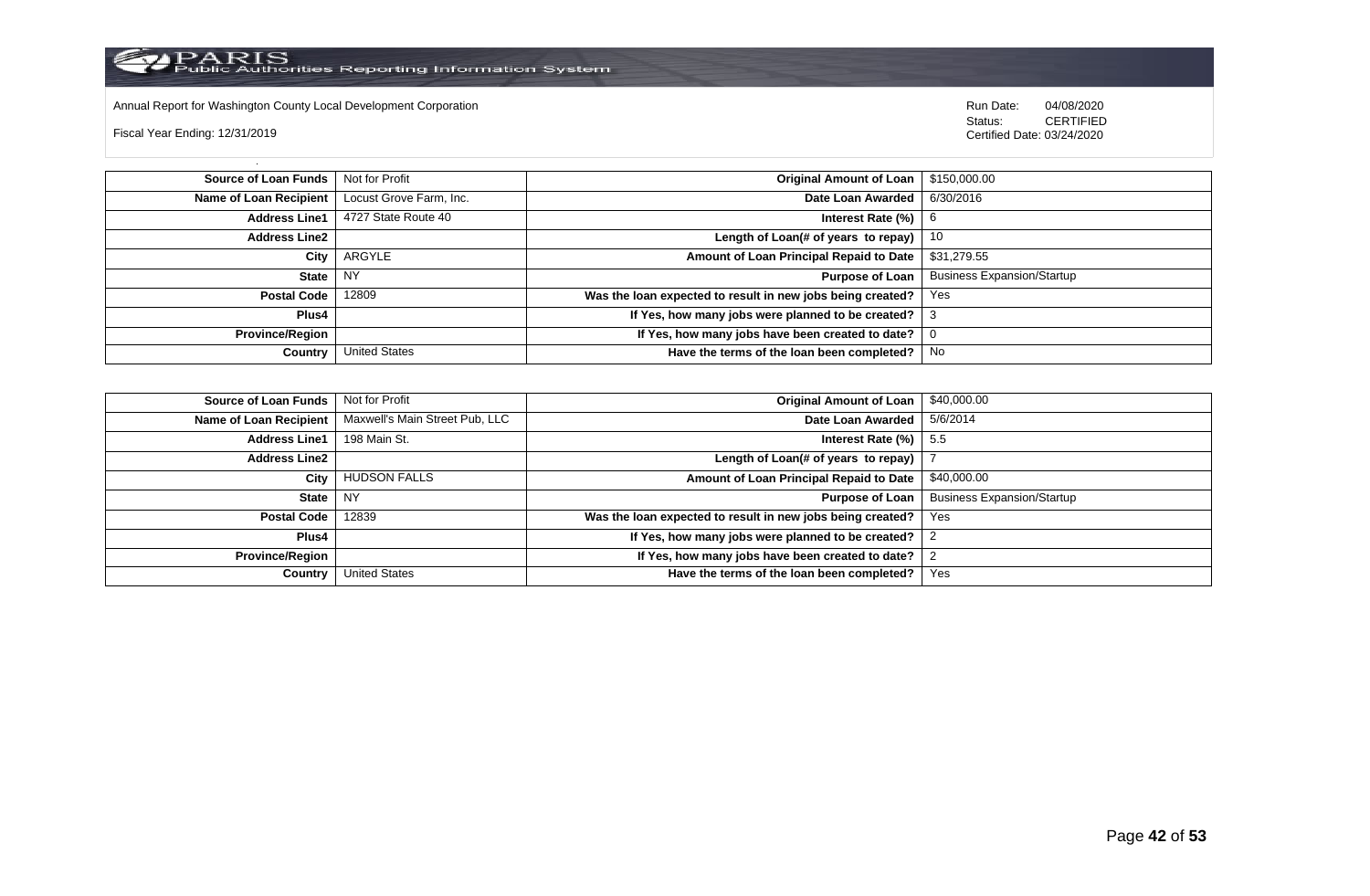Annual Report for Washington County Local Development Corporation

Fiscal Year Ending: 12/31/2019

Run Date: 04/08/2020
Status: CERTIFIED
Certified Date: 03/24/2020

| | | | |
|---|---|---|---|
| **Source of Loan Funds** | Not for Profit | **Original Amount of Loan** | $150,000.00 |
| **Name of Loan Recipient** | Locust Grove Farm, Inc. | **Date Loan Awarded** | 6/30/2016 |
| **Address Line1** | 4727 State Route 40 | **Interest Rate (%)** | 6 |
| **Address Line2** | | **Length of Loan(# of years to repay)** | 10 |
| **City** | ARGYLE | **Amount of Loan Principal Repaid to Date** | $31,279.55 |
| **State** | NY | **Purpose of Loan** | Business Expansion/Startup |
| **Postal Code** | 12809 | **Was the loan expected to result in new jobs being created?** | Yes |
| **Plus4** | | **If Yes, how many jobs were planned to be created?** | 3 |
| **Province/Region** | | **If Yes, how many jobs have been created to date?** | 0 |
| **Country** | United States | **Have the terms of the loan been completed?** | No |

| | | | |
|---|---|---|---|
| **Source of Loan Funds** | Not for Profit | **Original Amount of Loan** | $40,000.00 |
| **Name of Loan Recipient** | Maxwell's Main Street Pub, LLC | **Date Loan Awarded** | 5/6/2014 |
| **Address Line1** | 198 Main St. | **Interest Rate (%)** | 5.5 |
| **Address Line2** | | **Length of Loan(# of years to repay)** | 7 |
| **City** | HUDSON FALLS | **Amount of Loan Principal Repaid to Date** | $40,000.00 |
| **State** | NY | **Purpose of Loan** | Business Expansion/Startup |
| **Postal Code** | 12839 | **Was the loan expected to result in new jobs being created?** | Yes |
| **Plus4** | | **If Yes, how many jobs were planned to be created?** | 2 |
| **Province/Region** | | **If Yes, how many jobs have been created to date?** | 2 |
| **Country** | United States | **Have the terms of the loan been completed?** | Yes |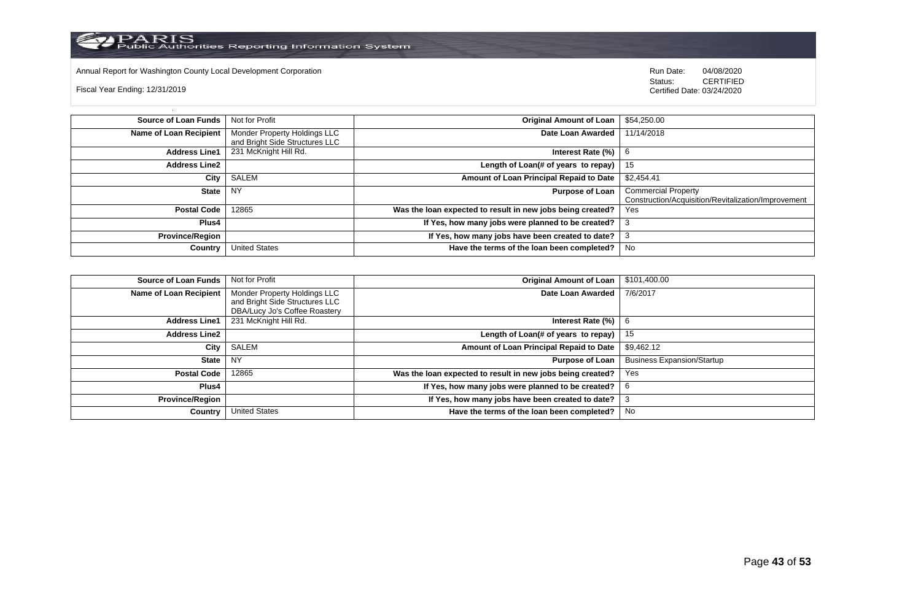Annual Report for Washington County Local Development Corporation

Fiscal Year Ending: 12/31/2019

Run Date: 04/08/2020
Status: CERTIFIED
Certified Date: 03/24/2020

| Source of Loan Funds | Not for Profit | Original Amount of Loan | $54,250.00 |
|---|---|---|---|
| Name of Loan Recipient | Monder Property Holdings LLC and Bright Side Structures LLC | Date Loan Awarded | 11/14/2018 |
| Address Line1 | 231 McKnight Hill Rd. | Interest Rate (%) | 6 |
| Address Line2 | | Length of Loan(# of years to repay) | 15 |
| City | SALEM | Amount of Loan Principal Repaid to Date | $2,454.41 |
| State | NY | Purpose of Loan | Commercial Property Construction/Acquisition/Revitalization/Improvement |
| Postal Code | 12865 | Was the loan expected to result in new jobs being created? | Yes |
| Plus4 | | If Yes, how many jobs were planned to be created? | 3 |
| Province/Region | | If Yes, how many jobs have been created to date? | 3 |
| Country | United States | Have the terms of the loan been completed? | No |

| Source of Loan Funds | Not for Profit | Original Amount of Loan | $101,400.00 |
|---|---|---|---|
| Name of Loan Recipient | Monder Property Holdings LLC and Bright Side Structures LLC DBA/Lucy Jo's Coffee Roastery | Date Loan Awarded | 7/6/2017 |
| Address Line1 | 231 McKnight Hill Rd. | Interest Rate (%) | 6 |
| Address Line2 | | Length of Loan(# of years to repay) | 15 |
| City | SALEM | Amount of Loan Principal Repaid to Date | $9,462.12 |
| State | NY | Purpose of Loan | Business Expansion/Startup |
| Postal Code | 12865 | Was the loan expected to result in new jobs being created? | Yes |
| Plus4 | | If Yes, how many jobs were planned to be created? | 6 |
| Province/Region | | If Yes, how many jobs have been created to date? | 3 |
| Country | United States | Have the terms of the loan been completed? | No |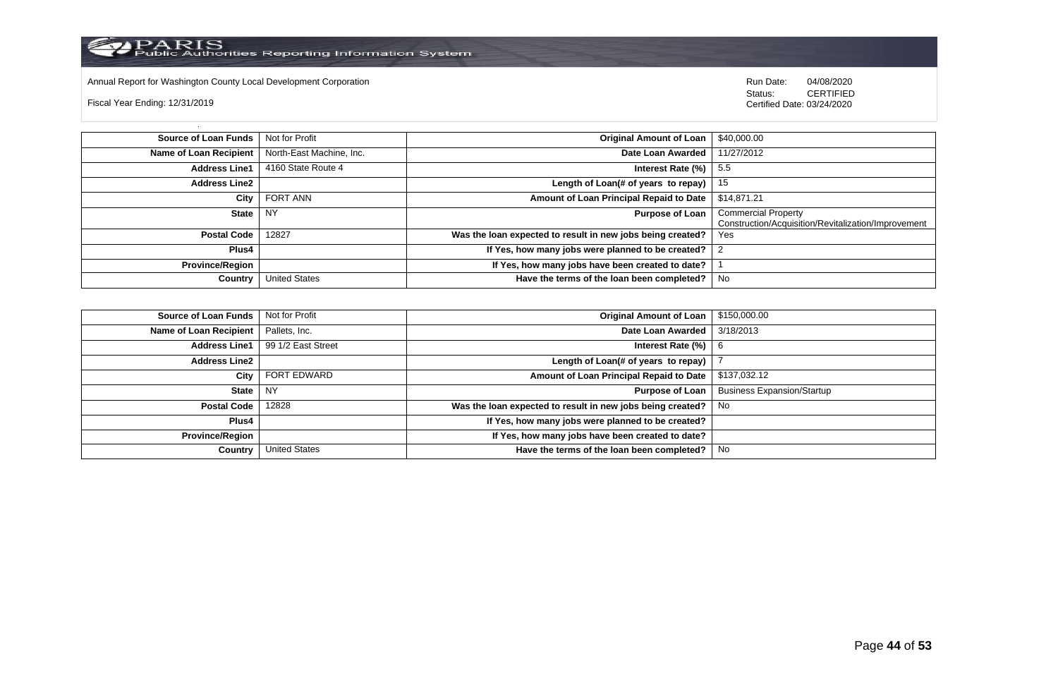Annual Report for Washington County Local Development Corporation

Fiscal Year Ending: 12/31/2019

Run Date: 04/08/2020
Status: CERTIFIED
Certified Date: 03/24/2020

| | | | |
|---|---|---|---|
| **Source of Loan Funds** | Not for Profit | **Original Amount of Loan** | $40,000.00 |
| **Name of Loan Recipient** | North-East Machine, Inc. | **Date Loan Awarded** | 11/27/2012 |
| **Address Line1** | 4160 State Route 4 | **Interest Rate (%)** | 5.5 |
| **Address Line2** | | **Length of Loan(# of years to repay)** | 15 |
| **City** | FORT ANN | **Amount of Loan Principal Repaid to Date** | $14,871.21 |
| **State** | NY | **Purpose of Loan** | Commercial Property Construction/Acquisition/Revitalization/Improvement |
| **Postal Code** | 12827 | **Was the loan expected to result in new jobs being created?** | Yes |
| **Plus4** | | **If Yes, how many jobs were planned to be created?** | 2 |
| **Province/Region** | | **If Yes, how many jobs have been created to date?** | 1 |
| **Country** | United States | **Have the terms of the loan been completed?** | No |

| | | | |
|---|---|---|---|
| **Source of Loan Funds** | Not for Profit | **Original Amount of Loan** | $150,000.00 |
| **Name of Loan Recipient** | Pallets, Inc. | **Date Loan Awarded** | 3/18/2013 |
| **Address Line1** | 99 1/2 East Street | **Interest Rate (%)** | 6 |
| **Address Line2** | | **Length of Loan(# of years to repay)** | 7 |
| **City** | FORT EDWARD | **Amount of Loan Principal Repaid to Date** | $137,032.12 |
| **State** | NY | **Purpose of Loan** | Business Expansion/Startup |
| **Postal Code** | 12828 | **Was the loan expected to result in new jobs being created?** | No |
| **Plus4** | | **If Yes, how many jobs were planned to be created?** | |
| **Province/Region** | | **If Yes, how many jobs have been created to date?** | |
| **Country** | United States | **Have the terms of the loan been completed?** | No |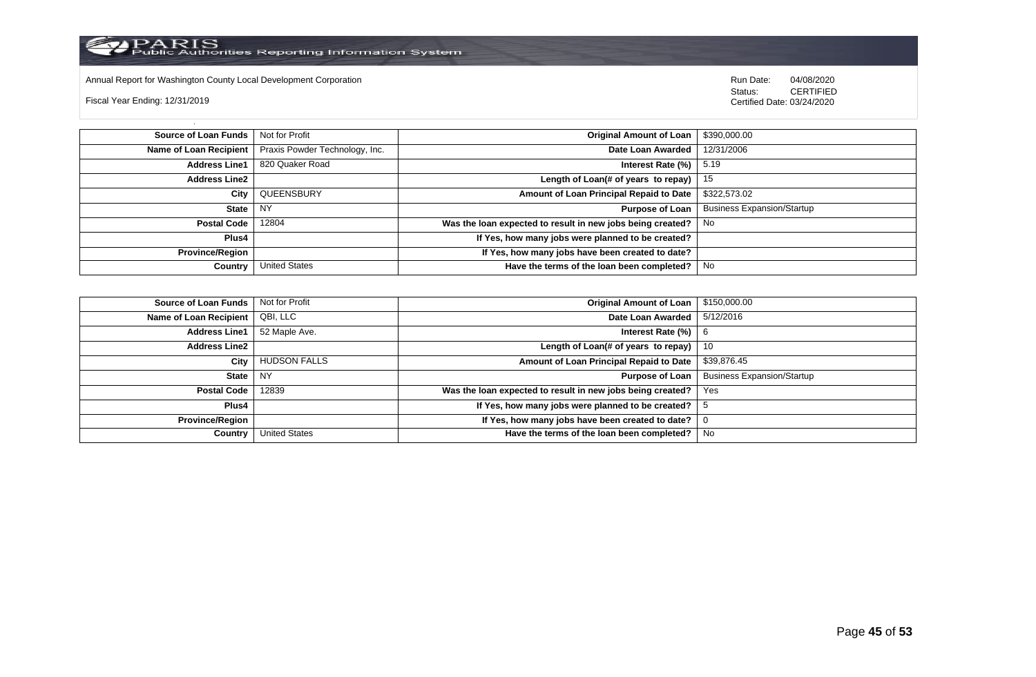Annual Report for Washington County Local Development Corporation

Fiscal Year Ending: 12/31/2019

Run Date: 04/08/2020
Status: CERTIFIED
Certified Date: 03/24/2020

| | | | |
|---|---|---|---|
| **Source of Loan Funds** | Not for Profit | **Original Amount of Loan** | $390,000.00 |
| **Name of Loan Recipient** | Praxis Powder Technology, Inc. | **Date Loan Awarded** | 12/31/2006 |
| **Address Line1** | 820 Quaker Road | **Interest Rate (%)** | 5.19 |
| **Address Line2** | | **Length of Loan(# of years to repay)** | 15 |
| **City** | QUEENSBURY | **Amount of Loan Principal Repaid to Date** | $322,573.02 |
| **State** | NY | **Purpose of Loan** | Business Expansion/Startup |
| **Postal Code** | 12804 | **Was the loan expected to result in new jobs being created?** | No |
| **Plus4** | | **If Yes, how many jobs were planned to be created?** | |
| **Province/Region** | | **If Yes, how many jobs have been created to date?** | |
| **Country** | United States | **Have the terms of the loan been completed?** | No |

| | | | |
|---|---|---|---|
| **Source of Loan Funds** | Not for Profit | **Original Amount of Loan** | $150,000.00 |
| **Name of Loan Recipient** | QBI, LLC | **Date Loan Awarded** | 5/12/2016 |
| **Address Line1** | 52 Maple Ave. | **Interest Rate (%)** | 6 |
| **Address Line2** | | **Length of Loan(# of years to repay)** | 10 |
| **City** | HUDSON FALLS | **Amount of Loan Principal Repaid to Date** | $39,876.45 |
| **State** | NY | **Purpose of Loan** | Business Expansion/Startup |
| **Postal Code** | 12839 | **Was the loan expected to result in new jobs being created?** | Yes |
| **Plus4** | | **If Yes, how many jobs were planned to be created?** | 5 |
| **Province/Region** | | **If Yes, how many jobs have been created to date?** | 0 |
| **Country** | United States | **Have the terms of the loan been completed?** | No |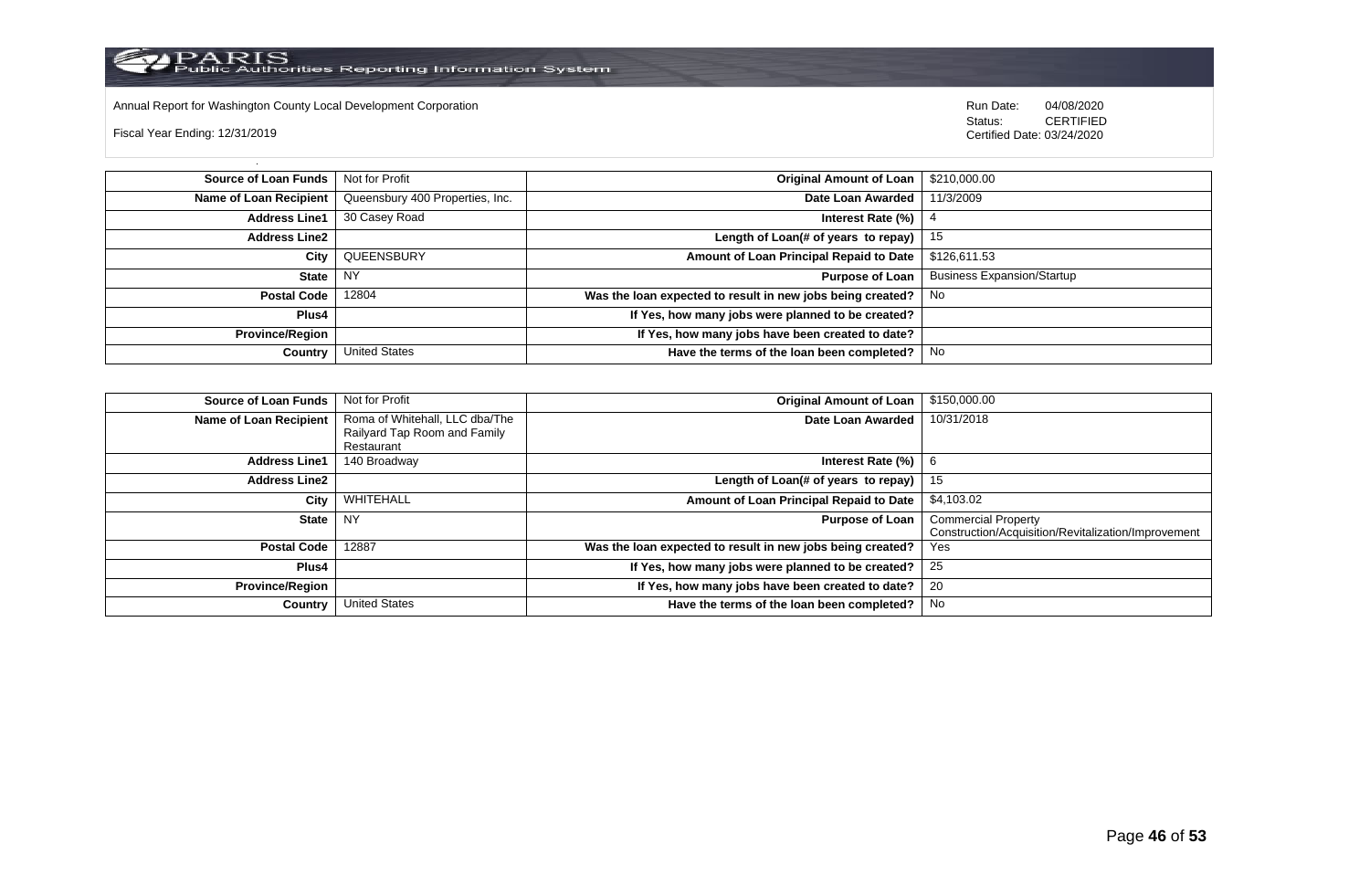Annual Report for Washington County Local Development Corporation

Fiscal Year Ending: 12/31/2019

Run Date: 04/08/2020
Status: CERTIFIED
Certified Date: 03/24/2020

| | | | |
|---|---|---|---|
| **Source of Loan Funds** | Not for Profit | **Original Amount of Loan** | $210,000.00 |
| **Name of Loan Recipient** | Queensbury 400 Properties, Inc. | **Date Loan Awarded** | 11/3/2009 |
| **Address Line1** | 30 Casey Road | **Interest Rate (%)** | 4 |
| **Address Line2** | | **Length of Loan(# of years to repay)** | 15 |
| **City** | QUEENSBURY | **Amount of Loan Principal Repaid to Date** | $126,611.53 |
| **State** | NY | **Purpose of Loan** | Business Expansion/Startup |
| **Postal Code** | 12804 | **Was the loan expected to result in new jobs being created?** | No |
| **Plus4** | | **If Yes, how many jobs were planned to be created?** | |
| **Province/Region** | | **If Yes, how many jobs have been created to date?** | |
| **Country** | United States | **Have the terms of the loan been completed?** | No |

| | | | |
|---|---|---|---|
| **Source of Loan Funds** | Not for Profit | **Original Amount of Loan** | $150,000.00 |
| **Name of Loan Recipient** | Roma of Whitehall, LLC dba/The Railyard Tap Room and Family Restaurant | **Date Loan Awarded** | 10/31/2018 |
| **Address Line1** | 140 Broadway | **Interest Rate (%)** | 6 |
| **Address Line2** | | **Length of Loan(# of years to repay)** | 15 |
| **City** | WHITEHALL | **Amount of Loan Principal Repaid to Date** | $4,103.02 |
| **State** | NY | **Purpose of Loan** | Commercial Property Construction/Acquisition/Revitalization/Improvement |
| **Postal Code** | 12887 | **Was the loan expected to result in new jobs being created?** | Yes |
| **Plus4** | | **If Yes, how many jobs were planned to be created?** | 25 |
| **Province/Region** | | **If Yes, how many jobs have been created to date?** | 20 |
| **Country** | United States | **Have the terms of the loan been completed?** | No |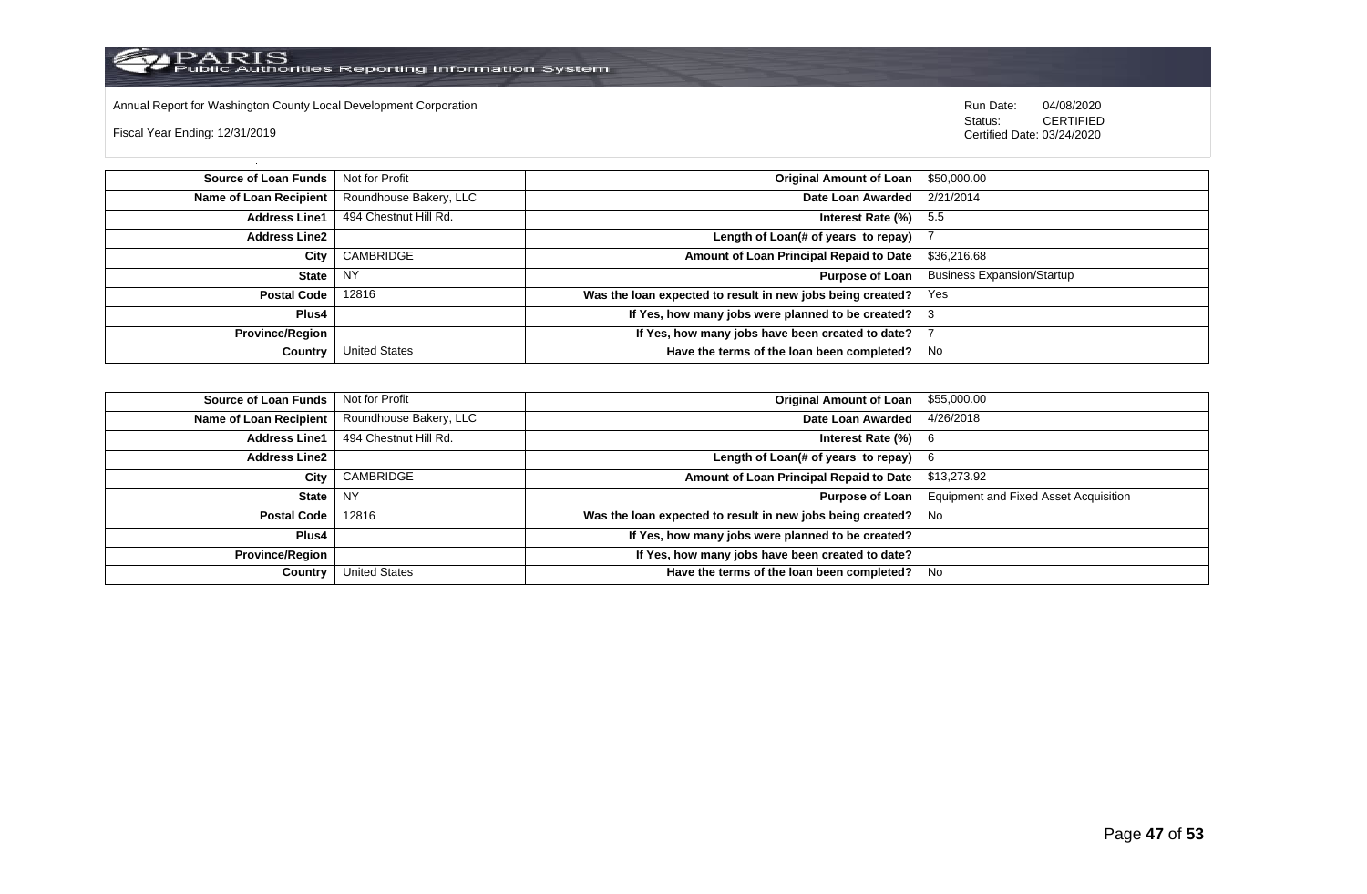Annual Report for Washington County Local Development Corporation

Fiscal Year Ending: 12/31/2019

Run Date: 04/08/2020
Status: CERTIFIED
Certified Date: 03/24/2020

| | | | |
|---|---|---|---|
| **Source of Loan Funds** | Not for Profit | **Original Amount of Loan** | $50,000.00 |
| **Name of Loan Recipient** | Roundhouse Bakery, LLC | **Date Loan Awarded** | 2/21/2014 |
| **Address Line1** | 494 Chestnut Hill Rd. | **Interest Rate (%)** | 5.5 |
| **Address Line2** | | **Length of Loan(# of years to repay)** | 7 |
| **City** | CAMBRIDGE | **Amount of Loan Principal Repaid to Date** | $36,216.68 |
| **State** | NY | **Purpose of Loan** | Business Expansion/Startup |
| **Postal Code** | 12816 | **Was the loan expected to result in new jobs being created?** | Yes |
| **Plus4** | | **If Yes, how many jobs were planned to be created?** | 3 |
| **Province/Region** | | **If Yes, how many jobs have been created to date?** | 7 |
| **Country** | United States | **Have the terms of the loan been completed?** | No |

| | | | |
|---|---|---|---|
| **Source of Loan Funds** | Not for Profit | **Original Amount of Loan** | $55,000.00 |
| **Name of Loan Recipient** | Roundhouse Bakery, LLC | **Date Loan Awarded** | 4/26/2018 |
| **Address Line1** | 494 Chestnut Hill Rd. | **Interest Rate (%)** | 6 |
| **Address Line2** | | **Length of Loan(# of years to repay)** | 6 |
| **City** | CAMBRIDGE | **Amount of Loan Principal Repaid to Date** | $13,273.92 |
| **State** | NY | **Purpose of Loan** | Equipment and Fixed Asset Acquisition |
| **Postal Code** | 12816 | **Was the loan expected to result in new jobs being created?** | No |
| **Plus4** | | **If Yes, how many jobs were planned to be created?** | |
| **Province/Region** | | **If Yes, how many jobs have been created to date?** | |
| **Country** | United States | **Have the terms of the loan been completed?** | No |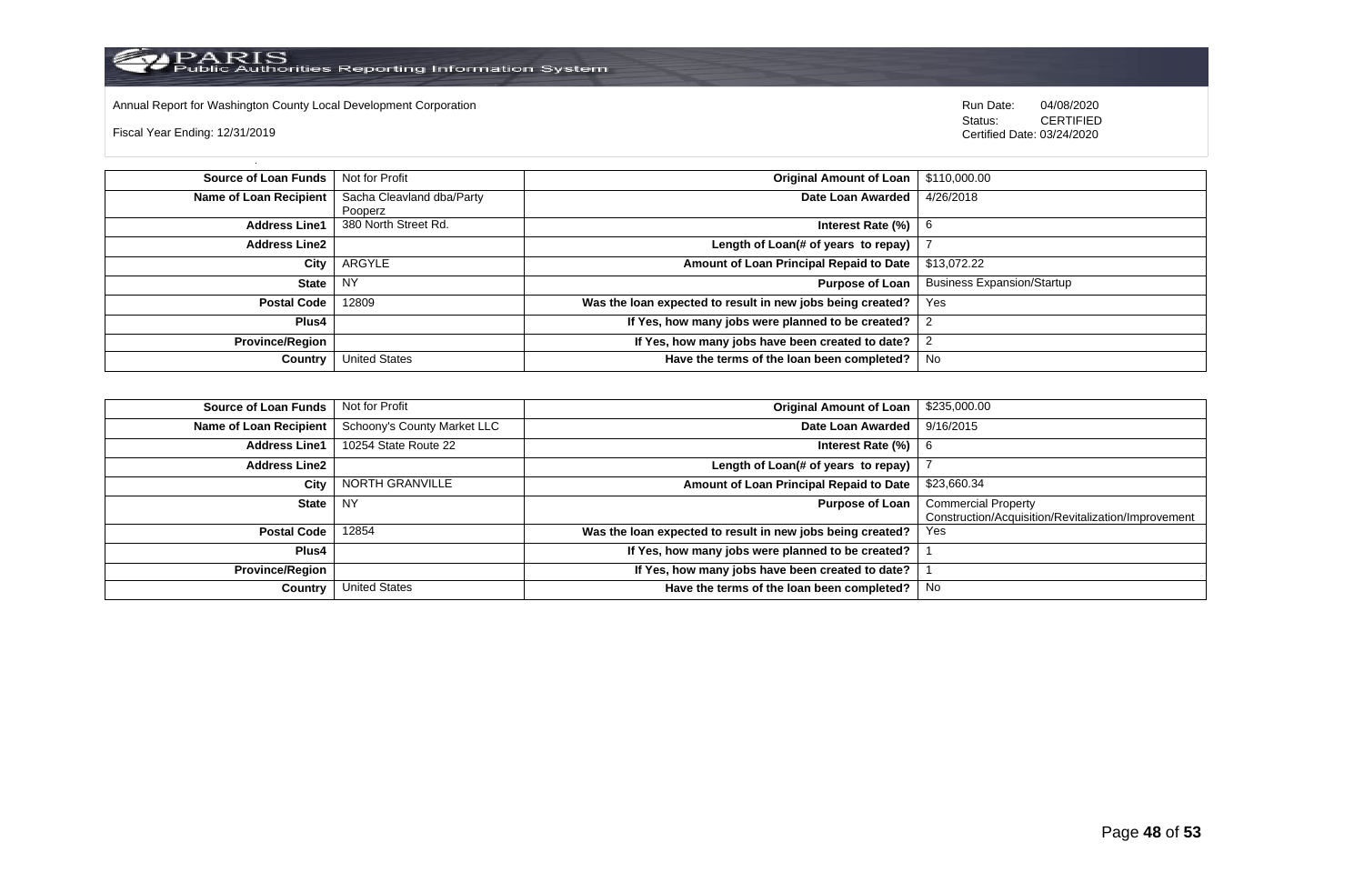Annual Report for Washington County Local Development Corporation

Fiscal Year Ending: 12/31/2019

Run Date: 04/08/2020
Status: CERTIFIED
Certified Date: 03/24/2020

| Source of Loan Funds | Not for Profit | Original Amount of Loan | $110,000.00 |
|---|---|---|---|
| Name of Loan Recipient | Sacha Cleavland dba/Party Pooperz | Date Loan Awarded | 4/26/2018 |
| Address Line1 | 380 North Street Rd. | Interest Rate (%) | 6 |
| Address Line2 | | Length of Loan(# of years to repay) | 7 |
| City | ARGYLE | Amount of Loan Principal Repaid to Date | $13,072.22 |
| State | NY | Purpose of Loan | Business Expansion/Startup |
| Postal Code | 12809 | Was the loan expected to result in new jobs being created? | Yes |
| Plus4 | | If Yes, how many jobs were planned to be created? | 2 |
| Province/Region | | If Yes, how many jobs have been created to date? | 2 |
| Country | United States | Have the terms of the loan been completed? | No |

| Source of Loan Funds | Not for Profit | Original Amount of Loan | $235,000.00 |
|---|---|---|---|
| Name of Loan Recipient | Schoony's County Market LLC | Date Loan Awarded | 9/16/2015 |
| Address Line1 | 10254 State Route 22 | Interest Rate (%) | 6 |
| Address Line2 | | Length of Loan(# of years to repay) | 7 |
| City | NORTH GRANVILLE | Amount of Loan Principal Repaid to Date | $23,660.34 |
| State | NY | Purpose of Loan | Commercial Property Construction/Acquisition/Revitalization/Improvement |
| Postal Code | 12854 | Was the loan expected to result in new jobs being created? | Yes |
| Plus4 | | If Yes, how many jobs were planned to be created? | 1 |
| Province/Region | | If Yes, how many jobs have been created to date? | 1 |
| Country | United States | Have the terms of the loan been completed? | No |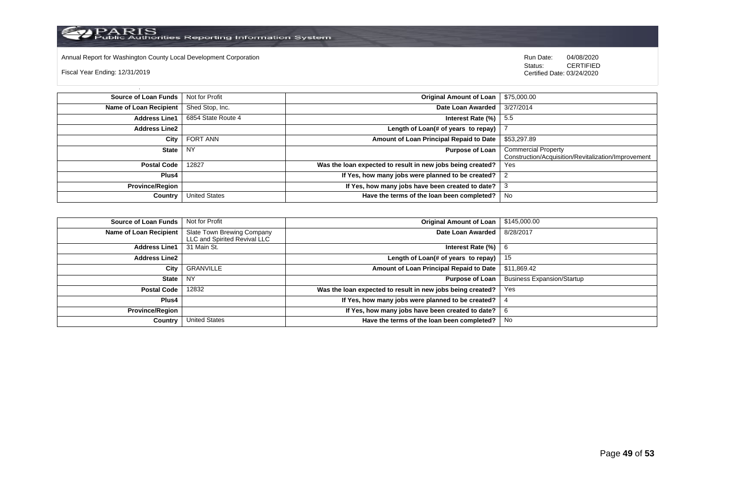Annual Report for Washington County Local Development Corporation

Fiscal Year Ending: 12/31/2019

Run Date: 04/08/2020
Status: CERTIFIED
Certified Date: 03/24/2020

| Source of Loan Funds | Not for Profit | Original Amount of Loan | $75,000.00 |
|---|---|---|---|
| Name of Loan Recipient | Shed Stop, Inc. | Date Loan Awarded | 3/27/2014 |
| Address Line1 | 6854 State Route 4 | Interest Rate (%) | 5.5 |
| Address Line2 | | Length of Loan(# of years to repay) | 7 |
| City | FORT ANN | Amount of Loan Principal Repaid to Date | $53,297.89 |
| State | NY | Purpose of Loan | Commercial Property Construction/Acquisition/Revitalization/Improvement |
| Postal Code | 12827 | Was the loan expected to result in new jobs being created? | Yes |
| Plus4 | | If Yes, how many jobs were planned to be created? | 2 |
| Province/Region | | If Yes, how many jobs have been created to date? | 3 |
| Country | United States | Have the terms of the loan been completed? | No |

| Source of Loan Funds | Not for Profit | Original Amount of Loan | $145,000.00 |
|---|---|---|---|
| Name of Loan Recipient | Slate Town Brewing Company LLC and Spirited Revival LLC | Date Loan Awarded | 8/28/2017 |
| Address Line1 | 31 Main St. | Interest Rate (%) | 6 |
| Address Line2 | | Length of Loan(# of years to repay) | 15 |
| City | GRANVILLE | Amount of Loan Principal Repaid to Date | $11,869.42 |
| State | NY | Purpose of Loan | Business Expansion/Startup |
| Postal Code | 12832 | Was the loan expected to result in new jobs being created? | Yes |
| Plus4 | | If Yes, how many jobs were planned to be created? | 4 |
| Province/Region | | If Yes, how many jobs have been created to date? | 6 |
| Country | United States | Have the terms of the loan been completed? | No |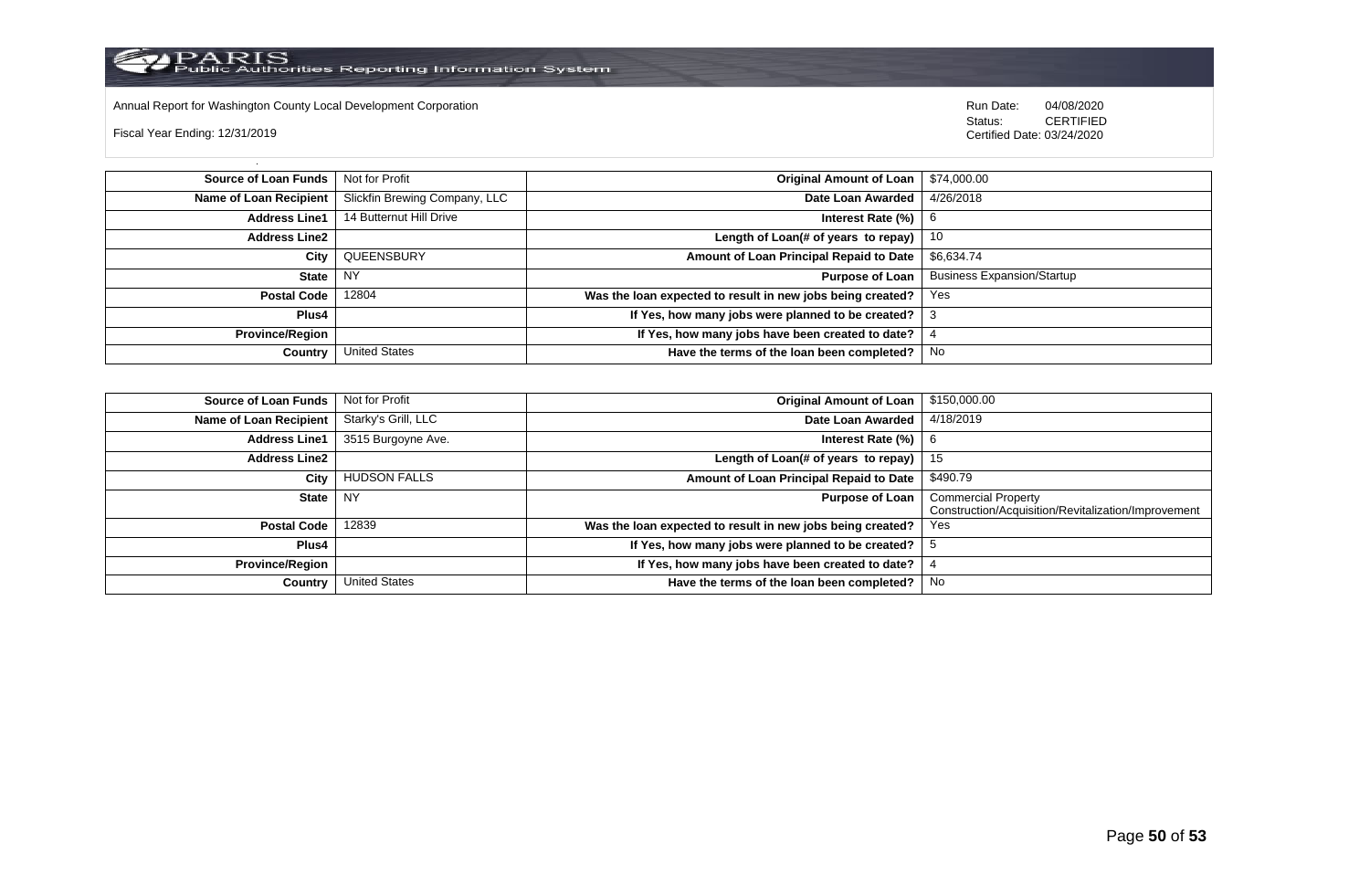Annual Report for Washington County Local Development Corporation

Fiscal Year Ending: 12/31/2019

Run Date: 04/08/2020
Status: CERTIFIED
Certified Date: 03/24/2020

| | | | |
|---|---|---|---|
| **Source of Loan Funds** | Not for Profit | **Original Amount of Loan** | $74,000.00 |
| **Name of Loan Recipient** | Slickfin Brewing Company, LLC | **Date Loan Awarded** | 4/26/2018 |
| **Address Line1** | 14 Butternut Hill Drive | **Interest Rate (%)** | 6 |
| **Address Line2** | | **Length of Loan(# of years to repay)** | 10 |
| **City** | QUEENSBURY | **Amount of Loan Principal Repaid to Date** | $6,634.74 |
| **State** | NY | **Purpose of Loan** | Business Expansion/Startup |
| **Postal Code** | 12804 | **Was the loan expected to result in new jobs being created?** | Yes |
| **Plus4** | | **If Yes, how many jobs were planned to be created?** | 3 |
| **Province/Region** | | **If Yes, how many jobs have been created to date?** | 4 |
| **Country** | United States | **Have the terms of the loan been completed?** | No |

| | | | |
|---|---|---|---|
| **Source of Loan Funds** | Not for Profit | **Original Amount of Loan** | $150,000.00 |
| **Name of Loan Recipient** | Starky's Grill, LLC | **Date Loan Awarded** | 4/18/2019 |
| **Address Line1** | 3515 Burgoyne Ave. | **Interest Rate (%)** | 6 |
| **Address Line2** | | **Length of Loan(# of years to repay)** | 15 |
| **City** | HUDSON FALLS | **Amount of Loan Principal Repaid to Date** | $490.79 |
| **State** | NY | **Purpose of Loan** | Commercial Property Construction/Acquisition/Revitalization/Improvement |
| **Postal Code** | 12839 | **Was the loan expected to result in new jobs being created?** | Yes |
| **Plus4** | | **If Yes, how many jobs were planned to be created?** | 5 |
| **Province/Region** | | **If Yes, how many jobs have been created to date?** | 4 |
| **Country** | United States | **Have the terms of the loan been completed?** | No |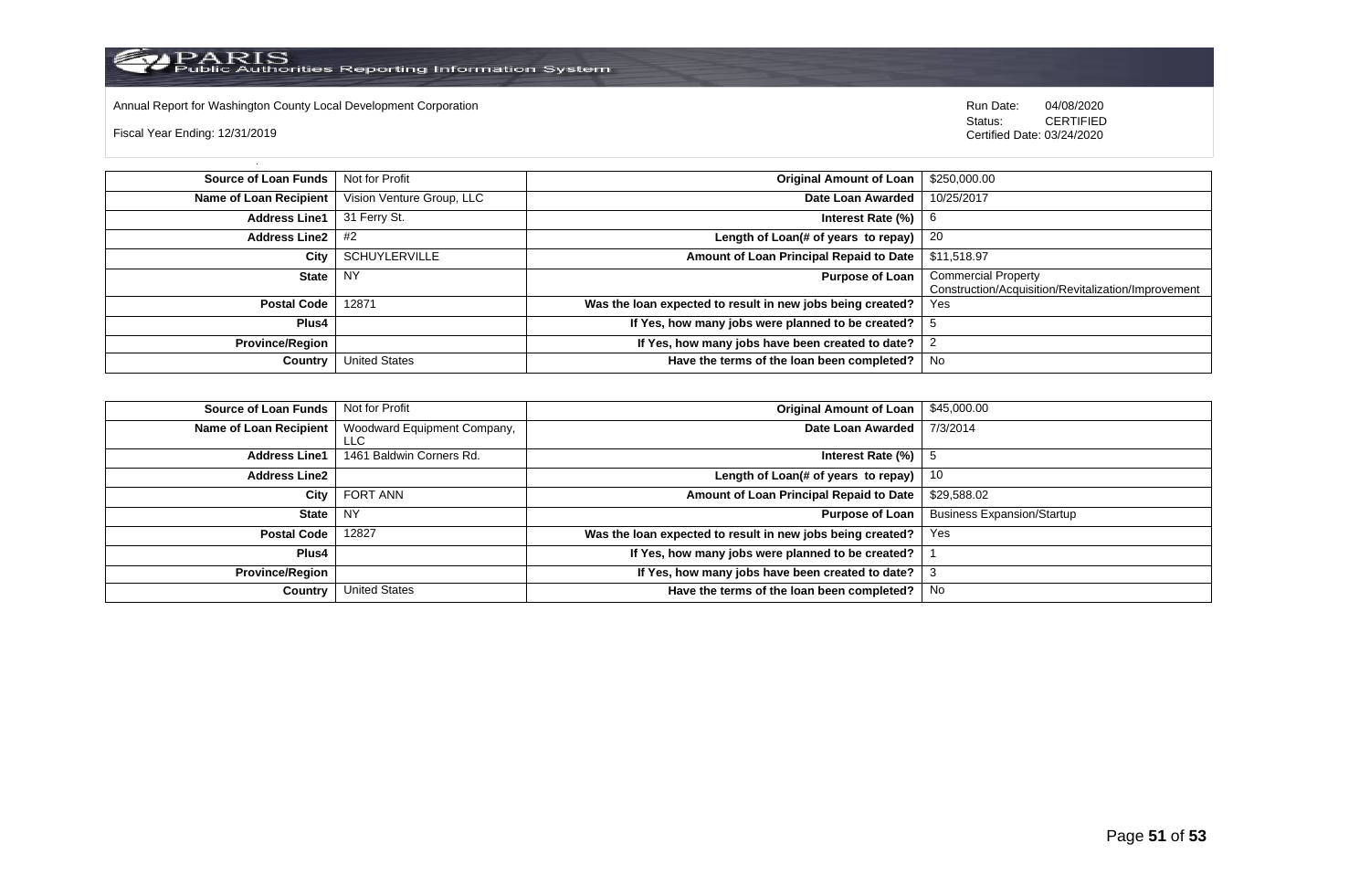Annual Report for Washington County Local Development Corporation

Fiscal Year Ending: 12/31/2019

Run Date: 04/08/2020
Status: CERTIFIED
Certified Date: 03/24/2020

| **Source of Loan Funds** | Not for Profit | **Original Amount of Loan** | $250,000.00 |
|---|---|---|---|
| **Name of Loan Recipient** | Vision Venture Group, LLC | **Date Loan Awarded** | 10/25/2017 |
| **Address Line1** | 31 Ferry St. | **Interest Rate (%)** | 6 |
| **Address Line2** | #2 | **Length of Loan(# of years to repay)** | 20 |
| **City** | SCHUYLERVILLE | **Amount of Loan Principal Repaid to Date** | $11,518.97 |
| **State** | NY | **Purpose of Loan** | Commercial Property Construction/Acquisition/Revitalization/Improvement |
| **Postal Code** | 12871 | **Was the loan expected to result in new jobs being created?** | Yes |
| **Plus4** | | **If Yes, how many jobs were planned to be created?** | 5 |
| **Province/Region** | | **If Yes, how many jobs have been created to date?** | 2 |
| **Country** | United States | **Have the terms of the loan been completed?** | No |

| **Source of Loan Funds** | Not for Profit | **Original Amount of Loan** | $45,000.00 |
|---|---|---|---|
| **Name of Loan Recipient** | Woodward Equipment Company, LLC | **Date Loan Awarded** | 7/3/2014 |
| **Address Line1** | 1461 Baldwin Corners Rd. | **Interest Rate (%)** | 5 |
| **Address Line2** | | **Length of Loan(# of years to repay)** | 10 |
| **City** | FORT ANN | **Amount of Loan Principal Repaid to Date** | $29,588.02 |
| **State** | NY | **Purpose of Loan** | Business Expansion/Startup |
| **Postal Code** | 12827 | **Was the loan expected to result in new jobs being created?** | Yes |
| **Plus4** | | **If Yes, how many jobs were planned to be created?** | 1 |
| **Province/Region** | | **If Yes, how many jobs have been created to date?** | 3 |
| **Country** | United States | **Have the terms of the loan been completed?** | No |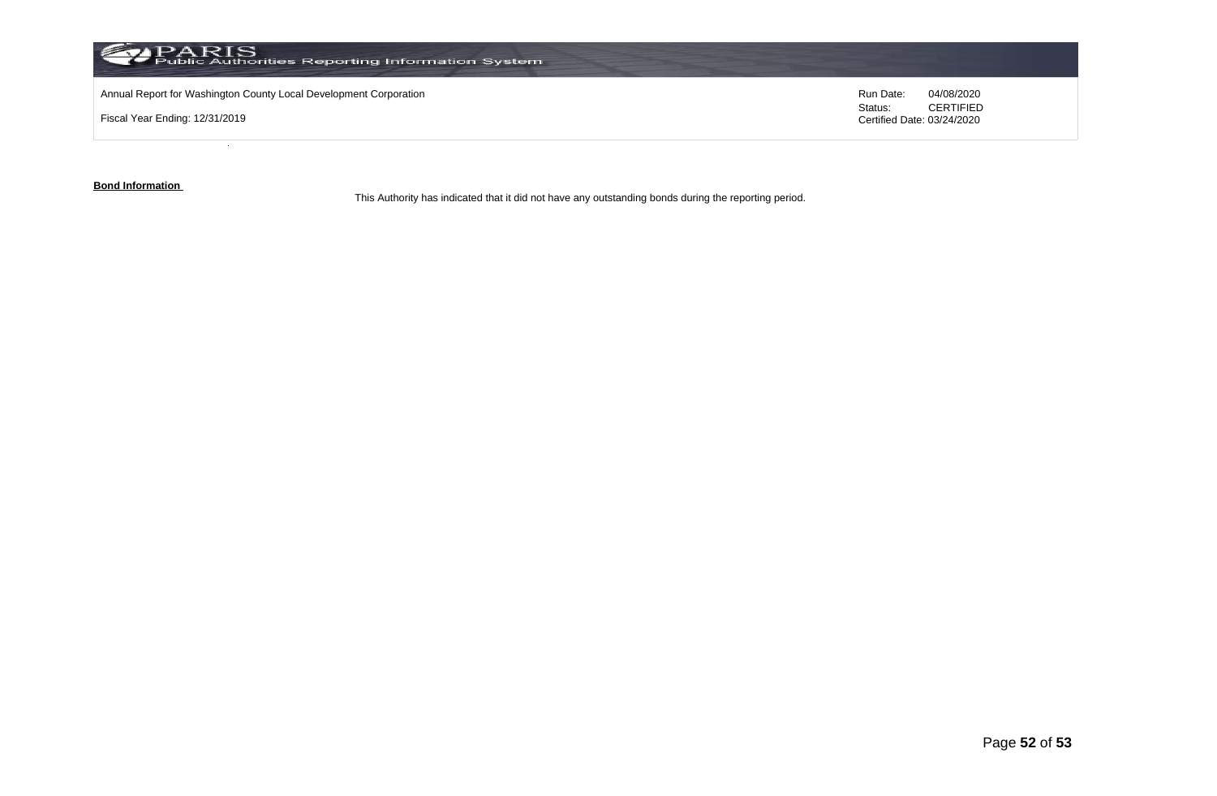**Bond Information**

This Authority has indicated that it did not have any outstanding bonds during the reporting period.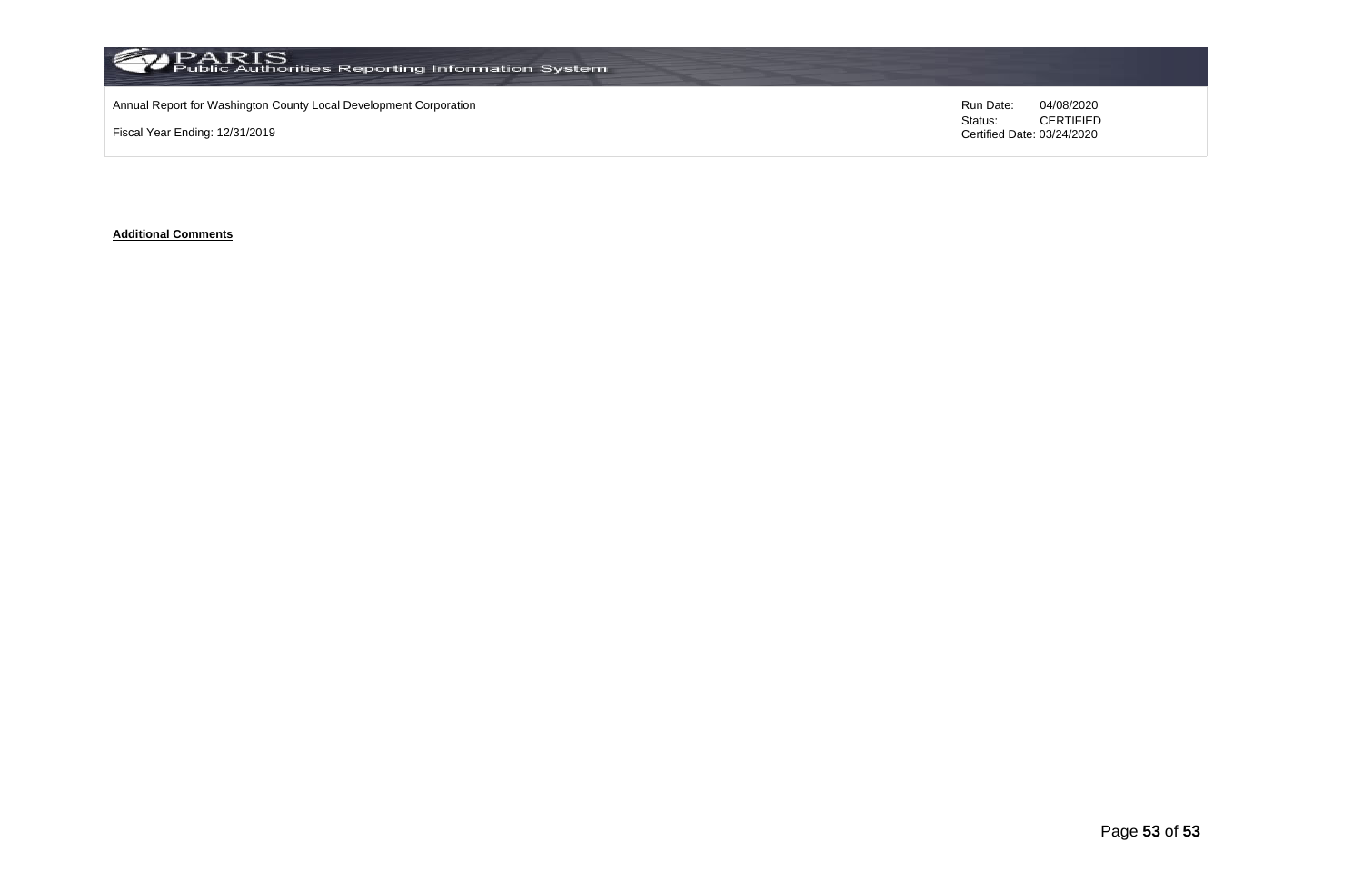**Additional Comments**